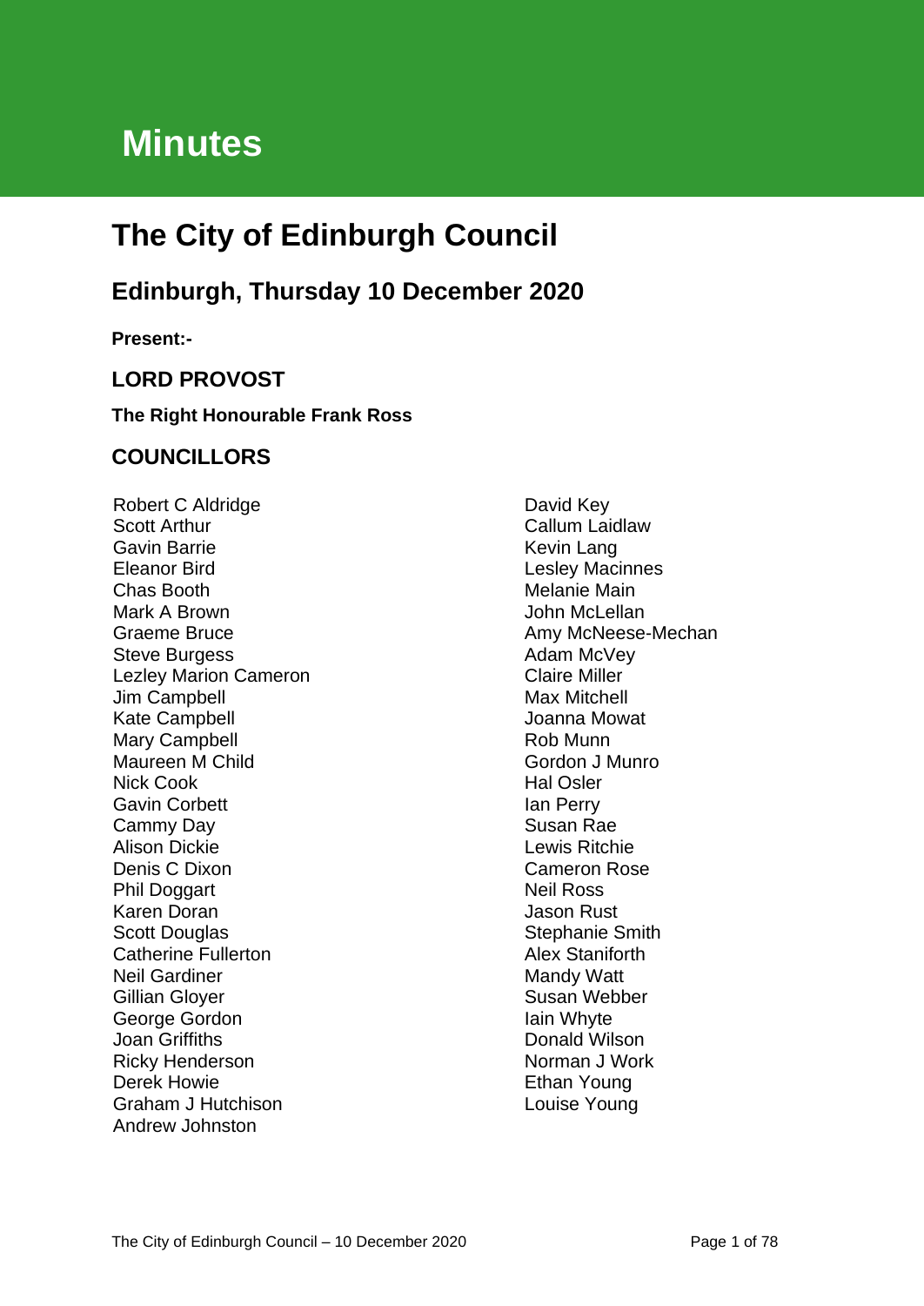# Minutes

# The City of Edinburgh Council

## Edinburgh, Thursday 10 December 2020

**Present:-**

### LORD PROVOST

**The Right Honourable Frank Ross**

### COUNCILLORS

Robert C Aldridge
Scott Arthur
Gavin Barrie
Eleanor Bird
Chas Booth
Mark A Brown
Graeme Bruce
Steve Burgess
Lezley Marion Cameron
Jim Campbell
Kate Campbell
Mary Campbell
Maureen M Child
Nick Cook
Gavin Corbett
Cammy Day
Alison Dickie
Denis C Dixon
Phil Doggart
Karen Doran
Scott Douglas
Catherine Fullerton
Neil Gardiner
Gillian Gloyer
George Gordon
Joan Griffiths
Ricky Henderson
Derek Howie
Graham J Hutchison
Andrew Johnston
David Key
Callum Laidlaw
Kevin Lang
Lesley Macinnes
Melanie Main
John McLellan
Amy McNeese-Mechan
Adam McVey
Claire Miller
Max Mitchell
Joanna Mowat
Rob Munn
Gordon J Munro
Hal Osler
Ian Perry
Susan Rae
Lewis Ritchie
Cameron Rose
Neil Ross
Jason Rust
Stephanie Smith
Alex Staniforth
Mandy Watt
Susan Webber
Iain Whyte
Donald Wilson
Norman J Work
Ethan Young
Louise Young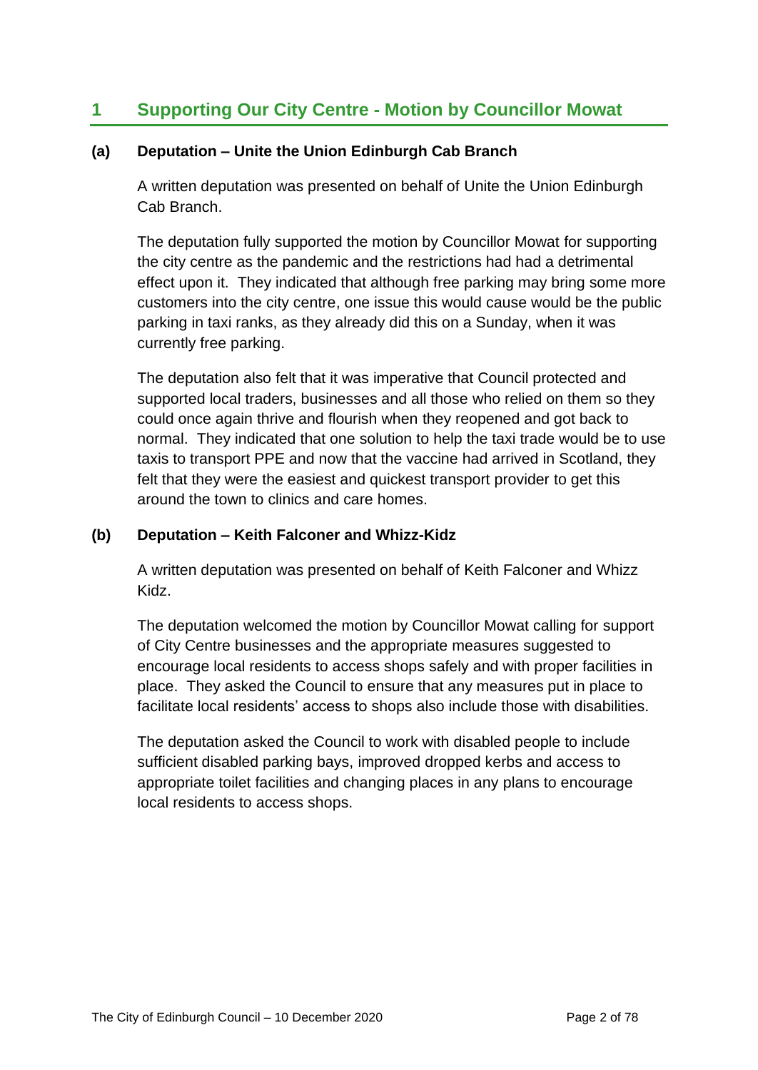# 1 Supporting Our City Centre - Motion by Councillor Mowat

## (a) Deputation – Unite the Union Edinburgh Cab Branch

A written deputation was presented on behalf of Unite the Union Edinburgh Cab Branch.

The deputation fully supported the motion by Councillor Mowat for supporting the city centre as the pandemic and the restrictions had had a detrimental effect upon it. They indicated that although free parking may bring some more customers into the city centre, one issue this would cause would be the public parking in taxi ranks, as they already did this on a Sunday, when it was currently free parking.

The deputation also felt that it was imperative that Council protected and supported local traders, businesses and all those who relied on them so they could once again thrive and flourish when they reopened and got back to normal. They indicated that one solution to help the taxi trade would be to use taxis to transport PPE and now that the vaccine had arrived in Scotland, they felt that they were the easiest and quickest transport provider to get this around the town to clinics and care homes.

## (b) Deputation – Keith Falconer and Whizz-Kidz

A written deputation was presented on behalf of Keith Falconer and Whizz Kidz.

The deputation welcomed the motion by Councillor Mowat calling for support of City Centre businesses and the appropriate measures suggested to encourage local residents to access shops safely and with proper facilities in place. They asked the Council to ensure that any measures put in place to facilitate local residents' access to shops also include those with disabilities.

The deputation asked the Council to work with disabled people to include sufficient disabled parking bays, improved dropped kerbs and access to appropriate toilet facilities and changing places in any plans to encourage local residents to access shops.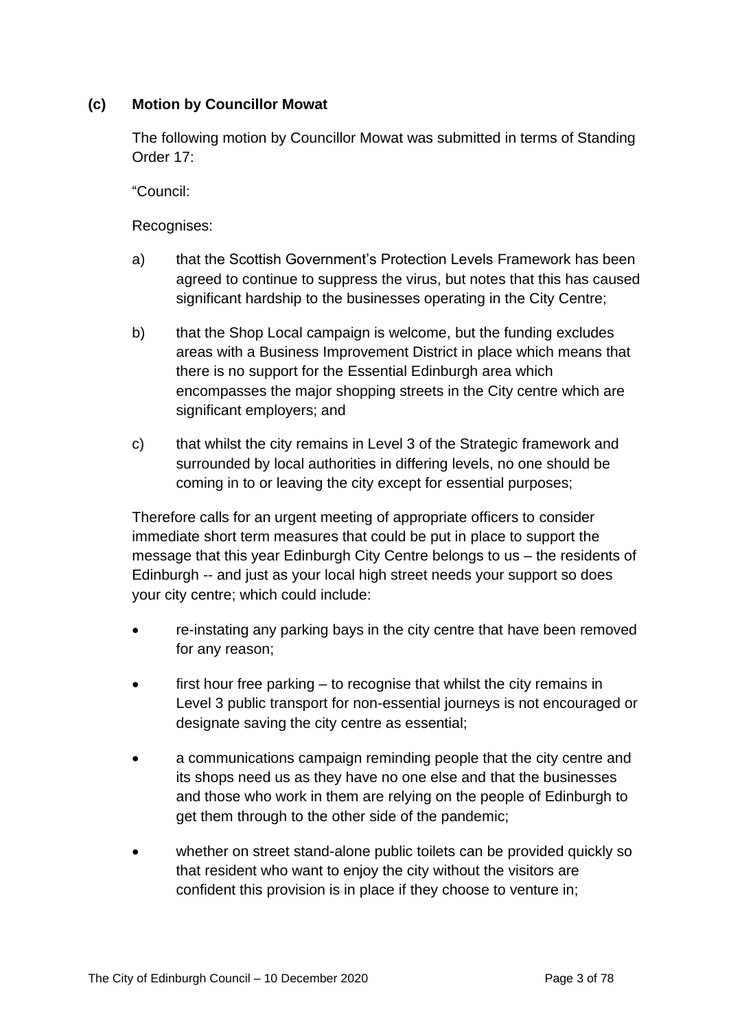### (c) Motion by Councillor Mowat

The following motion by Councillor Mowat was submitted in terms of Standing Order 17:

"Council:

Recognises:

a) that the Scottish Government's Protection Levels Framework has been agreed to continue to suppress the virus, but notes that this has caused significant hardship to the businesses operating in the City Centre;

b) that the Shop Local campaign is welcome, but the funding excludes areas with a Business Improvement District in place which means that there is no support for the Essential Edinburgh area which encompasses the major shopping streets in the City centre which are significant employers; and

c) that whilst the city remains in Level 3 of the Strategic framework and surrounded by local authorities in differing levels, no one should be coming in to or leaving the city except for essential purposes;

Therefore calls for an urgent meeting of appropriate officers to consider immediate short term measures that could be put in place to support the message that this year Edinburgh City Centre belongs to us – the residents of Edinburgh -- and just as your local high street needs your support so does your city centre; which could include:

- re-instating any parking bays in the city centre that have been removed for any reason;
- first hour free parking – to recognise that whilst the city remains in Level 3 public transport for non-essential journeys is not encouraged or designate saving the city centre as essential;
- a communications campaign reminding people that the city centre and its shops need us as they have no one else and that the businesses and those who work in them are relying on the people of Edinburgh to get them through to the other side of the pandemic;
- whether on street stand-alone public toilets can be provided quickly so that resident who want to enjoy the city without the visitors are confident this provision is in place if they choose to venture in;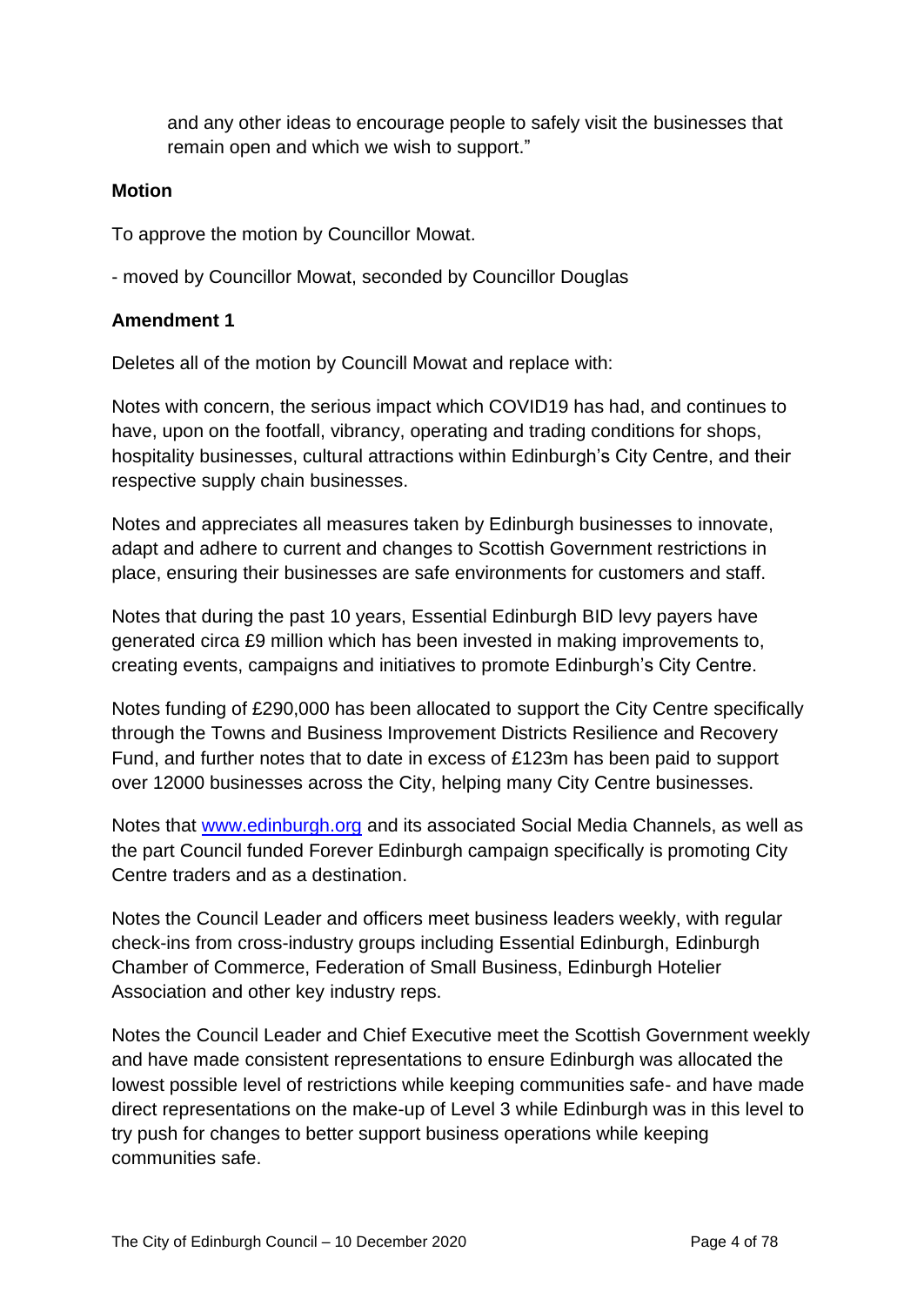and any other ideas to encourage people to safely visit the businesses that remain open and which we wish to support."

**Motion**

To approve the motion by Councillor Mowat.

- moved by Councillor Mowat, seconded by Councillor Douglas

**Amendment 1**

Deletes all of the motion by Councill Mowat and replace with:

Notes with concern, the serious impact which COVID19 has had, and continues to have, upon on the footfall, vibrancy, operating and trading conditions for shops, hospitality businesses, cultural attractions within Edinburgh's City Centre, and their respective supply chain businesses.

Notes and appreciates all measures taken by Edinburgh businesses to innovate, adapt and adhere to current and changes to Scottish Government restrictions in place, ensuring their businesses are safe environments for customers and staff.

Notes that during the past 10 years, Essential Edinburgh BID levy payers have generated circa £9 million which has been invested in making improvements to, creating events, campaigns and initiatives to promote Edinburgh's City Centre.

Notes funding of £290,000 has been allocated to support the City Centre specifically through the Towns and Business Improvement Districts Resilience and Recovery Fund, and further notes that to date in excess of £123m has been paid to support over 12000 businesses across the City, helping many City Centre businesses.

Notes that [www.edinburgh.org](http://www.edinburgh.org) and its associated Social Media Channels, as well as the part Council funded Forever Edinburgh campaign specifically is promoting City Centre traders and as a destination.

Notes the Council Leader and officers meet business leaders weekly, with regular check-ins from cross-industry groups including Essential Edinburgh, Edinburgh Chamber of Commerce, Federation of Small Business, Edinburgh Hotelier Association and other key industry reps.

Notes the Council Leader and Chief Executive meet the Scottish Government weekly and have made consistent representations to ensure Edinburgh was allocated the lowest possible level of restrictions while keeping communities safe- and have made direct representations on the make-up of Level 3 while Edinburgh was in this level to try push for changes to better support business operations while keeping communities safe.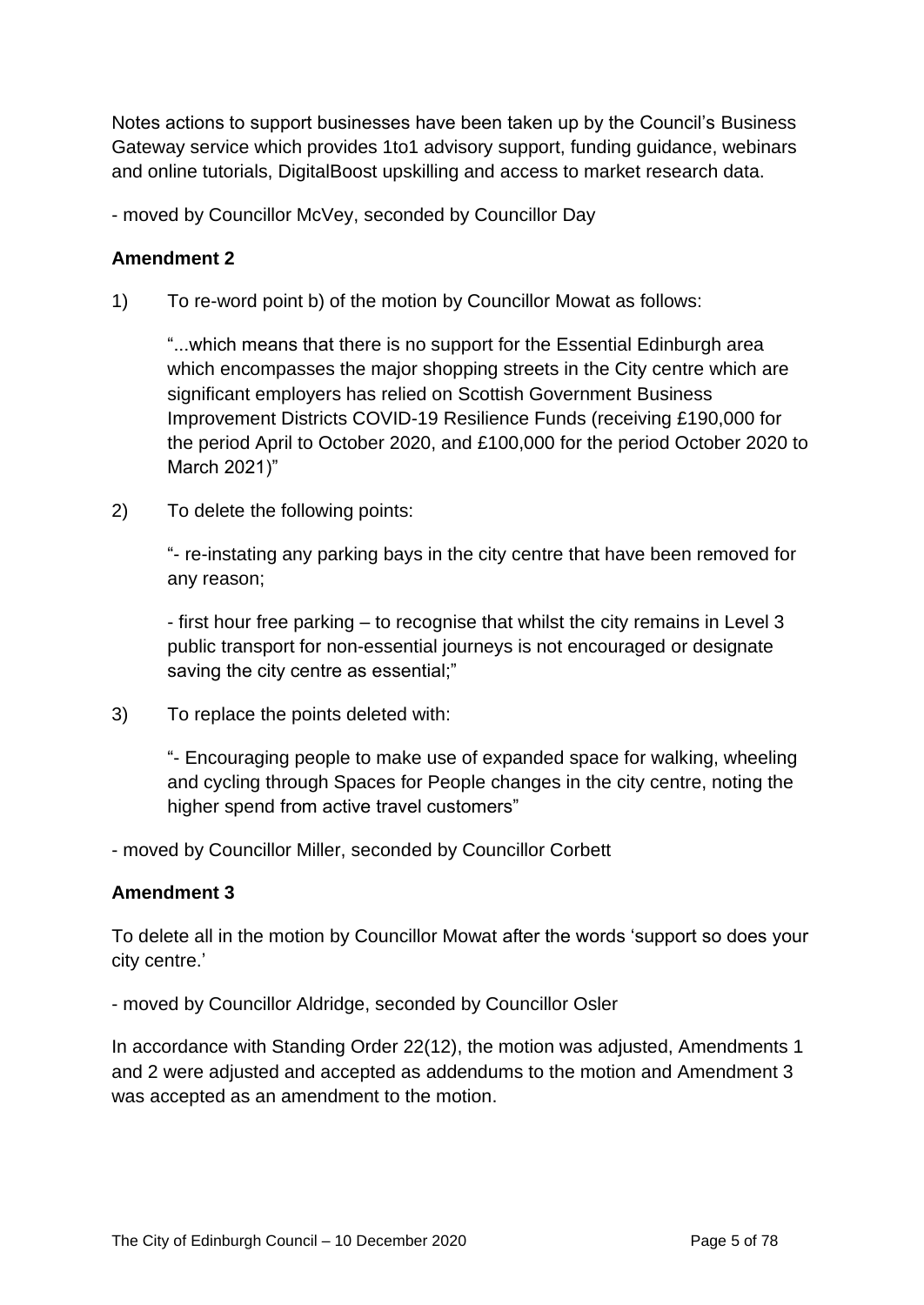Notes actions to support businesses have been taken up by the Council's Business Gateway service which provides 1to1 advisory support, funding guidance, webinars and online tutorials, DigitalBoost upskilling and access to market research data.

- moved by Councillor McVey, seconded by Councillor Day

**Amendment 2**

1) To re-word point b) of the motion by Councillor Mowat as follows:

   "...which means that there is no support for the Essential Edinburgh area which encompasses the major shopping streets in the City centre which are significant employers has relied on Scottish Government Business Improvement Districts COVID-19 Resilience Funds (receiving £190,000 for the period April to October 2020, and £100,000 for the period October 2020 to March 2021)"

2) To delete the following points:

   "- re-instating any parking bays in the city centre that have been removed for any reason;

   - first hour free parking – to recognise that whilst the city remains in Level 3 public transport for non-essential journeys is not encouraged or designate saving the city centre as essential;"

3) To replace the points deleted with:

   "- Encouraging people to make use of expanded space for walking, wheeling and cycling through Spaces for People changes in the city centre, noting the higher spend from active travel customers"

- moved by Councillor Miller, seconded by Councillor Corbett

**Amendment 3**

To delete all in the motion by Councillor Mowat after the words 'support so does your city centre.'

- moved by Councillor Aldridge, seconded by Councillor Osler

In accordance with Standing Order 22(12), the motion was adjusted, Amendments 1 and 2 were adjusted and accepted as addendums to the motion and Amendment 3 was accepted as an amendment to the motion.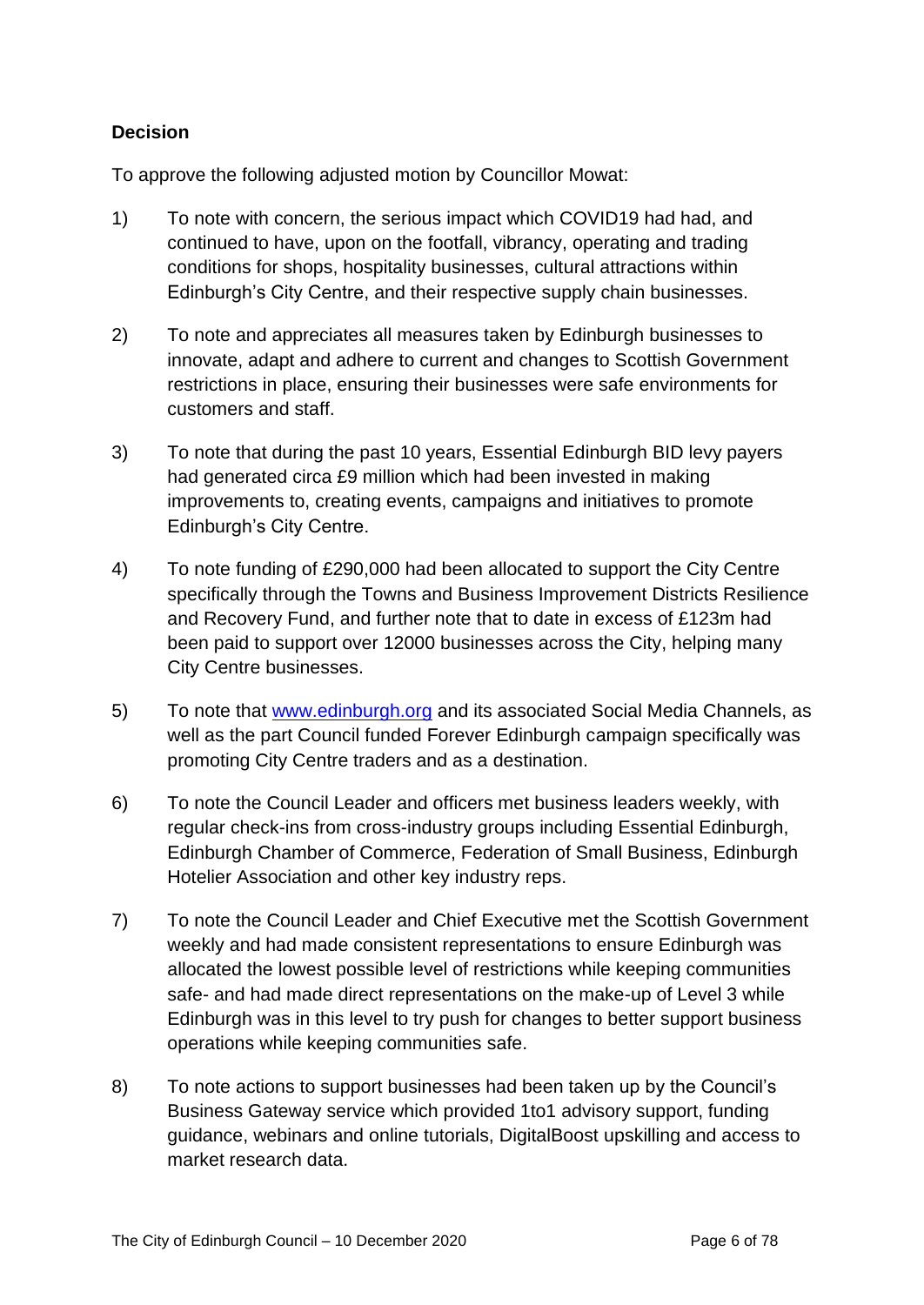### Decision

To approve the following adjusted motion by Councillor Mowat:

1) To note with concern, the serious impact which COVID19 had had, and continued to have, upon on the footfall, vibrancy, operating and trading conditions for shops, hospitality businesses, cultural attractions within Edinburgh's City Centre, and their respective supply chain businesses.

2) To note and appreciates all measures taken by Edinburgh businesses to innovate, adapt and adhere to current and changes to Scottish Government restrictions in place, ensuring their businesses were safe environments for customers and staff.

3) To note that during the past 10 years, Essential Edinburgh BID levy payers had generated circa £9 million which had been invested in making improvements to, creating events, campaigns and initiatives to promote Edinburgh's City Centre.

4) To note funding of £290,000 had been allocated to support the City Centre specifically through the Towns and Business Improvement Districts Resilience and Recovery Fund, and further note that to date in excess of £123m had been paid to support over 12000 businesses across the City, helping many City Centre businesses.

5) To note that [www.edinburgh.org](http://www.edinburgh.org) and its associated Social Media Channels, as well as the part Council funded Forever Edinburgh campaign specifically was promoting City Centre traders and as a destination.

6) To note the Council Leader and officers met business leaders weekly, with regular check-ins from cross-industry groups including Essential Edinburgh, Edinburgh Chamber of Commerce, Federation of Small Business, Edinburgh Hotelier Association and other key industry reps.

7) To note the Council Leader and Chief Executive met the Scottish Government weekly and had made consistent representations to ensure Edinburgh was allocated the lowest possible level of restrictions while keeping communities safe- and had made direct representations on the make-up of Level 3 while Edinburgh was in this level to try push for changes to better support business operations while keeping communities safe.

8) To note actions to support businesses had been taken up by the Council's Business Gateway service which provided 1to1 advisory support, funding guidance, webinars and online tutorials, DigitalBoost upskilling and access to market research data.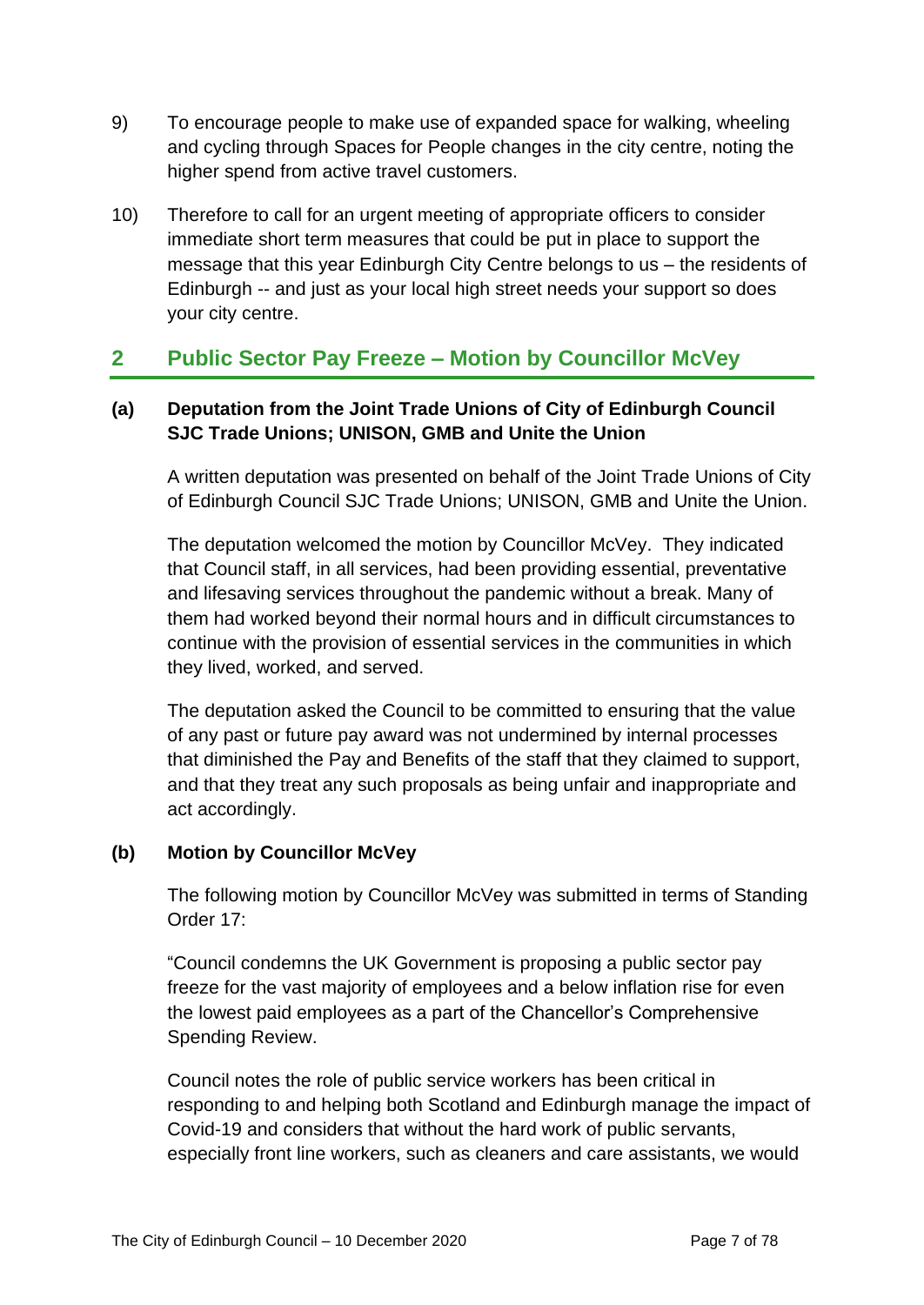9) To encourage people to make use of expanded space for walking, wheeling and cycling through Spaces for People changes in the city centre, noting the higher spend from active travel customers.

10) Therefore to call for an urgent meeting of appropriate officers to consider immediate short term measures that could be put in place to support the message that this year Edinburgh City Centre belongs to us – the residents of Edinburgh -- and just as your local high street needs your support so does your city centre.

## 2 Public Sector Pay Freeze – Motion by Councillor McVey

### (a) Deputation from the Joint Trade Unions of City of Edinburgh Council SJC Trade Unions; UNISON, GMB and Unite the Union

A written deputation was presented on behalf of the Joint Trade Unions of City of Edinburgh Council SJC Trade Unions; UNISON, GMB and Unite the Union.

The deputation welcomed the motion by Councillor McVey. They indicated that Council staff, in all services, had been providing essential, preventative and lifesaving services throughout the pandemic without a break. Many of them had worked beyond their normal hours and in difficult circumstances to continue with the provision of essential services in the communities in which they lived, worked, and served.

The deputation asked the Council to be committed to ensuring that the value of any past or future pay award was not undermined by internal processes that diminished the Pay and Benefits of the staff that they claimed to support, and that they treat any such proposals as being unfair and inappropriate and act accordingly.

### (b) Motion by Councillor McVey

The following motion by Councillor McVey was submitted in terms of Standing Order 17:

"Council condemns the UK Government is proposing a public sector pay freeze for the vast majority of employees and a below inflation rise for even the lowest paid employees as a part of the Chancellor's Comprehensive Spending Review.

Council notes the role of public service workers has been critical in responding to and helping both Scotland and Edinburgh manage the impact of Covid-19 and considers that without the hard work of public servants, especially front line workers, such as cleaners and care assistants, we would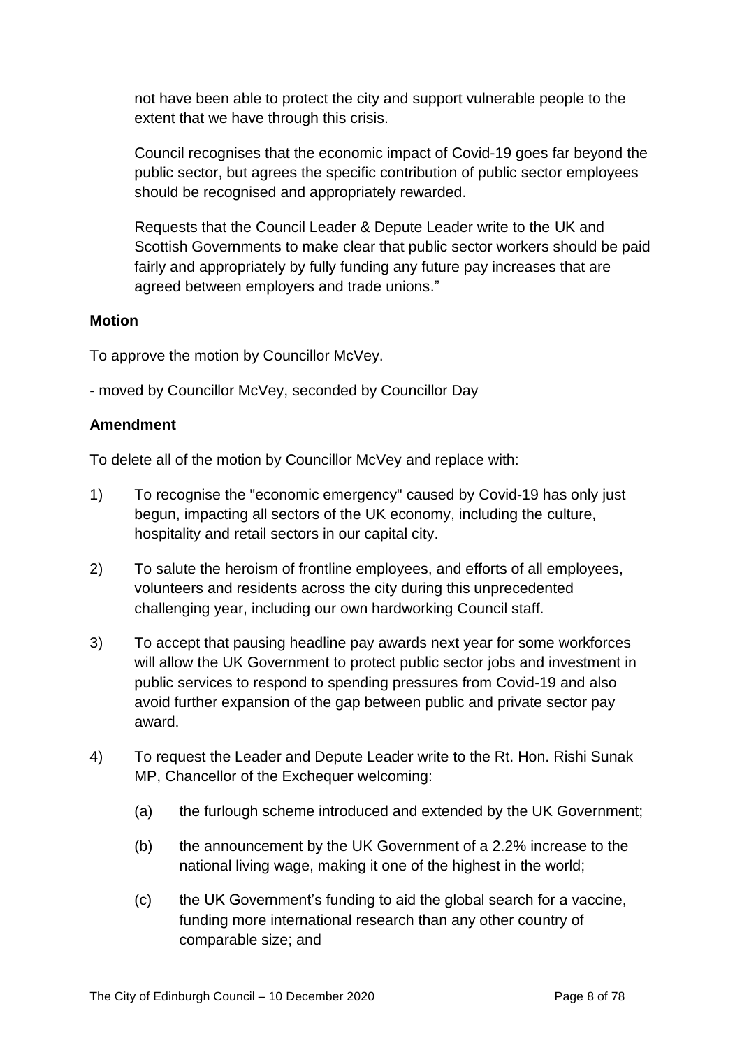not have been able to protect the city and support vulnerable people to the extent that we have through this crisis.

Council recognises that the economic impact of Covid-19 goes far beyond the public sector, but agrees the specific contribution of public sector employees should be recognised and appropriately rewarded.

Requests that the Council Leader & Depute Leader write to the UK and Scottish Governments to make clear that public sector workers should be paid fairly and appropriately by fully funding any future pay increases that are agreed between employers and trade unions."

**Motion**

To approve the motion by Councillor McVey.

- moved by Councillor McVey, seconded by Councillor Day

**Amendment**

To delete all of the motion by Councillor McVey and replace with:

1) To recognise the "economic emergency" caused by Covid-19 has only just begun, impacting all sectors of the UK economy, including the culture, hospitality and retail sectors in our capital city.

2) To salute the heroism of frontline employees, and efforts of all employees, volunteers and residents across the city during this unprecedented challenging year, including our own hardworking Council staff.

3) To accept that pausing headline pay awards next year for some workforces will allow the UK Government to protect public sector jobs and investment in public services to respond to spending pressures from Covid-19 and also avoid further expansion of the gap between public and private sector pay award.

4) To request the Leader and Depute Leader write to the Rt. Hon. Rishi Sunak MP, Chancellor of the Exchequer welcoming:

   (a) the furlough scheme introduced and extended by the UK Government;

   (b) the announcement by the UK Government of a 2.2% increase to the national living wage, making it one of the highest in the world;

   (c) the UK Government's funding to aid the global search for a vaccine, funding more international research than any other country of comparable size; and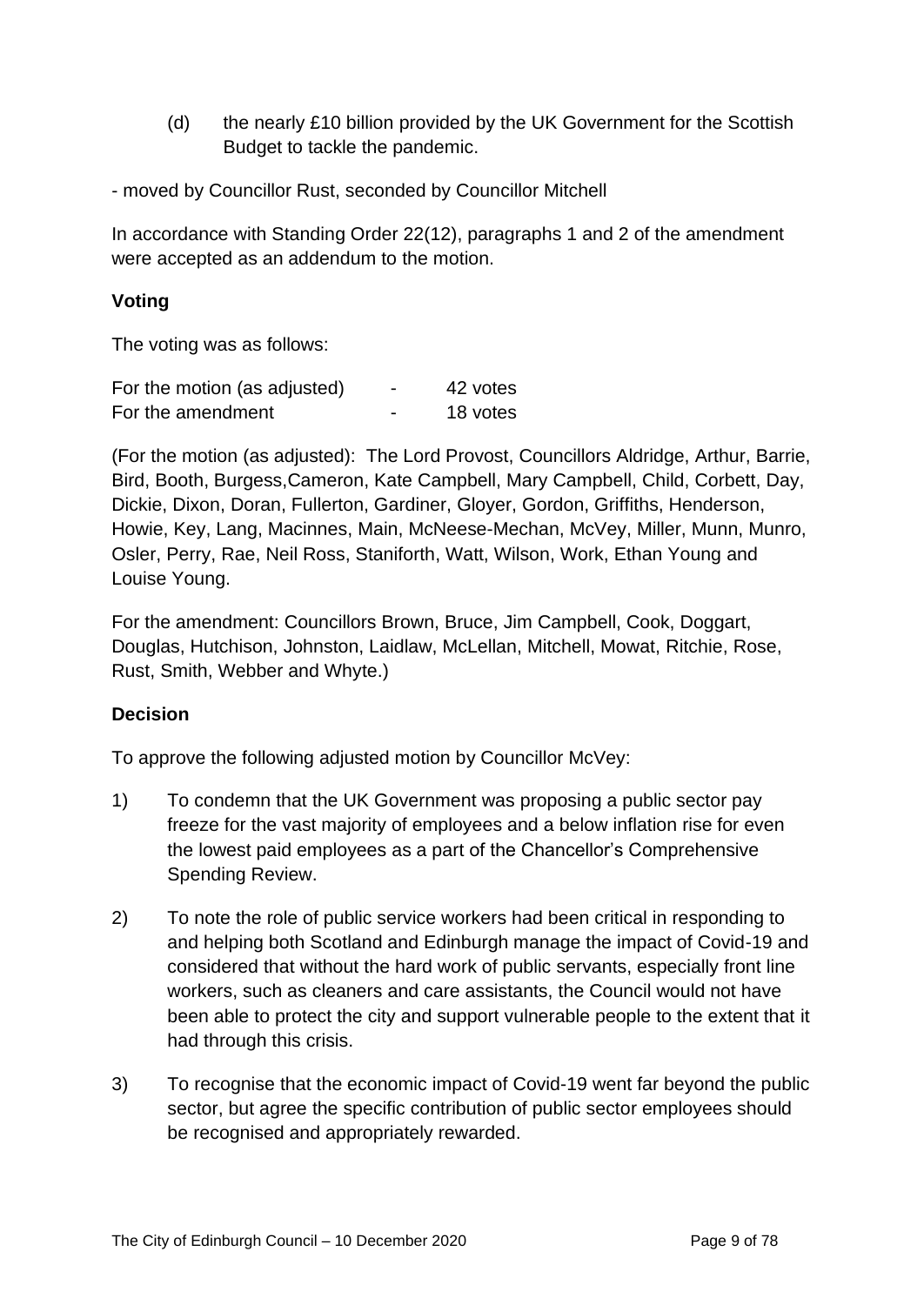(d) the nearly £10 billion provided by the UK Government for the Scottish Budget to tackle the pandemic.

- moved by Councillor Rust, seconded by Councillor Mitchell

In accordance with Standing Order 22(12), paragraphs 1 and 2 of the amendment were accepted as an addendum to the motion.

**Voting**

The voting was as follows:

| | | |
|---|---|---|
| For the motion (as adjusted) | - | 42 votes |
| For the amendment | - | 18 votes |

(For the motion (as adjusted): The Lord Provost, Councillors Aldridge, Arthur, Barrie, Bird, Booth, Burgess,Cameron, Kate Campbell, Mary Campbell, Child, Corbett, Day, Dickie, Dixon, Doran, Fullerton, Gardiner, Gloyer, Gordon, Griffiths, Henderson, Howie, Key, Lang, Macinnes, Main, McNeese-Mechan, McVey, Miller, Munn, Munro, Osler, Perry, Rae, Neil Ross, Staniforth, Watt, Wilson, Work, Ethan Young and Louise Young.

For the amendment: Councillors Brown, Bruce, Jim Campbell, Cook, Doggart, Douglas, Hutchison, Johnston, Laidlaw, McLellan, Mitchell, Mowat, Ritchie, Rose, Rust, Smith, Webber and Whyte.)

**Decision**

To approve the following adjusted motion by Councillor McVey:

1) To condemn that the UK Government was proposing a public sector pay freeze for the vast majority of employees and a below inflation rise for even the lowest paid employees as a part of the Chancellor's Comprehensive Spending Review.

2) To note the role of public service workers had been critical in responding to and helping both Scotland and Edinburgh manage the impact of Covid-19 and considered that without the hard work of public servants, especially front line workers, such as cleaners and care assistants, the Council would not have been able to protect the city and support vulnerable people to the extent that it had through this crisis.

3) To recognise that the economic impact of Covid-19 went far beyond the public sector, but agree the specific contribution of public sector employees should be recognised and appropriately rewarded.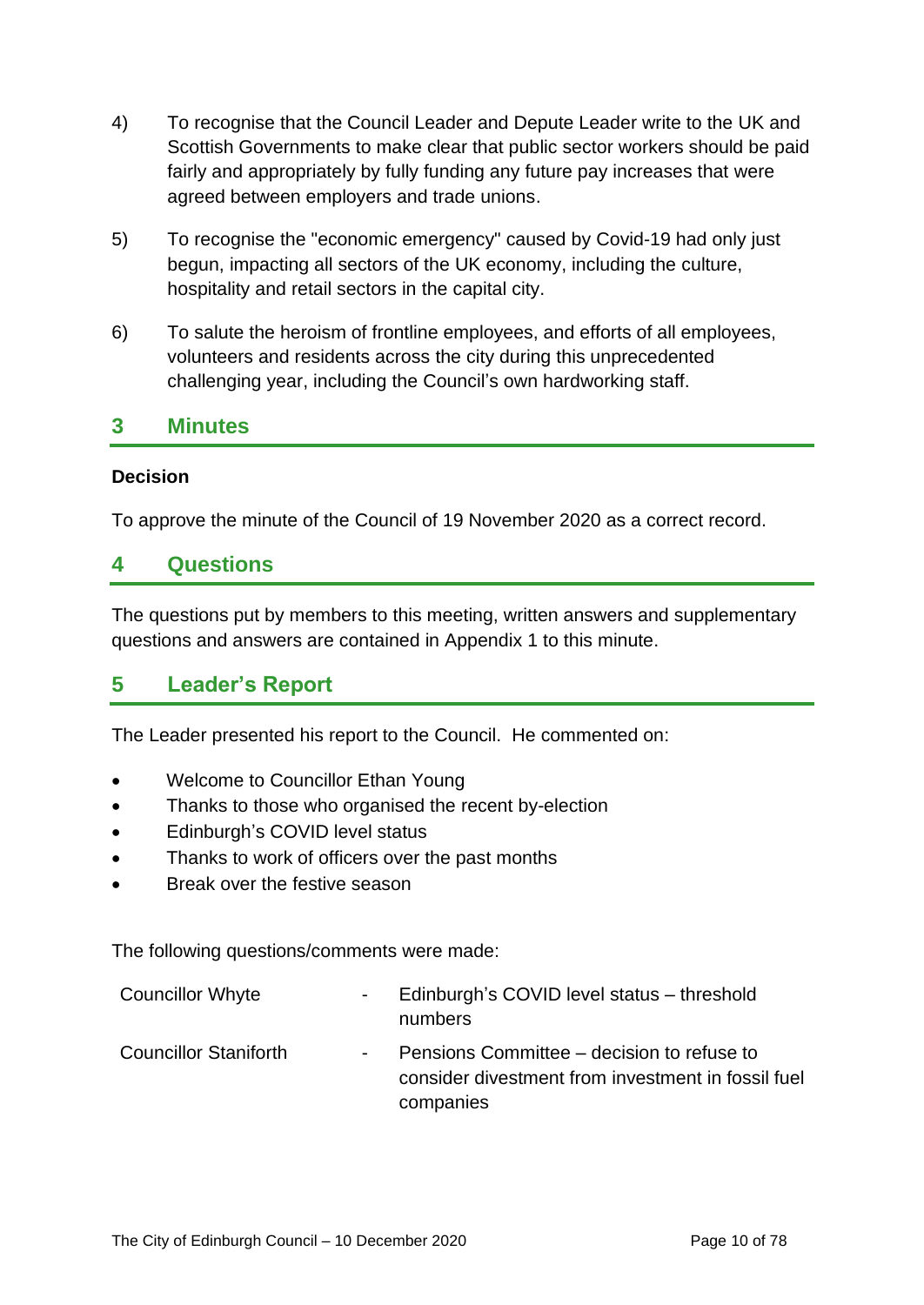4) To recognise that the Council Leader and Depute Leader write to the UK and Scottish Governments to make clear that public sector workers should be paid fairly and appropriately by fully funding any future pay increases that were agreed between employers and trade unions.

5) To recognise the "economic emergency" caused by Covid-19 had only just begun, impacting all sectors of the UK economy, including the culture, hospitality and retail sectors in the capital city.

6) To salute the heroism of frontline employees, and efforts of all employees, volunteers and residents across the city during this unprecedented challenging year, including the Council's own hardworking staff.

## 3 Minutes

**Decision**

To approve the minute of the Council of 19 November 2020 as a correct record.

## 4 Questions

The questions put by members to this meeting, written answers and supplementary questions and answers are contained in Appendix 1 to this minute.

## 5 Leader's Report

The Leader presented his report to the Council. He commented on:

- Welcome to Councillor Ethan Young
- Thanks to those who organised the recent by-election
- Edinburgh's COVID level status
- Thanks to work of officers over the past months
- Break over the festive season

The following questions/comments were made:

| | | |
|---|---|---|
| Councillor Whyte | - | Edinburgh's COVID level status – threshold numbers |
| Councillor Staniforth | - | Pensions Committee – decision to refuse to consider divestment from investment in fossil fuel companies |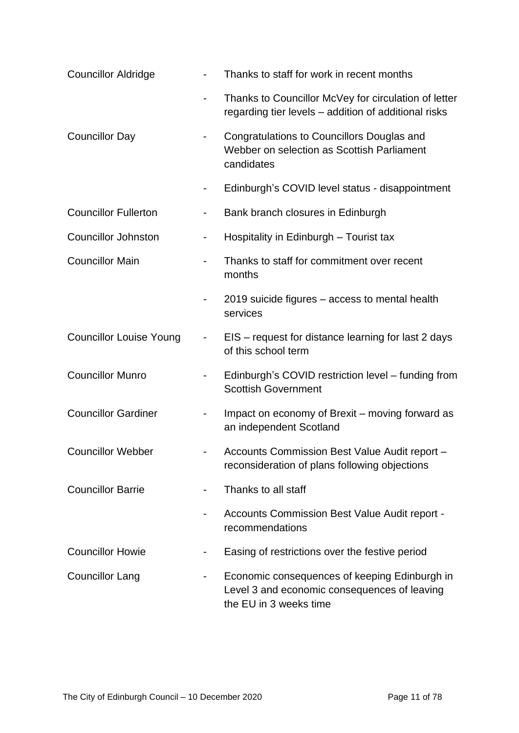| | | |
|---|---|---|
| Councillor Aldridge | - | Thanks to staff for work in recent months |
| | - | Thanks to Councillor McVey for circulation of letter regarding tier levels – addition of additional risks |
| Councillor Day | - | Congratulations to Councillors Douglas and Webber on selection as Scottish Parliament candidates |
| | - | Edinburgh's COVID level status - disappointment |
| Councillor Fullerton | - | Bank branch closures in Edinburgh |
| Councillor Johnston | - | Hospitality in Edinburgh – Tourist tax |
| Councillor Main | - | Thanks to staff for commitment over recent months |
| | - | 2019 suicide figures – access to mental health services |
| Councillor Louise Young | - | EIS – request for distance learning for last 2 days of this school term |
| Councillor Munro | - | Edinburgh's COVID restriction level – funding from Scottish Government |
| Councillor Gardiner | - | Impact on economy of Brexit – moving forward as an independent Scotland |
| Councillor Webber | - | Accounts Commission Best Value Audit report – reconsideration of plans following objections |
| Councillor Barrie | - | Thanks to all staff |
| | - | Accounts Commission Best Value Audit report - recommendations |
| Councillor Howie | - | Easing of restrictions over the festive period |
| Councillor Lang | - | Economic consequences of keeping Edinburgh in Level 3 and economic consequences of leaving the EU in 3 weeks time |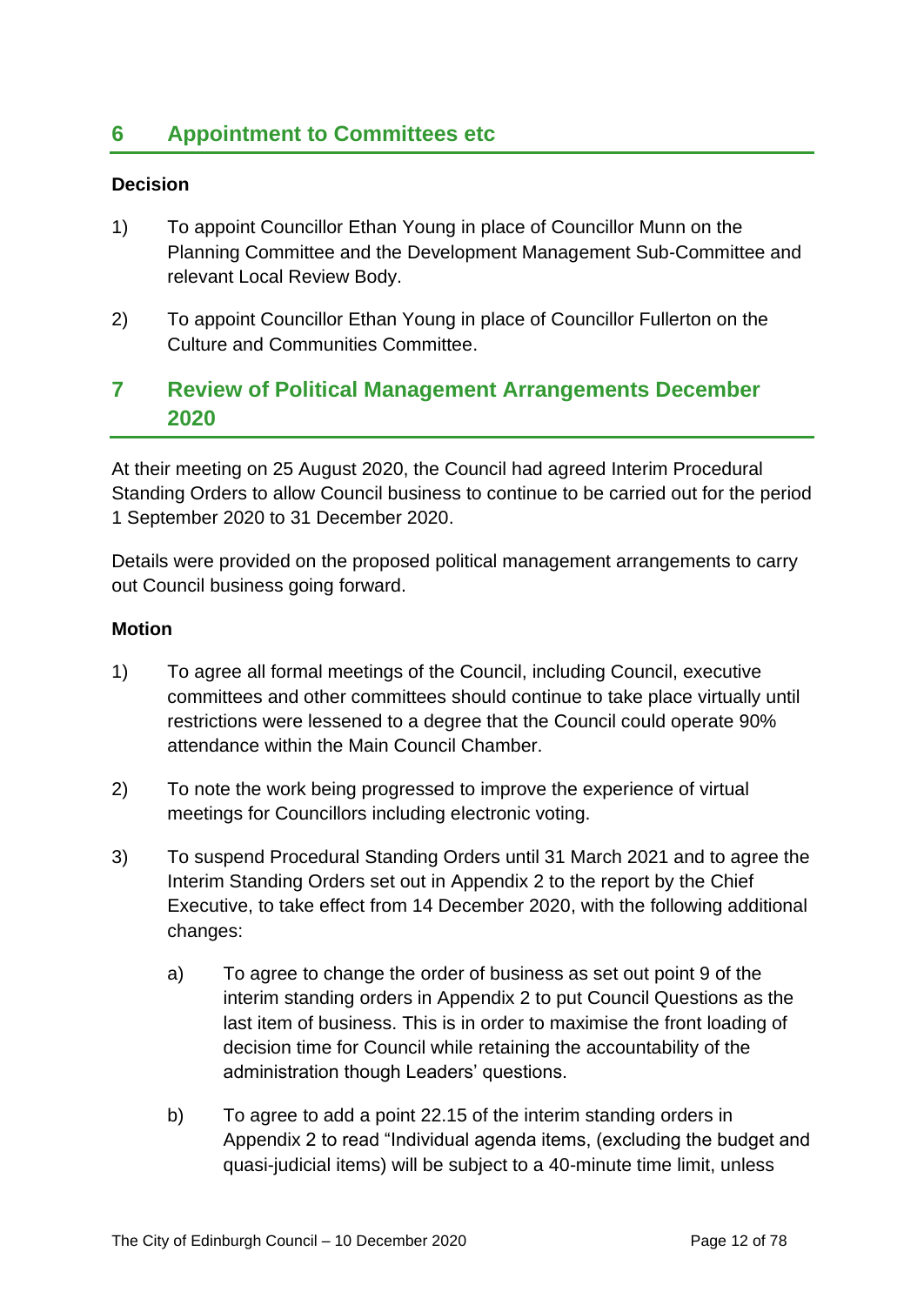## 6 Appointment to Committees etc

**Decision**

1) To appoint Councillor Ethan Young in place of Councillor Munn on the Planning Committee and the Development Management Sub-Committee and relevant Local Review Body.

2) To appoint Councillor Ethan Young in place of Councillor Fullerton on the Culture and Communities Committee.

## 7 Review of Political Management Arrangements December 2020

At their meeting on 25 August 2020, the Council had agreed Interim Procedural Standing Orders to allow Council business to continue to be carried out for the period 1 September 2020 to 31 December 2020.

Details were provided on the proposed political management arrangements to carry out Council business going forward.

**Motion**

1) To agree all formal meetings of the Council, including Council, executive committees and other committees should continue to take place virtually until restrictions were lessened to a degree that the Council could operate 90% attendance within the Main Council Chamber.

2) To note the work being progressed to improve the experience of virtual meetings for Councillors including electronic voting.

3) To suspend Procedural Standing Orders until 31 March 2021 and to agree the Interim Standing Orders set out in Appendix 2 to the report by the Chief Executive, to take effect from 14 December 2020, with the following additional changes:

   a) To agree to change the order of business as set out point 9 of the interim standing orders in Appendix 2 to put Council Questions as the last item of business. This is in order to maximise the front loading of decision time for Council while retaining the accountability of the administration though Leaders' questions.

   b) To agree to add a point 22.15 of the interim standing orders in Appendix 2 to read "Individual agenda items, (excluding the budget and quasi-judicial items) will be subject to a 40-minute time limit, unless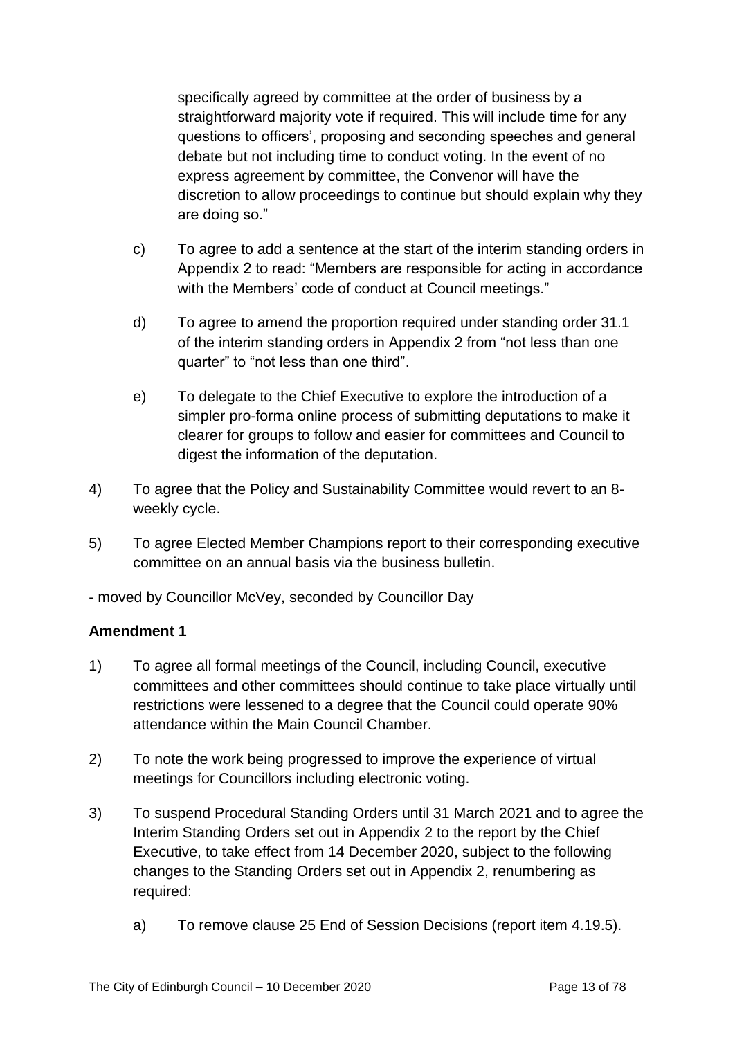specifically agreed by committee at the order of business by a straightforward majority vote if required. This will include time for any questions to officers', proposing and seconding speeches and general debate but not including time to conduct voting. In the event of no express agreement by committee, the Convenor will have the discretion to allow proceedings to continue but should explain why they are doing so."

c) To agree to add a sentence at the start of the interim standing orders in Appendix 2 to read: "Members are responsible for acting in accordance with the Members' code of conduct at Council meetings."

d) To agree to amend the proportion required under standing order 31.1 of the interim standing orders in Appendix 2 from "not less than one quarter" to "not less than one third".

e) To delegate to the Chief Executive to explore the introduction of a simpler pro-forma online process of submitting deputations to make it clearer for groups to follow and easier for committees and Council to digest the information of the deputation.

4) To agree that the Policy and Sustainability Committee would revert to an 8-weekly cycle.

5) To agree Elected Member Champions report to their corresponding executive committee on an annual basis via the business bulletin.

- moved by Councillor McVey, seconded by Councillor Day

**Amendment 1**

1) To agree all formal meetings of the Council, including Council, executive committees and other committees should continue to take place virtually until restrictions were lessened to a degree that the Council could operate 90% attendance within the Main Council Chamber.

2) To note the work being progressed to improve the experience of virtual meetings for Councillors including electronic voting.

3) To suspend Procedural Standing Orders until 31 March 2021 and to agree the Interim Standing Orders set out in Appendix 2 to the report by the Chief Executive, to take effect from 14 December 2020, subject to the following changes to the Standing Orders set out in Appendix 2, renumbering as required:

a) To remove clause 25 End of Session Decisions (report item 4.19.5).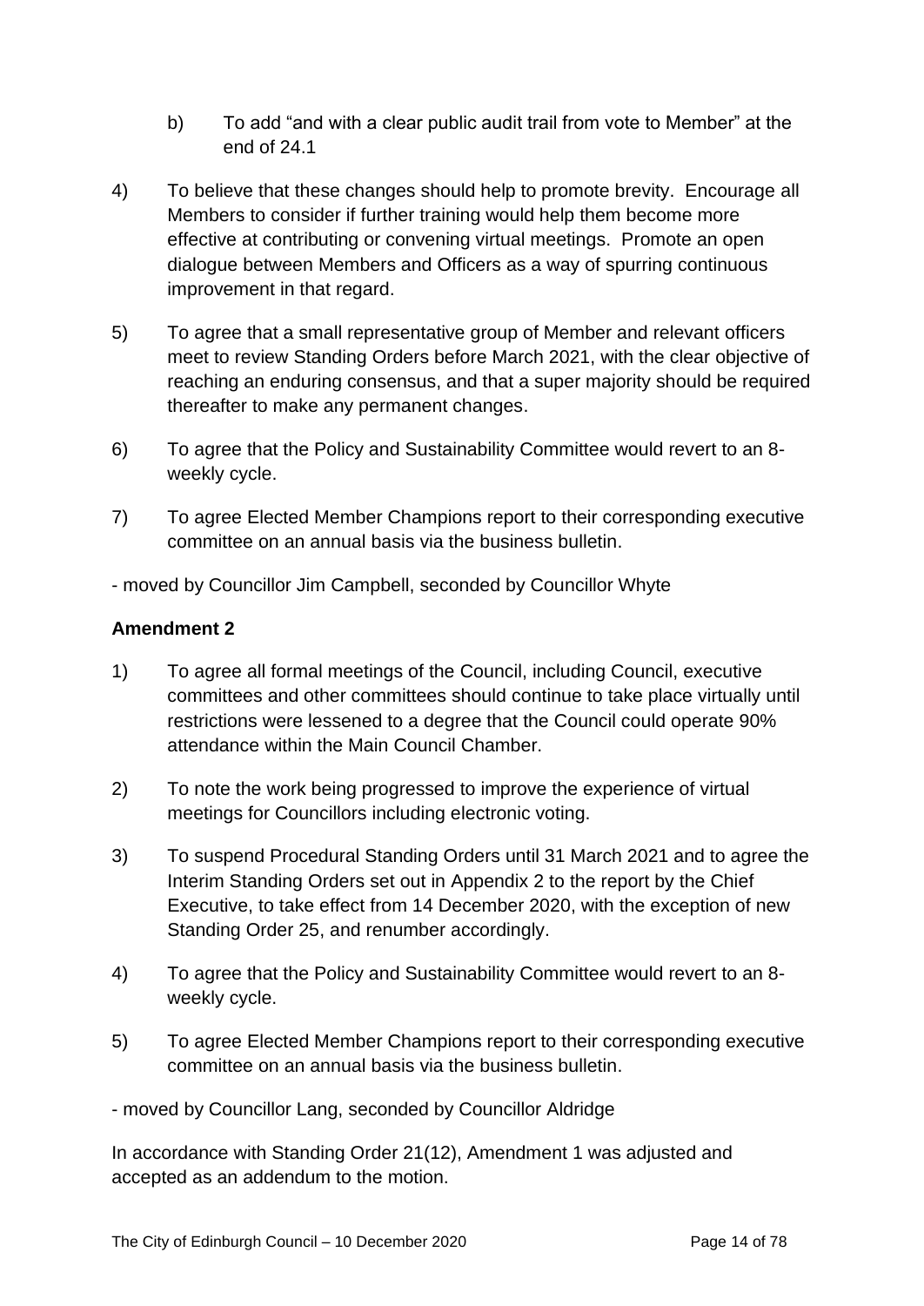b) To add "and with a clear public audit trail from vote to Member" at the end of 24.1

4) To believe that these changes should help to promote brevity. Encourage all Members to consider if further training would help them become more effective at contributing or convening virtual meetings. Promote an open dialogue between Members and Officers as a way of spurring continuous improvement in that regard.

5) To agree that a small representative group of Member and relevant officers meet to review Standing Orders before March 2021, with the clear objective of reaching an enduring consensus, and that a super majority should be required thereafter to make any permanent changes.

6) To agree that the Policy and Sustainability Committee would revert to an 8-weekly cycle.

7) To agree Elected Member Champions report to their corresponding executive committee on an annual basis via the business bulletin.

- moved by Councillor Jim Campbell, seconded by Councillor Whyte

**Amendment 2**

1) To agree all formal meetings of the Council, including Council, executive committees and other committees should continue to take place virtually until restrictions were lessened to a degree that the Council could operate 90% attendance within the Main Council Chamber.

2) To note the work being progressed to improve the experience of virtual meetings for Councillors including electronic voting.

3) To suspend Procedural Standing Orders until 31 March 2021 and to agree the Interim Standing Orders set out in Appendix 2 to the report by the Chief Executive, to take effect from 14 December 2020, with the exception of new Standing Order 25, and renumber accordingly.

4) To agree that the Policy and Sustainability Committee would revert to an 8-weekly cycle.

5) To agree Elected Member Champions report to their corresponding executive committee on an annual basis via the business bulletin.

- moved by Councillor Lang, seconded by Councillor Aldridge

In accordance with Standing Order 21(12), Amendment 1 was adjusted and accepted as an addendum to the motion.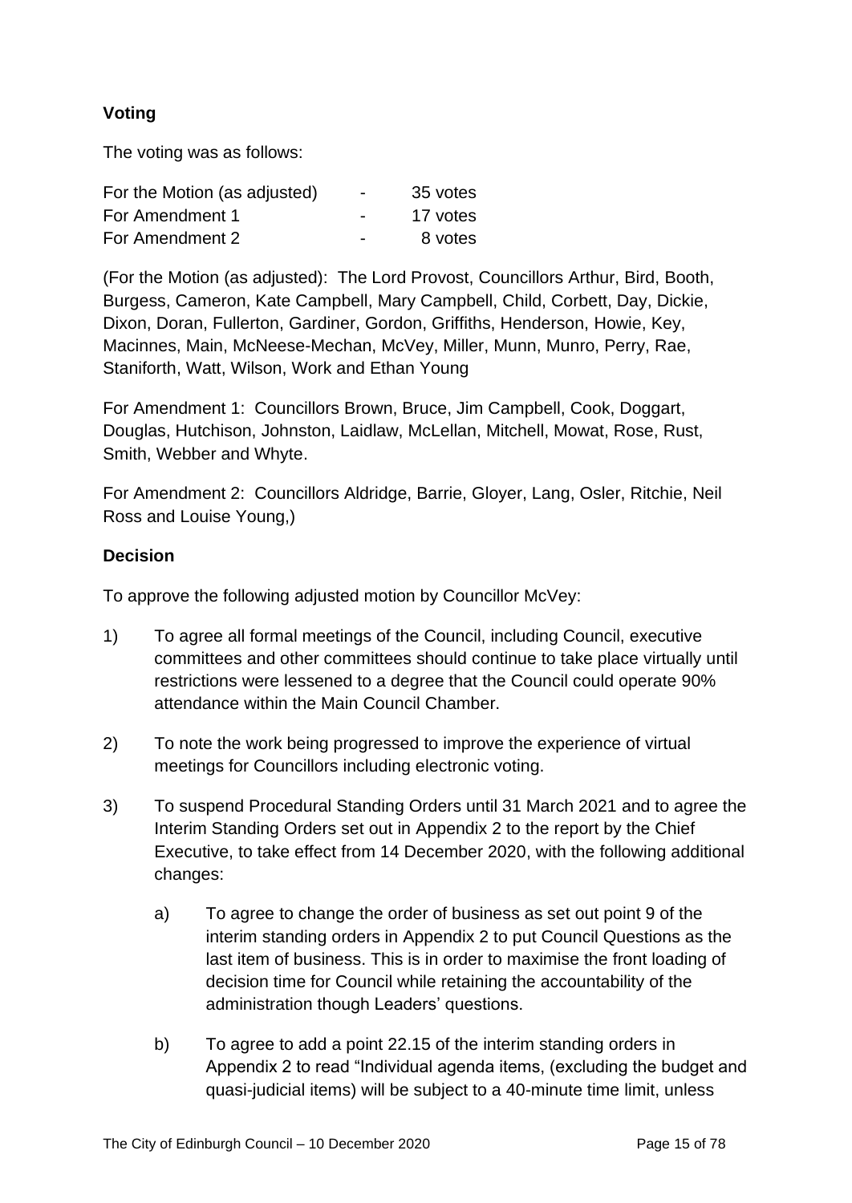### Voting

The voting was as follows:

| | | |
|---|---|---|
| For the Motion (as adjusted) | - | 35 votes |
| For Amendment 1 | - | 17 votes |
| For Amendment 2 | - | 8 votes |

(For the Motion (as adjusted): The Lord Provost, Councillors Arthur, Bird, Booth, Burgess, Cameron, Kate Campbell, Mary Campbell, Child, Corbett, Day, Dickie, Dixon, Doran, Fullerton, Gardiner, Gordon, Griffiths, Henderson, Howie, Key, Macinnes, Main, McNeese-Mechan, McVey, Miller, Munn, Munro, Perry, Rae, Staniforth, Watt, Wilson, Work and Ethan Young

For Amendment 1: Councillors Brown, Bruce, Jim Campbell, Cook, Doggart, Douglas, Hutchison, Johnston, Laidlaw, McLellan, Mitchell, Mowat, Rose, Rust, Smith, Webber and Whyte.

For Amendment 2: Councillors Aldridge, Barrie, Gloyer, Lang, Osler, Ritchie, Neil Ross and Louise Young,)

### Decision

To approve the following adjusted motion by Councillor McVey:

1) To agree all formal meetings of the Council, including Council, executive committees and other committees should continue to take place virtually until restrictions were lessened to a degree that the Council could operate 90% attendance within the Main Council Chamber.

2) To note the work being progressed to improve the experience of virtual meetings for Councillors including electronic voting.

3) To suspend Procedural Standing Orders until 31 March 2021 and to agree the Interim Standing Orders set out in Appendix 2 to the report by the Chief Executive, to take effect from 14 December 2020, with the following additional changes:

   a) To agree to change the order of business as set out point 9 of the interim standing orders in Appendix 2 to put Council Questions as the last item of business. This is in order to maximise the front loading of decision time for Council while retaining the accountability of the administration though Leaders' questions.

   b) To agree to add a point 22.15 of the interim standing orders in Appendix 2 to read "Individual agenda items, (excluding the budget and quasi-judicial items) will be subject to a 40-minute time limit, unless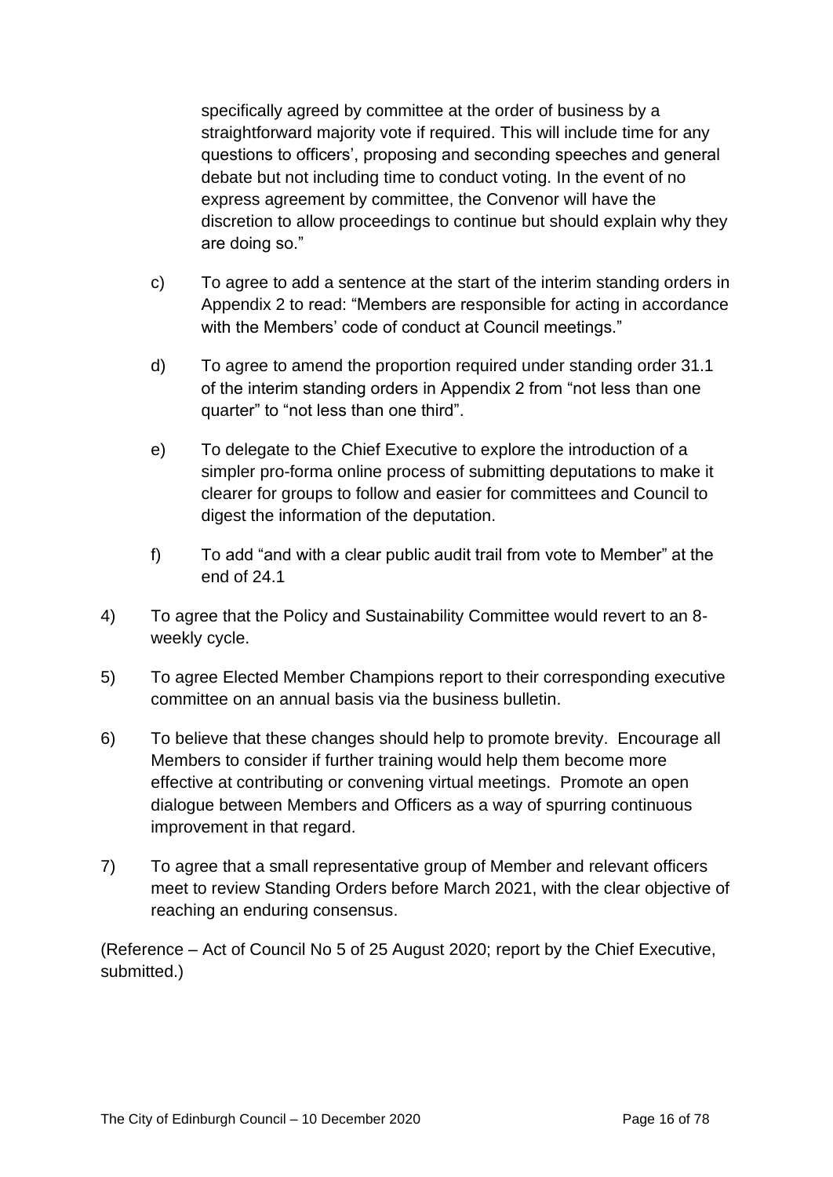specifically agreed by committee at the order of business by a straightforward majority vote if required. This will include time for any questions to officers', proposing and seconding speeches and general debate but not including time to conduct voting. In the event of no express agreement by committee, the Convenor will have the discretion to allow proceedings to continue but should explain why they are doing so."

c) To agree to add a sentence at the start of the interim standing orders in Appendix 2 to read: "Members are responsible for acting in accordance with the Members' code of conduct at Council meetings."

d) To agree to amend the proportion required under standing order 31.1 of the interim standing orders in Appendix 2 from "not less than one quarter" to "not less than one third".

e) To delegate to the Chief Executive to explore the introduction of a simpler pro-forma online process of submitting deputations to make it clearer for groups to follow and easier for committees and Council to digest the information of the deputation.

f) To add "and with a clear public audit trail from vote to Member" at the end of 24.1

4) To agree that the Policy and Sustainability Committee would revert to an 8-weekly cycle.

5) To agree Elected Member Champions report to their corresponding executive committee on an annual basis via the business bulletin.

6) To believe that these changes should help to promote brevity. Encourage all Members to consider if further training would help them become more effective at contributing or convening virtual meetings. Promote an open dialogue between Members and Officers as a way of spurring continuous improvement in that regard.

7) To agree that a small representative group of Member and relevant officers meet to review Standing Orders before March 2021, with the clear objective of reaching an enduring consensus.

(Reference – Act of Council No 5 of 25 August 2020; report by the Chief Executive, submitted.)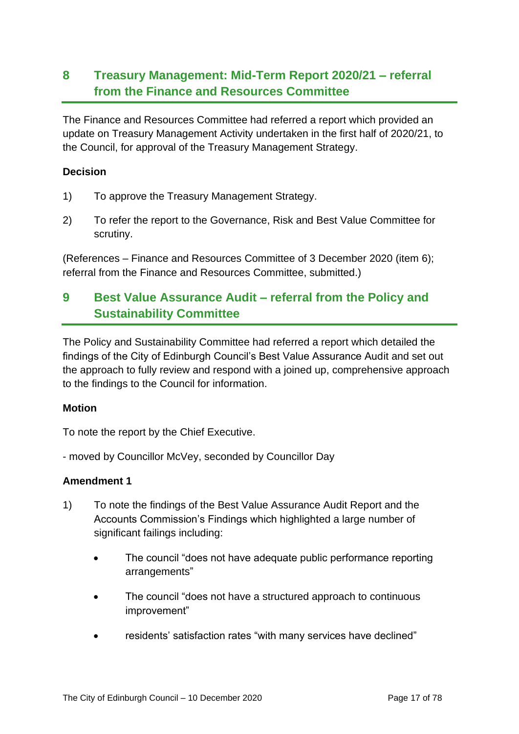## 8 Treasury Management: Mid-Term Report 2020/21 – referral from the Finance and Resources Committee

The Finance and Resources Committee had referred a report which provided an update on Treasury Management Activity undertaken in the first half of 2020/21, to the Council, for approval of the Treasury Management Strategy.

**Decision**

1) To approve the Treasury Management Strategy.

2) To refer the report to the Governance, Risk and Best Value Committee for scrutiny.

(References – Finance and Resources Committee of 3 December 2020 (item 6); referral from the Finance and Resources Committee, submitted.)

## 9 Best Value Assurance Audit – referral from the Policy and Sustainability Committee

The Policy and Sustainability Committee had referred a report which detailed the findings of the City of Edinburgh Council's Best Value Assurance Audit and set out the approach to fully review and respond with a joined up, comprehensive approach to the findings to the Council for information.

**Motion**

To note the report by the Chief Executive.

- moved by Councillor McVey, seconded by Councillor Day

**Amendment 1**

1) To note the findings of the Best Value Assurance Audit Report and the Accounts Commission's Findings which highlighted a large number of significant failings including:

    - The council "does not have adequate public performance reporting arrangements"
    - The council "does not have a structured approach to continuous improvement"
    - residents' satisfaction rates "with many services have declined"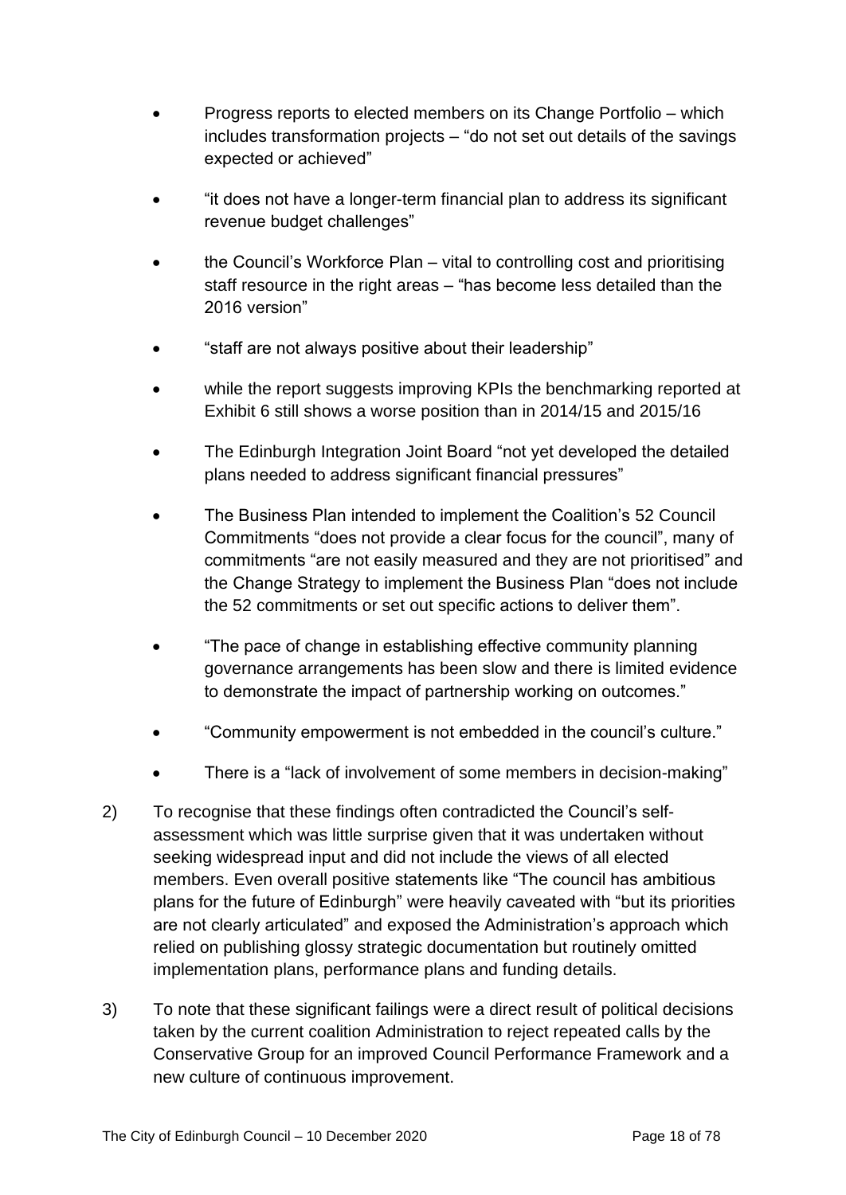- Progress reports to elected members on its Change Portfolio – which includes transformation projects – "do not set out details of the savings expected or achieved"

- "it does not have a longer-term financial plan to address its significant revenue budget challenges"

- the Council's Workforce Plan – vital to controlling cost and prioritising staff resource in the right areas – "has become less detailed than the 2016 version"

- "staff are not always positive about their leadership"

- while the report suggests improving KPIs the benchmarking reported at Exhibit 6 still shows a worse position than in 2014/15 and 2015/16

- The Edinburgh Integration Joint Board "not yet developed the detailed plans needed to address significant financial pressures"

- The Business Plan intended to implement the Coalition's 52 Council Commitments "does not provide a clear focus for the council", many of commitments "are not easily measured and they are not prioritised" and the Change Strategy to implement the Business Plan "does not include the 52 commitments or set out specific actions to deliver them".

- "The pace of change in establishing effective community planning governance arrangements has been slow and there is limited evidence to demonstrate the impact of partnership working on outcomes."

- "Community empowerment is not embedded in the council's culture."

- There is a "lack of involvement of some members in decision-making"

2) To recognise that these findings often contradicted the Council's self-assessment which was little surprise given that it was undertaken without seeking widespread input and did not include the views of all elected members. Even overall positive statements like "The council has ambitious plans for the future of Edinburgh" were heavily caveated with "but its priorities are not clearly articulated" and exposed the Administration's approach which relied on publishing glossy strategic documentation but routinely omitted implementation plans, performance plans and funding details.

3) To note that these significant failings were a direct result of political decisions taken by the current coalition Administration to reject repeated calls by the Conservative Group for an improved Council Performance Framework and a new culture of continuous improvement.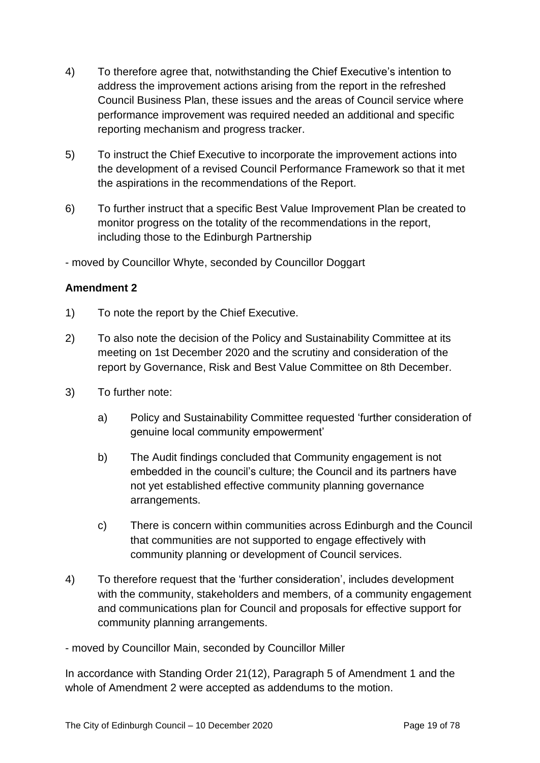4) To therefore agree that, notwithstanding the Chief Executive's intention to address the improvement actions arising from the report in the refreshed Council Business Plan, these issues and the areas of Council service where performance improvement was required needed an additional and specific reporting mechanism and progress tracker.

5) To instruct the Chief Executive to incorporate the improvement actions into the development of a revised Council Performance Framework so that it met the aspirations in the recommendations of the Report.

6) To further instruct that a specific Best Value Improvement Plan be created to monitor progress on the totality of the recommendations in the report, including those to the Edinburgh Partnership

- moved by Councillor Whyte, seconded by Councillor Doggart

**Amendment 2**

1) To note the report by the Chief Executive.

2) To also note the decision of the Policy and Sustainability Committee at its meeting on 1st December 2020 and the scrutiny and consideration of the report by Governance, Risk and Best Value Committee on 8th December.

3) To further note:

   a) Policy and Sustainability Committee requested 'further consideration of genuine local community empowerment'

   b) The Audit findings concluded that Community engagement is not embedded in the council's culture; the Council and its partners have not yet established effective community planning governance arrangements.

   c) There is concern within communities across Edinburgh and the Council that communities are not supported to engage effectively with community planning or development of Council services.

4) To therefore request that the 'further consideration', includes development with the community, stakeholders and members, of a community engagement and communications plan for Council and proposals for effective support for community planning arrangements.

- moved by Councillor Main, seconded by Councillor Miller

In accordance with Standing Order 21(12), Paragraph 5 of Amendment 1 and the whole of Amendment 2 were accepted as addendums to the motion.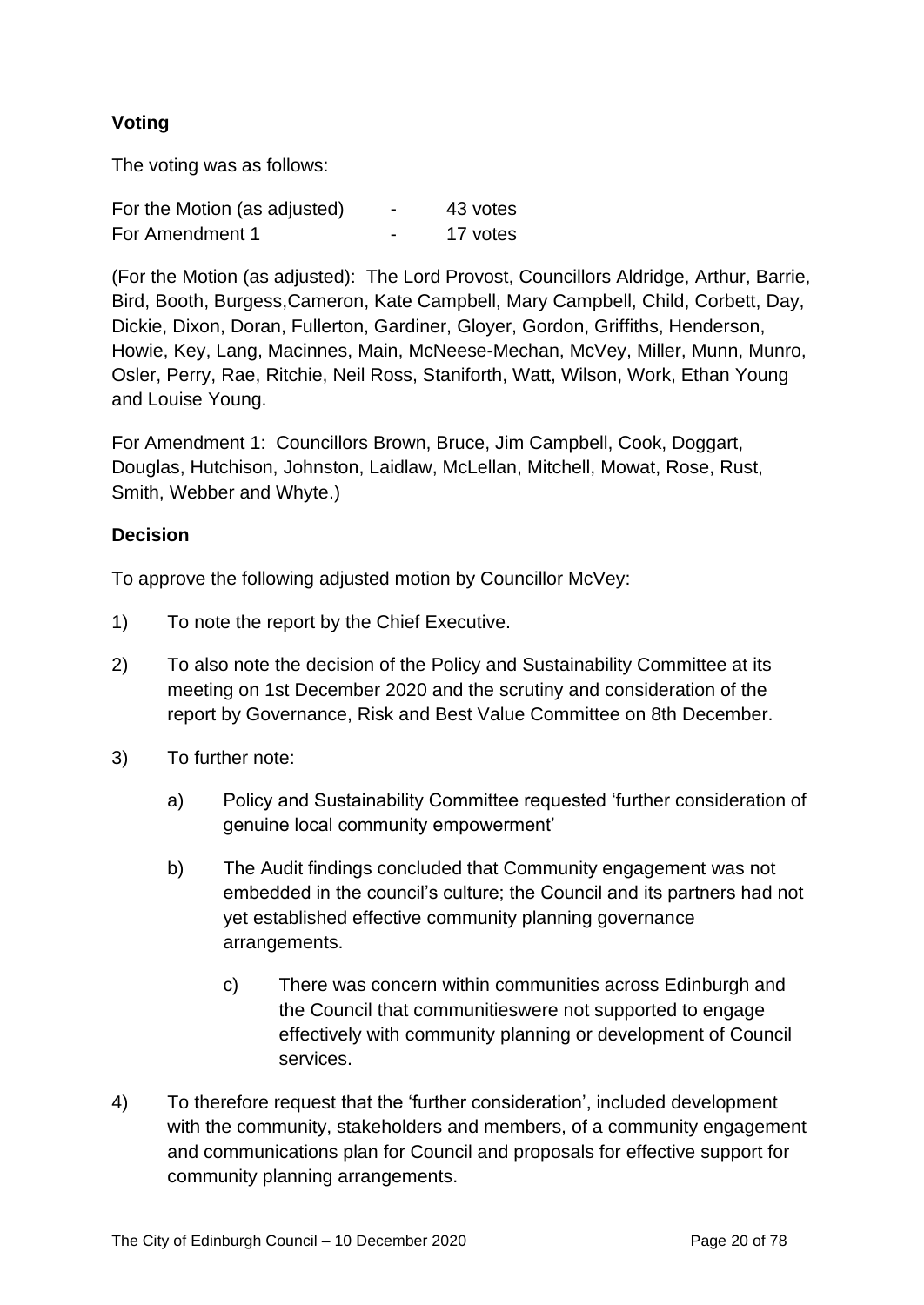**Voting**

The voting was as follows:

| | | |
|---|---|---|
| For the Motion (as adjusted) | - | 43 votes |
| For Amendment 1 | - | 17 votes |

(For the Motion (as adjusted): The Lord Provost, Councillors Aldridge, Arthur, Barrie, Bird, Booth, Burgess,Cameron, Kate Campbell, Mary Campbell, Child, Corbett, Day, Dickie, Dixon, Doran, Fullerton, Gardiner, Gloyer, Gordon, Griffiths, Henderson, Howie, Key, Lang, Macinnes, Main, McNeese-Mechan, McVey, Miller, Munn, Munro, Osler, Perry, Rae, Ritchie, Neil Ross, Staniforth, Watt, Wilson, Work, Ethan Young and Louise Young.

For Amendment 1: Councillors Brown, Bruce, Jim Campbell, Cook, Doggart, Douglas, Hutchison, Johnston, Laidlaw, McLellan, Mitchell, Mowat, Rose, Rust, Smith, Webber and Whyte.)

**Decision**

To approve the following adjusted motion by Councillor McVey:

1) To note the report by the Chief Executive.

2) To also note the decision of the Policy and Sustainability Committee at its meeting on 1st December 2020 and the scrutiny and consideration of the report by Governance, Risk and Best Value Committee on 8th December.

3) To further note:

   a) Policy and Sustainability Committee requested 'further consideration of genuine local community empowerment'

   b) The Audit findings concluded that Community engagement was not embedded in the council's culture; the Council and its partners had not yet established effective community planning governance arrangements.

   c) There was concern within communities across Edinburgh and the Council that communitieswere not supported to engage effectively with community planning or development of Council services.

4) To therefore request that the 'further consideration', included development with the community, stakeholders and members, of a community engagement and communications plan for Council and proposals for effective support for community planning arrangements.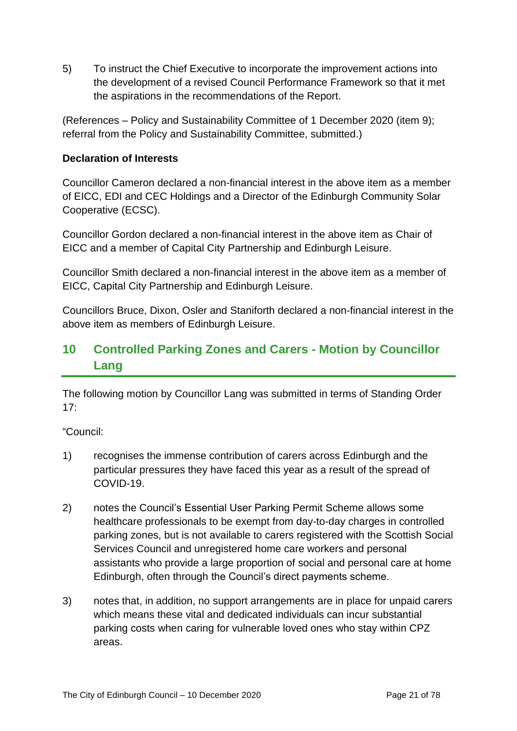5) To instruct the Chief Executive to incorporate the improvement actions into the development of a revised Council Performance Framework so that it met the aspirations in the recommendations of the Report.

(References – Policy and Sustainability Committee of 1 December 2020 (item 9); referral from the Policy and Sustainability Committee, submitted.)

**Declaration of Interests**

Councillor Cameron declared a non-financial interest in the above item as a member of EICC, EDI and CEC Holdings and a Director of the Edinburgh Community Solar Cooperative (ECSC).

Councillor Gordon declared a non-financial interest in the above item as Chair of EICC and a member of Capital City Partnership and Edinburgh Leisure.

Councillor Smith declared a non-financial interest in the above item as a member of EICC, Capital City Partnership and Edinburgh Leisure.

Councillors Bruce, Dixon, Osler and Staniforth declared a non-financial interest in the above item as members of Edinburgh Leisure.

## 10 Controlled Parking Zones and Carers - Motion by Councillor Lang

The following motion by Councillor Lang was submitted in terms of Standing Order 17:

"Council:

1) recognises the immense contribution of carers across Edinburgh and the particular pressures they have faced this year as a result of the spread of COVID-19.

2) notes the Council's Essential User Parking Permit Scheme allows some healthcare professionals to be exempt from day-to-day charges in controlled parking zones, but is not available to carers registered with the Scottish Social Services Council and unregistered home care workers and personal assistants who provide a large proportion of social and personal care at home Edinburgh, often through the Council's direct payments scheme.

3) notes that, in addition, no support arrangements are in place for unpaid carers which means these vital and dedicated individuals can incur substantial parking costs when caring for vulnerable loved ones who stay within CPZ areas.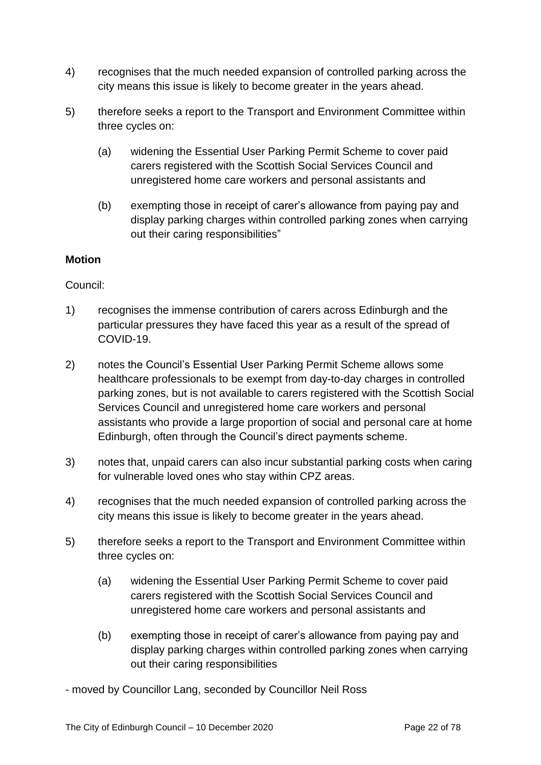4) recognises that the much needed expansion of controlled parking across the city means this issue is likely to become greater in the years ahead.

5) therefore seeks a report to the Transport and Environment Committee within three cycles on:

   (a) widening the Essential User Parking Permit Scheme to cover paid carers registered with the Scottish Social Services Council and unregistered home care workers and personal assistants and

   (b) exempting those in receipt of carer's allowance from paying pay and display parking charges within controlled parking zones when carrying out their caring responsibilities"

**Motion**

Council:

1) recognises the immense contribution of carers across Edinburgh and the particular pressures they have faced this year as a result of the spread of COVID-19.

2) notes the Council's Essential User Parking Permit Scheme allows some healthcare professionals to be exempt from day-to-day charges in controlled parking zones, but is not available to carers registered with the Scottish Social Services Council and unregistered home care workers and personal assistants who provide a large proportion of social and personal care at home Edinburgh, often through the Council's direct payments scheme.

3) notes that, unpaid carers can also incur substantial parking costs when caring for vulnerable loved ones who stay within CPZ areas.

4) recognises that the much needed expansion of controlled parking across the city means this issue is likely to become greater in the years ahead.

5) therefore seeks a report to the Transport and Environment Committee within three cycles on:

   (a) widening the Essential User Parking Permit Scheme to cover paid carers registered with the Scottish Social Services Council and unregistered home care workers and personal assistants and

   (b) exempting those in receipt of carer's allowance from paying pay and display parking charges within controlled parking zones when carrying out their caring responsibilities

- moved by Councillor Lang, seconded by Councillor Neil Ross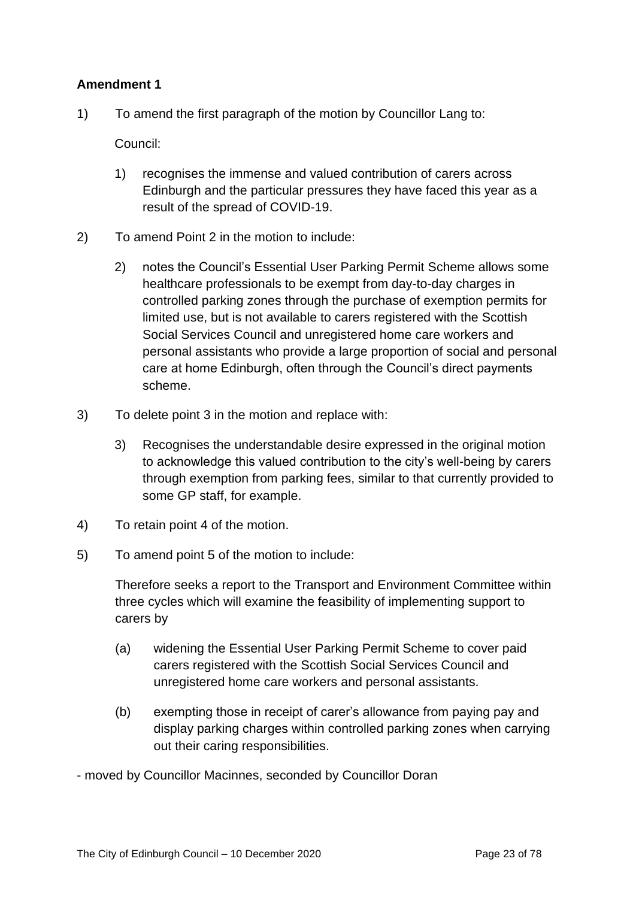**Amendment 1**

1) To amend the first paragraph of the motion by Councillor Lang to:

   Council:

   1) recognises the immense and valued contribution of carers across Edinburgh and the particular pressures they have faced this year as a result of the spread of COVID-19.

2) To amend Point 2 in the motion to include:

   2) notes the Council's Essential User Parking Permit Scheme allows some healthcare professionals to be exempt from day-to-day charges in controlled parking zones through the purchase of exemption permits for limited use, but is not available to carers registered with the Scottish Social Services Council and unregistered home care workers and personal assistants who provide a large proportion of social and personal care at home Edinburgh, often through the Council's direct payments scheme.

3) To delete point 3 in the motion and replace with:

   3) Recognises the understandable desire expressed in the original motion to acknowledge this valued contribution to the city's well-being by carers through exemption from parking fees, similar to that currently provided to some GP staff, for example.

4) To retain point 4 of the motion.

5) To amend point 5 of the motion to include:

   Therefore seeks a report to the Transport and Environment Committee within three cycles which will examine the feasibility of implementing support to carers by

   (a) widening the Essential User Parking Permit Scheme to cover paid carers registered with the Scottish Social Services Council and unregistered home care workers and personal assistants.

   (b) exempting those in receipt of carer's allowance from paying pay and display parking charges within controlled parking zones when carrying out their caring responsibilities.

- moved by Councillor Macinnes, seconded by Councillor Doran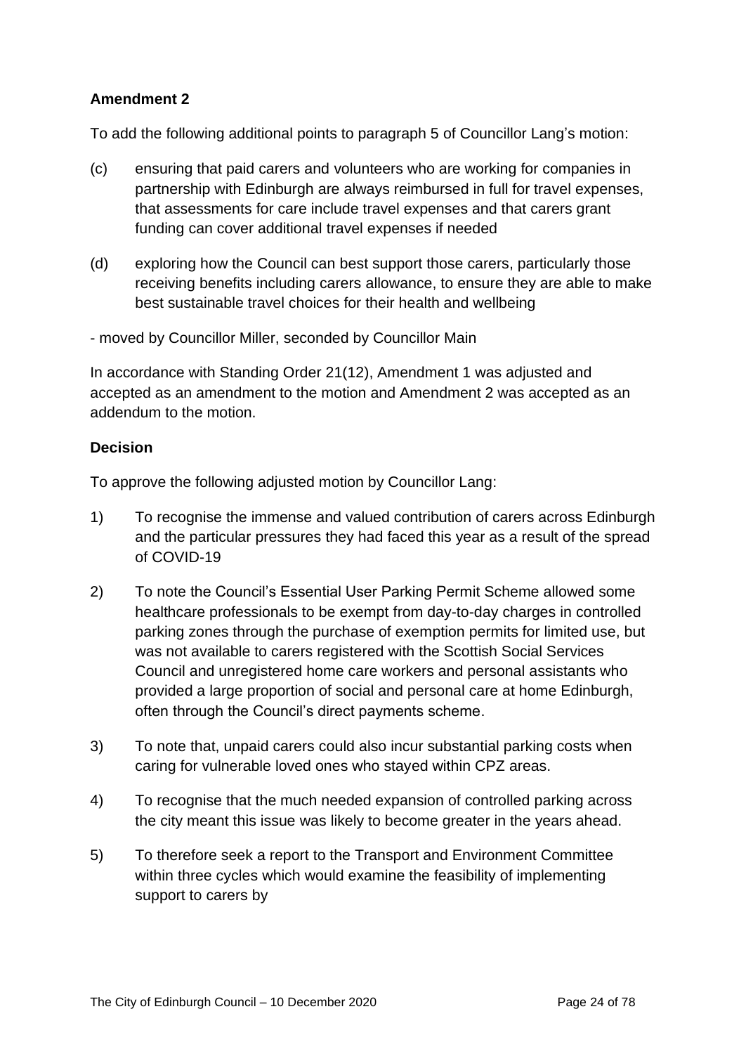**Amendment 2**

To add the following additional points to paragraph 5 of Councillor Lang's motion:

(c) ensuring that paid carers and volunteers who are working for companies in partnership with Edinburgh are always reimbursed in full for travel expenses, that assessments for care include travel expenses and that carers grant funding can cover additional travel expenses if needed

(d) exploring how the Council can best support those carers, particularly those receiving benefits including carers allowance, to ensure they are able to make best sustainable travel choices for their health and wellbeing

- moved by Councillor Miller, seconded by Councillor Main

In accordance with Standing Order 21(12), Amendment 1 was adjusted and accepted as an amendment to the motion and Amendment 2 was accepted as an addendum to the motion.

**Decision**

To approve the following adjusted motion by Councillor Lang:

1) To recognise the immense and valued contribution of carers across Edinburgh and the particular pressures they had faced this year as a result of the spread of COVID-19

2) To note the Council's Essential User Parking Permit Scheme allowed some healthcare professionals to be exempt from day-to-day charges in controlled parking zones through the purchase of exemption permits for limited use, but was not available to carers registered with the Scottish Social Services Council and unregistered home care workers and personal assistants who provided a large proportion of social and personal care at home Edinburgh, often through the Council's direct payments scheme.

3) To note that, unpaid carers could also incur substantial parking costs when caring for vulnerable loved ones who stayed within CPZ areas.

4) To recognise that the much needed expansion of controlled parking across the city meant this issue was likely to become greater in the years ahead.

5) To therefore seek a report to the Transport and Environment Committee within three cycles which would examine the feasibility of implementing support to carers by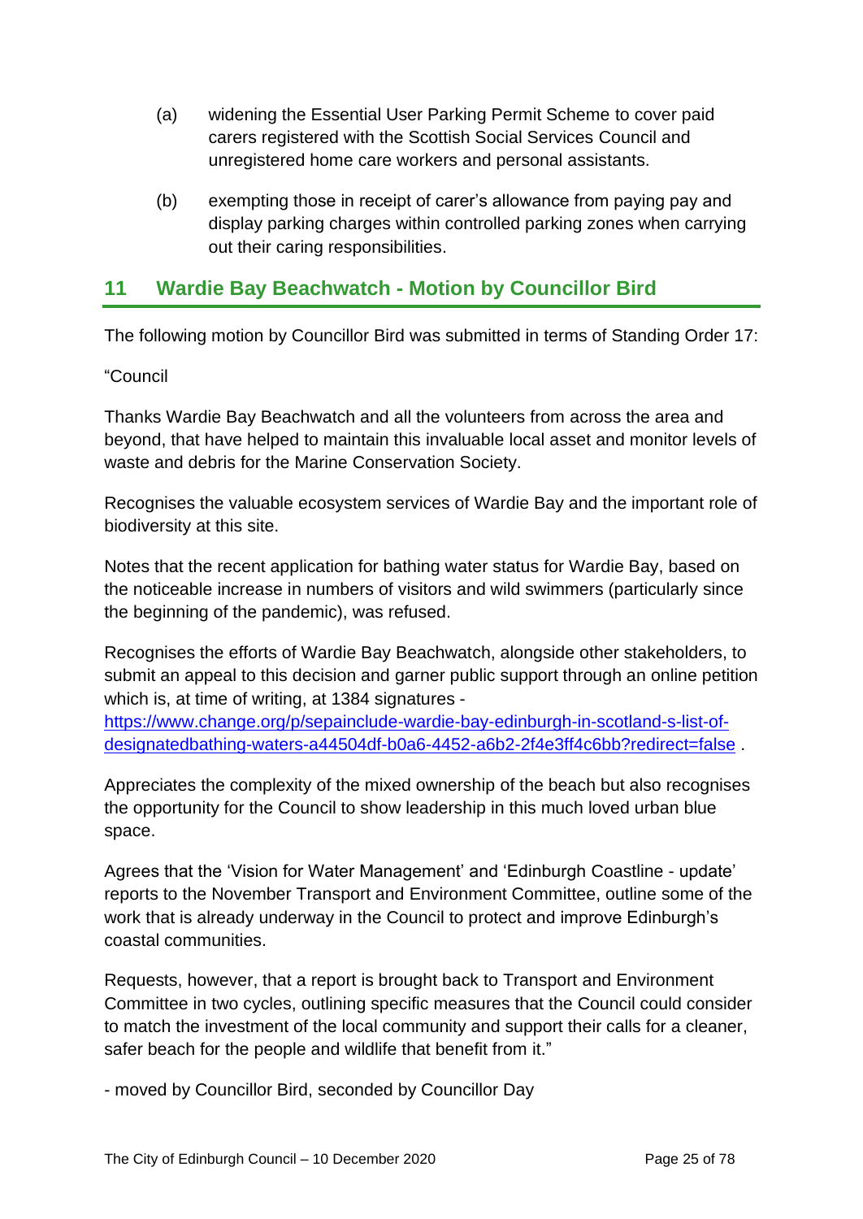(a) widening the Essential User Parking Permit Scheme to cover paid carers registered with the Scottish Social Services Council and unregistered home care workers and personal assistants.

(b) exempting those in receipt of carer's allowance from paying pay and display parking charges within controlled parking zones when carrying out their caring responsibilities.

## 11 Wardie Bay Beachwatch - Motion by Councillor Bird

The following motion by Councillor Bird was submitted in terms of Standing Order 17:

"Council

Thanks Wardie Bay Beachwatch and all the volunteers from across the area and beyond, that have helped to maintain this invaluable local asset and monitor levels of waste and debris for the Marine Conservation Society.

Recognises the valuable ecosystem services of Wardie Bay and the important role of biodiversity at this site.

Notes that the recent application for bathing water status for Wardie Bay, based on the noticeable increase in numbers of visitors and wild swimmers (particularly since the beginning of the pandemic), was refused.

Recognises the efforts of Wardie Bay Beachwatch, alongside other stakeholders, to submit an appeal to this decision and garner public support through an online petition which is, at time of writing, at 1384 signatures - [https://www.change.org/p/sepainclude-wardie-bay-edinburgh-in-scotland-s-list-of-designatedbathing-waters-a44504df-b0a6-4452-a6b2-2f4e3ff4c6bb?redirect=false](https://www.change.org/p/sepainclude-wardie-bay-edinburgh-in-scotland-s-list-of-designatedbathing-waters-a44504df-b0a6-4452-a6b2-2f4e3ff4c6bb?redirect=false) .

Appreciates the complexity of the mixed ownership of the beach but also recognises the opportunity for the Council to show leadership in this much loved urban blue space.

Agrees that the 'Vision for Water Management' and 'Edinburgh Coastline - update' reports to the November Transport and Environment Committee, outline some of the work that is already underway in the Council to protect and improve Edinburgh's coastal communities.

Requests, however, that a report is brought back to Transport and Environment Committee in two cycles, outlining specific measures that the Council could consider to match the investment of the local community and support their calls for a cleaner, safer beach for the people and wildlife that benefit from it."

- moved by Councillor Bird, seconded by Councillor Day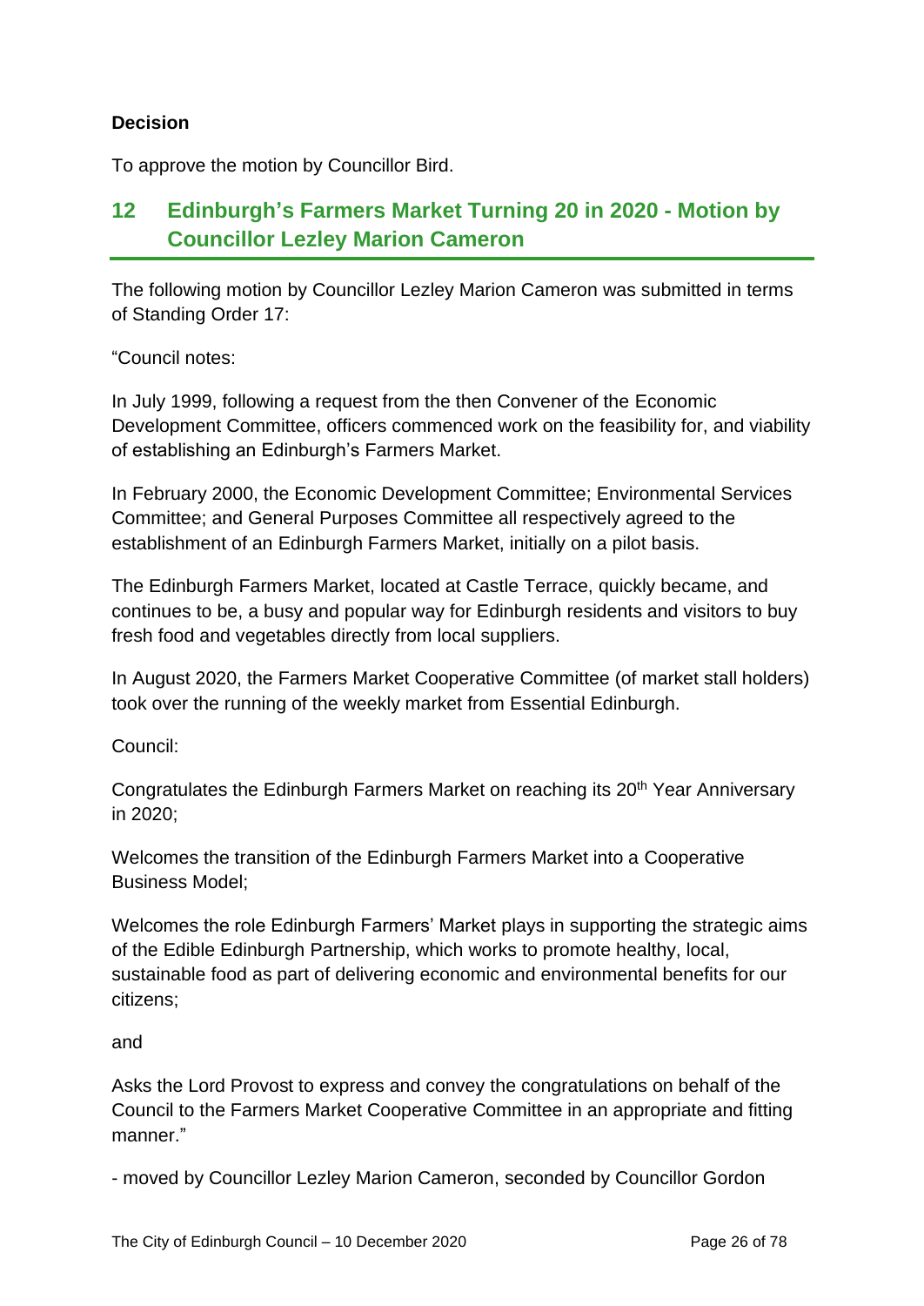**Decision**

To approve the motion by Councillor Bird.

## 12 Edinburgh's Farmers Market Turning 20 in 2020 - Motion by Councillor Lezley Marion Cameron

The following motion by Councillor Lezley Marion Cameron was submitted in terms of Standing Order 17:

"Council notes:

In July 1999, following a request from the then Convener of the Economic Development Committee, officers commenced work on the feasibility for, and viability of establishing an Edinburgh's Farmers Market.

In February 2000, the Economic Development Committee; Environmental Services Committee; and General Purposes Committee all respectively agreed to the establishment of an Edinburgh Farmers Market, initially on a pilot basis.

The Edinburgh Farmers Market, located at Castle Terrace, quickly became, and continues to be, a busy and popular way for Edinburgh residents and visitors to buy fresh food and vegetables directly from local suppliers.

In August 2020, the Farmers Market Cooperative Committee (of market stall holders) took over the running of the weekly market from Essential Edinburgh.

Council:

Congratulates the Edinburgh Farmers Market on reaching its 20th Year Anniversary in 2020;

Welcomes the transition of the Edinburgh Farmers Market into a Cooperative Business Model;

Welcomes the role Edinburgh Farmers' Market plays in supporting the strategic aims of the Edible Edinburgh Partnership, which works to promote healthy, local, sustainable food as part of delivering economic and environmental benefits for our citizens;

and

Asks the Lord Provost to express and convey the congratulations on behalf of the Council to the Farmers Market Cooperative Committee in an appropriate and fitting manner."

- moved by Councillor Lezley Marion Cameron, seconded by Councillor Gordon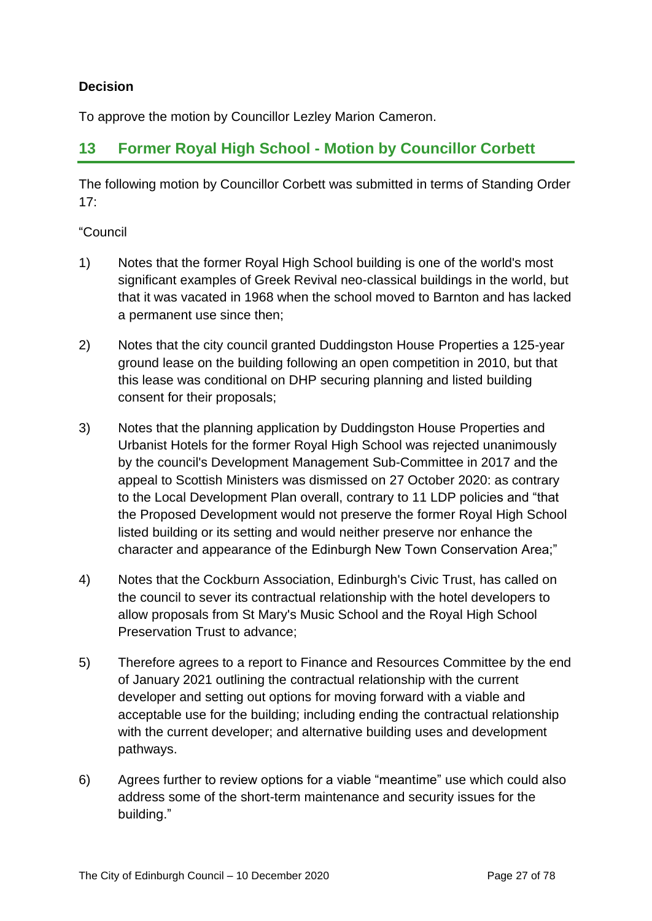**Decision**

To approve the motion by Councillor Lezley Marion Cameron.

## 13 Former Royal High School - Motion by Councillor Corbett

The following motion by Councillor Corbett was submitted in terms of Standing Order 17:

"Council

1) Notes that the former Royal High School building is one of the world's most significant examples of Greek Revival neo-classical buildings in the world, but that it was vacated in 1968 when the school moved to Barnton and has lacked a permanent use since then;

2) Notes that the city council granted Duddingston House Properties a 125-year ground lease on the building following an open competition in 2010, but that this lease was conditional on DHP securing planning and listed building consent for their proposals;

3) Notes that the planning application by Duddingston House Properties and Urbanist Hotels for the former Royal High School was rejected unanimously by the council's Development Management Sub-Committee in 2017 and the appeal to Scottish Ministers was dismissed on 27 October 2020: as contrary to the Local Development Plan overall, contrary to 11 LDP policies and "that the Proposed Development would not preserve the former Royal High School listed building or its setting and would neither preserve nor enhance the character and appearance of the Edinburgh New Town Conservation Area;"

4) Notes that the Cockburn Association, Edinburgh's Civic Trust, has called on the council to sever its contractual relationship with the hotel developers to allow proposals from St Mary's Music School and the Royal High School Preservation Trust to advance;

5) Therefore agrees to a report to Finance and Resources Committee by the end of January 2021 outlining the contractual relationship with the current developer and setting out options for moving forward with a viable and acceptable use for the building; including ending the contractual relationship with the current developer; and alternative building uses and development pathways.

6) Agrees further to review options for a viable "meantime" use which could also address some of the short-term maintenance and security issues for the building."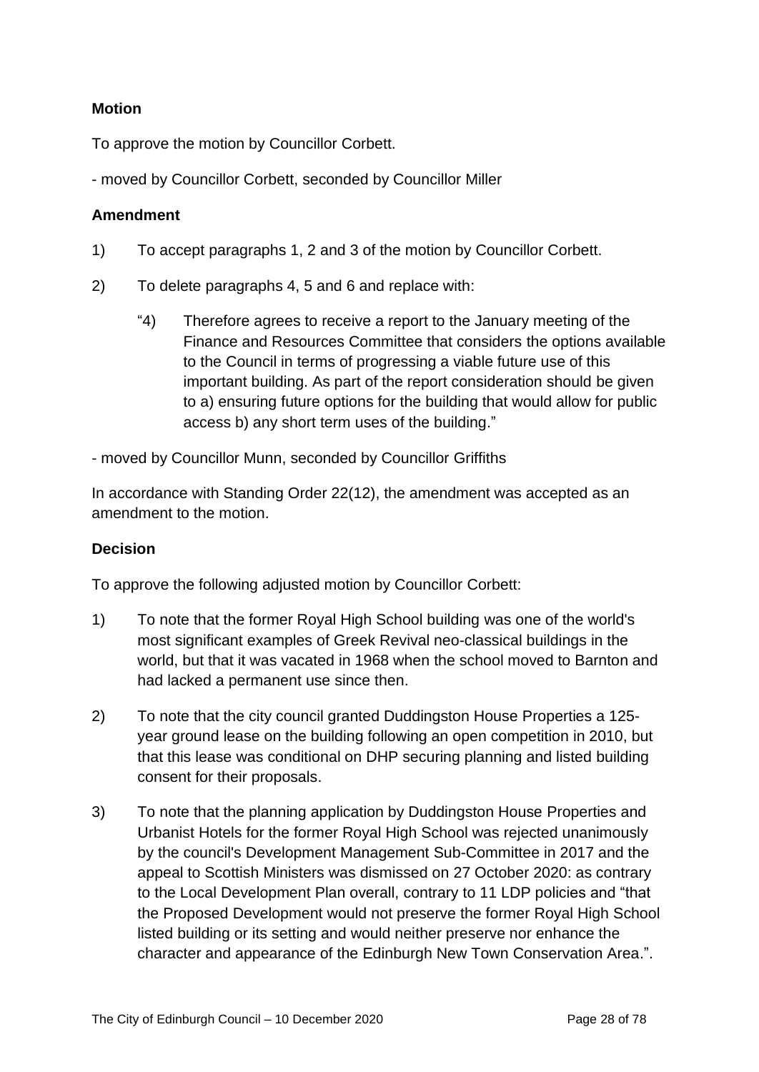**Motion**

To approve the motion by Councillor Corbett.

- moved by Councillor Corbett, seconded by Councillor Miller

**Amendment**

1) To accept paragraphs 1, 2 and 3 of the motion by Councillor Corbett.

2) To delete paragraphs 4, 5 and 6 and replace with:

   "4) Therefore agrees to receive a report to the January meeting of the Finance and Resources Committee that considers the options available to the Council in terms of progressing a viable future use of this important building. As part of the report consideration should be given to a) ensuring future options for the building that would allow for public access b) any short term uses of the building."

- moved by Councillor Munn, seconded by Councillor Griffiths

In accordance with Standing Order 22(12), the amendment was accepted as an amendment to the motion.

**Decision**

To approve the following adjusted motion by Councillor Corbett:

1) To note that the former Royal High School building was one of the world's most significant examples of Greek Revival neo-classical buildings in the world, but that it was vacated in 1968 when the school moved to Barnton and had lacked a permanent use since then.

2) To note that the city council granted Duddingston House Properties a 125-year ground lease on the building following an open competition in 2010, but that this lease was conditional on DHP securing planning and listed building consent for their proposals.

3) To note that the planning application by Duddingston House Properties and Urbanist Hotels for the former Royal High School was rejected unanimously by the council's Development Management Sub-Committee in 2017 and the appeal to Scottish Ministers was dismissed on 27 October 2020: as contrary to the Local Development Plan overall, contrary to 11 LDP policies and "that the Proposed Development would not preserve the former Royal High School listed building or its setting and would neither preserve nor enhance the character and appearance of the Edinburgh New Town Conservation Area.".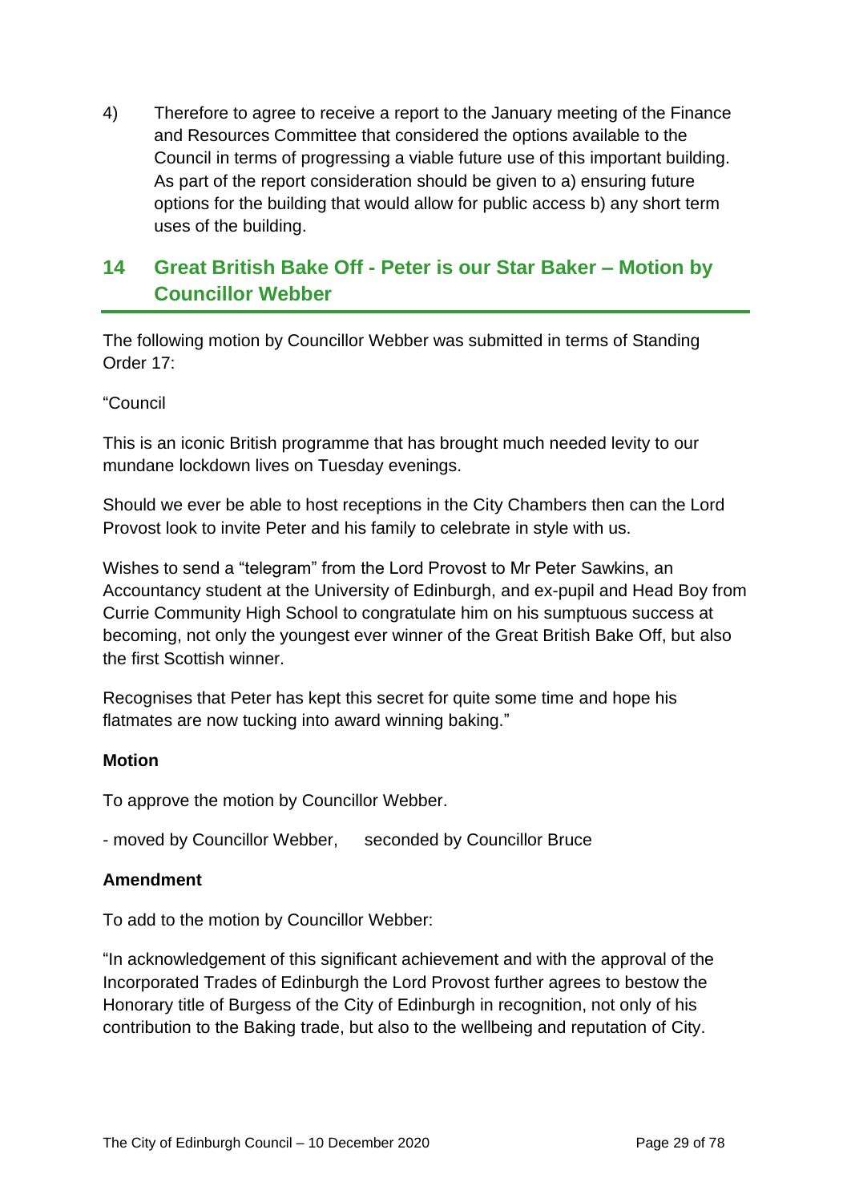4) Therefore to agree to receive a report to the January meeting of the Finance and Resources Committee that considered the options available to the Council in terms of progressing a viable future use of this important building. As part of the report consideration should be given to a) ensuring future options for the building that would allow for public access b) any short term uses of the building.

## 14 Great British Bake Off - Peter is our Star Baker – Motion by Councillor Webber

The following motion by Councillor Webber was submitted in terms of Standing Order 17:

"Council

This is an iconic British programme that has brought much needed levity to our mundane lockdown lives on Tuesday evenings.

Should we ever be able to host receptions in the City Chambers then can the Lord Provost look to invite Peter and his family to celebrate in style with us.

Wishes to send a "telegram" from the Lord Provost to Mr Peter Sawkins, an Accountancy student at the University of Edinburgh, and ex-pupil and Head Boy from Currie Community High School to congratulate him on his sumptuous success at becoming, not only the youngest ever winner of the Great British Bake Off, but also the first Scottish winner.

Recognises that Peter has kept this secret for quite some time and hope his flatmates are now tucking into award winning baking."

**Motion**

To approve the motion by Councillor Webber.

- moved by Councillor Webber, seconded by Councillor Bruce

**Amendment**

To add to the motion by Councillor Webber:

"In acknowledgement of this significant achievement and with the approval of the Incorporated Trades of Edinburgh the Lord Provost further agrees to bestow the Honorary title of Burgess of the City of Edinburgh in recognition, not only of his contribution to the Baking trade, but also to the wellbeing and reputation of City.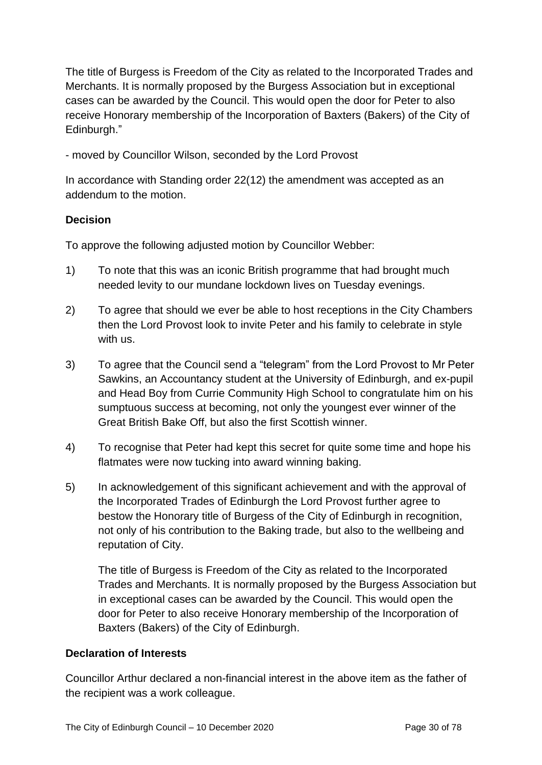The title of Burgess is Freedom of the City as related to the Incorporated Trades and Merchants. It is normally proposed by the Burgess Association but in exceptional cases can be awarded by the Council. This would open the door for Peter to also receive Honorary membership of the Incorporation of Baxters (Bakers) of the City of Edinburgh."

- moved by Councillor Wilson, seconded by the Lord Provost

In accordance with Standing order 22(12) the amendment was accepted as an addendum to the motion.

**Decision**

To approve the following adjusted motion by Councillor Webber:

1) To note that this was an iconic British programme that had brought much needed levity to our mundane lockdown lives on Tuesday evenings.

2) To agree that should we ever be able to host receptions in the City Chambers then the Lord Provost look to invite Peter and his family to celebrate in style with us.

3) To agree that the Council send a "telegram" from the Lord Provost to Mr Peter Sawkins, an Accountancy student at the University of Edinburgh, and ex-pupil and Head Boy from Currie Community High School to congratulate him on his sumptuous success at becoming, not only the youngest ever winner of the Great British Bake Off, but also the first Scottish winner.

4) To recognise that Peter had kept this secret for quite some time and hope his flatmates were now tucking into award winning baking.

5) In acknowledgement of this significant achievement and with the approval of the Incorporated Trades of Edinburgh the Lord Provost further agree to bestow the Honorary title of Burgess of the City of Edinburgh in recognition, not only of his contribution to the Baking trade, but also to the wellbeing and reputation of City.

   The title of Burgess is Freedom of the City as related to the Incorporated Trades and Merchants. It is normally proposed by the Burgess Association but in exceptional cases can be awarded by the Council. This would open the door for Peter to also receive Honorary membership of the Incorporation of Baxters (Bakers) of the City of Edinburgh.

**Declaration of Interests**

Councillor Arthur declared a non-financial interest in the above item as the father of the recipient was a work colleague.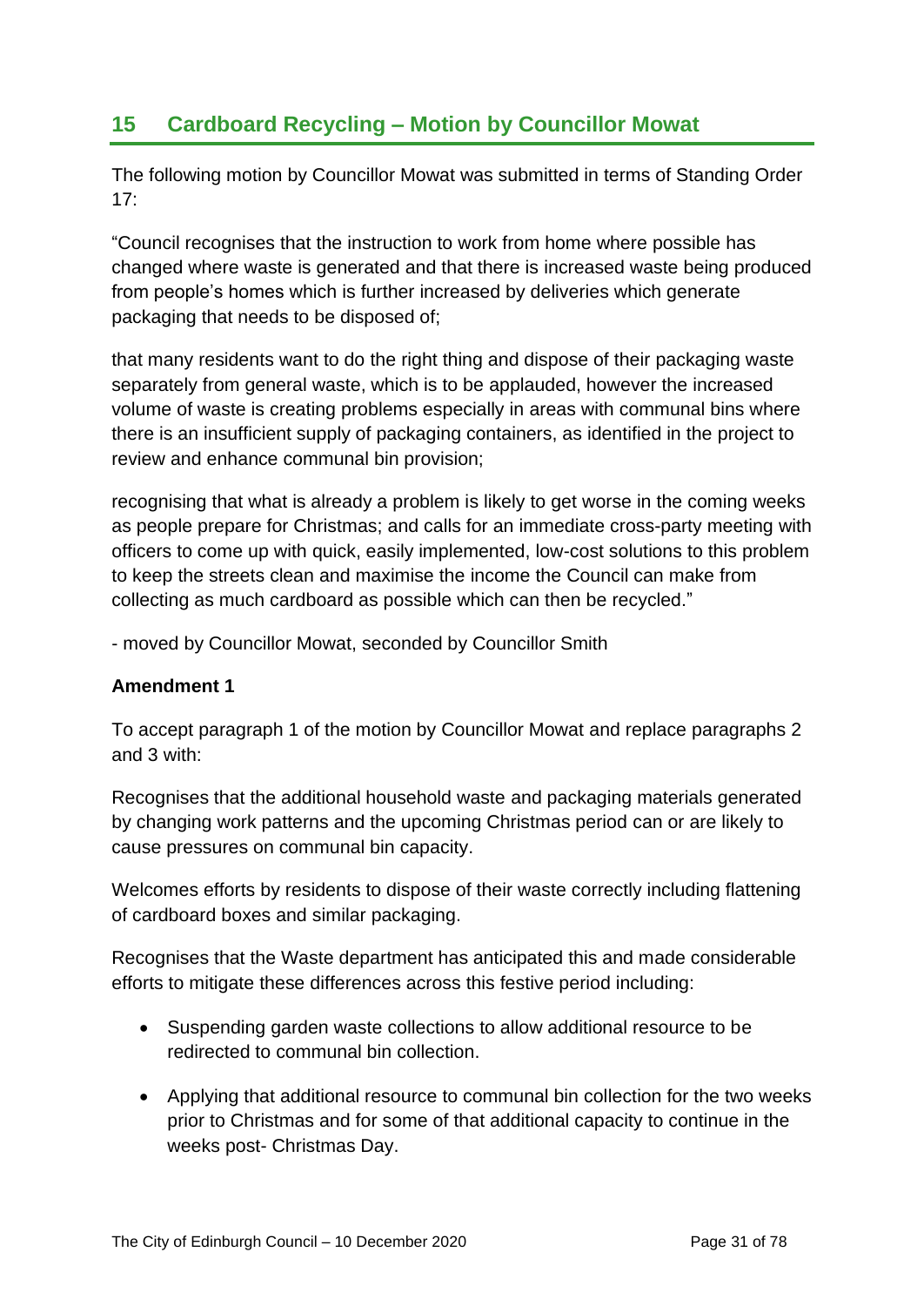## 15 Cardboard Recycling – Motion by Councillor Mowat

The following motion by Councillor Mowat was submitted in terms of Standing Order 17:

"Council recognises that the instruction to work from home where possible has changed where waste is generated and that there is increased waste being produced from people's homes which is further increased by deliveries which generate packaging that needs to be disposed of;

that many residents want to do the right thing and dispose of their packaging waste separately from general waste, which is to be applauded, however the increased volume of waste is creating problems especially in areas with communal bins where there is an insufficient supply of packaging containers, as identified in the project to review and enhance communal bin provision;

recognising that what is already a problem is likely to get worse in the coming weeks as people prepare for Christmas; and calls for an immediate cross-party meeting with officers to come up with quick, easily implemented, low-cost solutions to this problem to keep the streets clean and maximise the income the Council can make from collecting as much cardboard as possible which can then be recycled."

- moved by Councillor Mowat, seconded by Councillor Smith

**Amendment 1**

To accept paragraph 1 of the motion by Councillor Mowat and replace paragraphs 2 and 3 with:

Recognises that the additional household waste and packaging materials generated by changing work patterns and the upcoming Christmas period can or are likely to cause pressures on communal bin capacity.

Welcomes efforts by residents to dispose of their waste correctly including flattening of cardboard boxes and similar packaging.

Recognises that the Waste department has anticipated this and made considerable efforts to mitigate these differences across this festive period including:

- Suspending garden waste collections to allow additional resource to be redirected to communal bin collection.
- Applying that additional resource to communal bin collection for the two weeks prior to Christmas and for some of that additional capacity to continue in the weeks post- Christmas Day.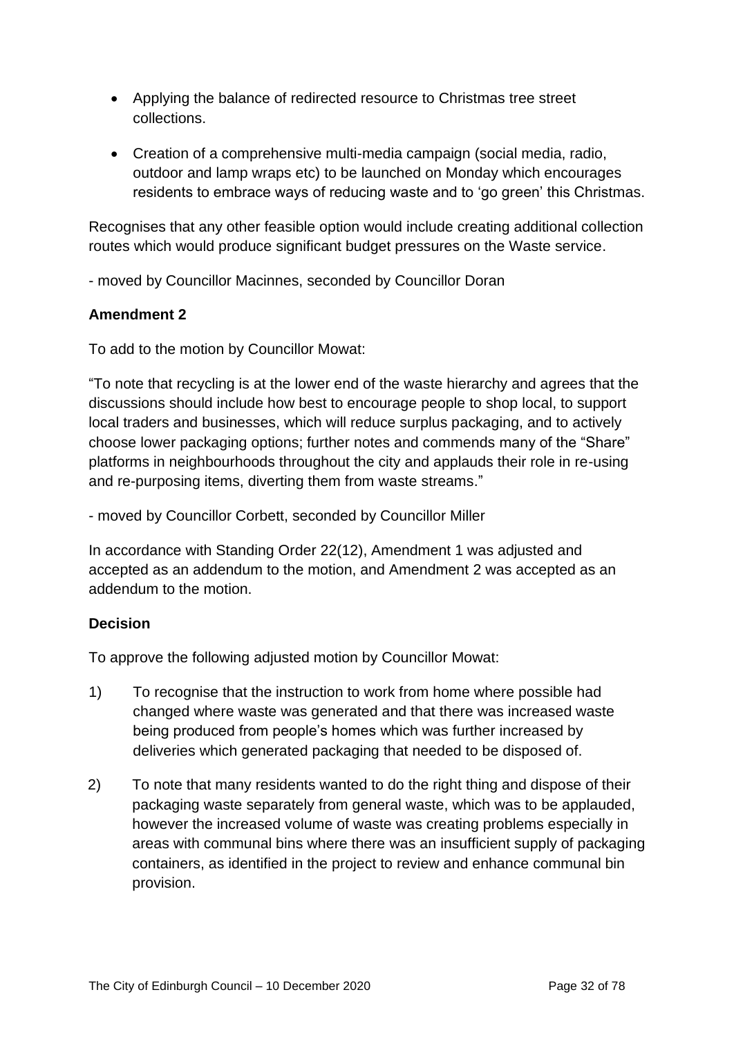- Applying the balance of redirected resource to Christmas tree street collections.

- Creation of a comprehensive multi-media campaign (social media, radio, outdoor and lamp wraps etc) to be launched on Monday which encourages residents to embrace ways of reducing waste and to 'go green' this Christmas.

Recognises that any other feasible option would include creating additional collection routes which would produce significant budget pressures on the Waste service.

- moved by Councillor Macinnes, seconded by Councillor Doran

**Amendment 2**

To add to the motion by Councillor Mowat:

"To note that recycling is at the lower end of the waste hierarchy and agrees that the discussions should include how best to encourage people to shop local, to support local traders and businesses, which will reduce surplus packaging, and to actively choose lower packaging options; further notes and commends many of the "Share" platforms in neighbourhoods throughout the city and applauds their role in re-using and re-purposing items, diverting them from waste streams."

- moved by Councillor Corbett, seconded by Councillor Miller

In accordance with Standing Order 22(12), Amendment 1 was adjusted and accepted as an addendum to the motion, and Amendment 2 was accepted as an addendum to the motion.

**Decision**

To approve the following adjusted motion by Councillor Mowat:

1) To recognise that the instruction to work from home where possible had changed where waste was generated and that there was increased waste being produced from people's homes which was further increased by deliveries which generated packaging that needed to be disposed of.

2) To note that many residents wanted to do the right thing and dispose of their packaging waste separately from general waste, which was to be applauded, however the increased volume of waste was creating problems especially in areas with communal bins where there was an insufficient supply of packaging containers, as identified in the project to review and enhance communal bin provision.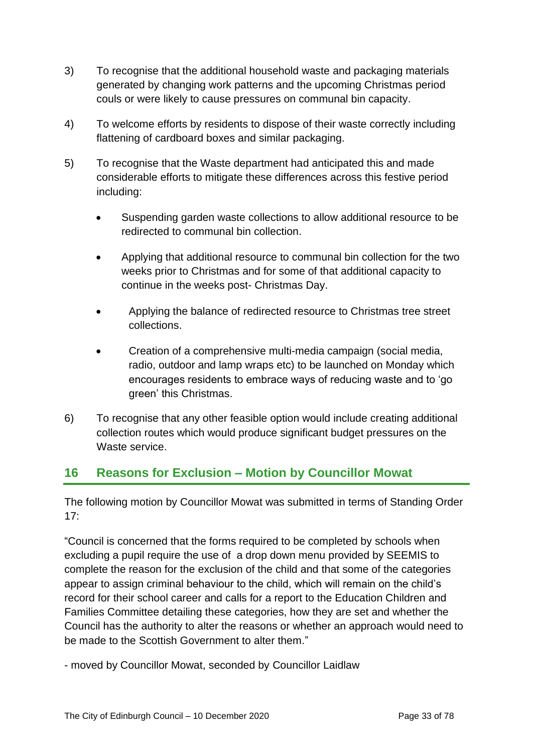3) To recognise that the additional household waste and packaging materials generated by changing work patterns and the upcoming Christmas period couls or were likely to cause pressures on communal bin capacity.

4) To welcome efforts by residents to dispose of their waste correctly including flattening of cardboard boxes and similar packaging.

5) To recognise that the Waste department had anticipated this and made considerable efforts to mitigate these differences across this festive period including:

   - Suspending garden waste collections to allow additional resource to be redirected to communal bin collection.
   - Applying that additional resource to communal bin collection for the two weeks prior to Christmas and for some of that additional capacity to continue in the weeks post- Christmas Day.
   - Applying the balance of redirected resource to Christmas tree street collections.
   - Creation of a comprehensive multi-media campaign (social media, radio, outdoor and lamp wraps etc) to be launched on Monday which encourages residents to embrace ways of reducing waste and to 'go green' this Christmas.

6) To recognise that any other feasible option would include creating additional collection routes which would produce significant budget pressures on the Waste service.

## 16 Reasons for Exclusion – Motion by Councillor Mowat

The following motion by Councillor Mowat was submitted in terms of Standing Order 17:

"Council is concerned that the forms required to be completed by schools when excluding a pupil require the use of a drop down menu provided by SEEMIS to complete the reason for the exclusion of the child and that some of the categories appear to assign criminal behaviour to the child, which will remain on the child's record for their school career and calls for a report to the Education Children and Families Committee detailing these categories, how they are set and whether the Council has the authority to alter the reasons or whether an approach would need to be made to the Scottish Government to alter them."

- moved by Councillor Mowat, seconded by Councillor Laidlaw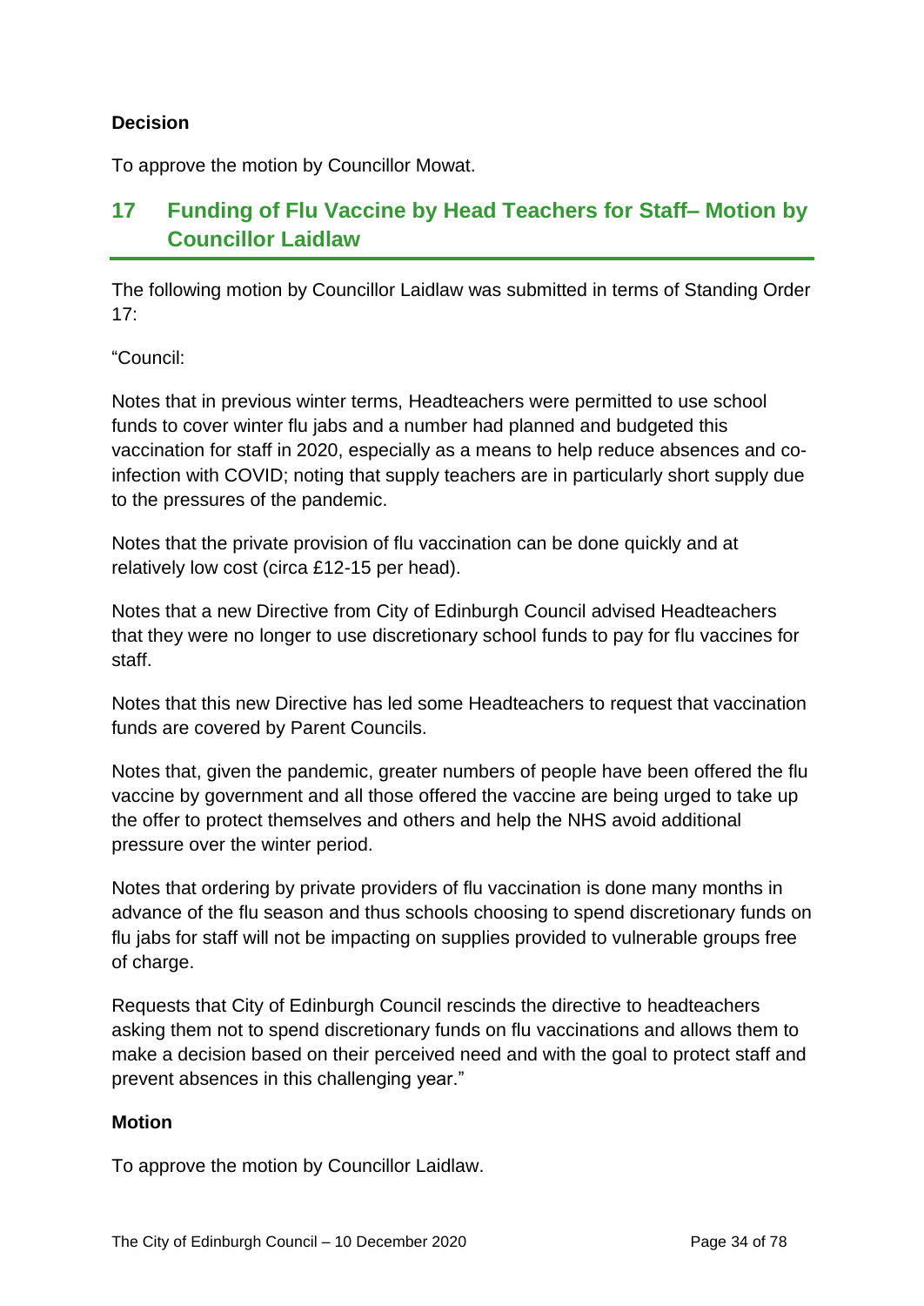### Decision

To approve the motion by Councillor Mowat.

## 17 Funding of Flu Vaccine by Head Teachers for Staff– Motion by Councillor Laidlaw

The following motion by Councillor Laidlaw was submitted in terms of Standing Order 17:

"Council:

Notes that in previous winter terms, Headteachers were permitted to use school funds to cover winter flu jabs and a number had planned and budgeted this vaccination for staff in 2020, especially as a means to help reduce absences and co-infection with COVID; noting that supply teachers are in particularly short supply due to the pressures of the pandemic.

Notes that the private provision of flu vaccination can be done quickly and at relatively low cost (circa £12-15 per head).

Notes that a new Directive from City of Edinburgh Council advised Headteachers that they were no longer to use discretionary school funds to pay for flu vaccines for staff.

Notes that this new Directive has led some Headteachers to request that vaccination funds are covered by Parent Councils.

Notes that, given the pandemic, greater numbers of people have been offered the flu vaccine by government and all those offered the vaccine are being urged to take up the offer to protect themselves and others and help the NHS avoid additional pressure over the winter period.

Notes that ordering by private providers of flu vaccination is done many months in advance of the flu season and thus schools choosing to spend discretionary funds on flu jabs for staff will not be impacting on supplies provided to vulnerable groups free of charge.

Requests that City of Edinburgh Council rescinds the directive to headteachers asking them not to spend discretionary funds on flu vaccinations and allows them to make a decision based on their perceived need and with the goal to protect staff and prevent absences in this challenging year."

### Motion

To approve the motion by Councillor Laidlaw.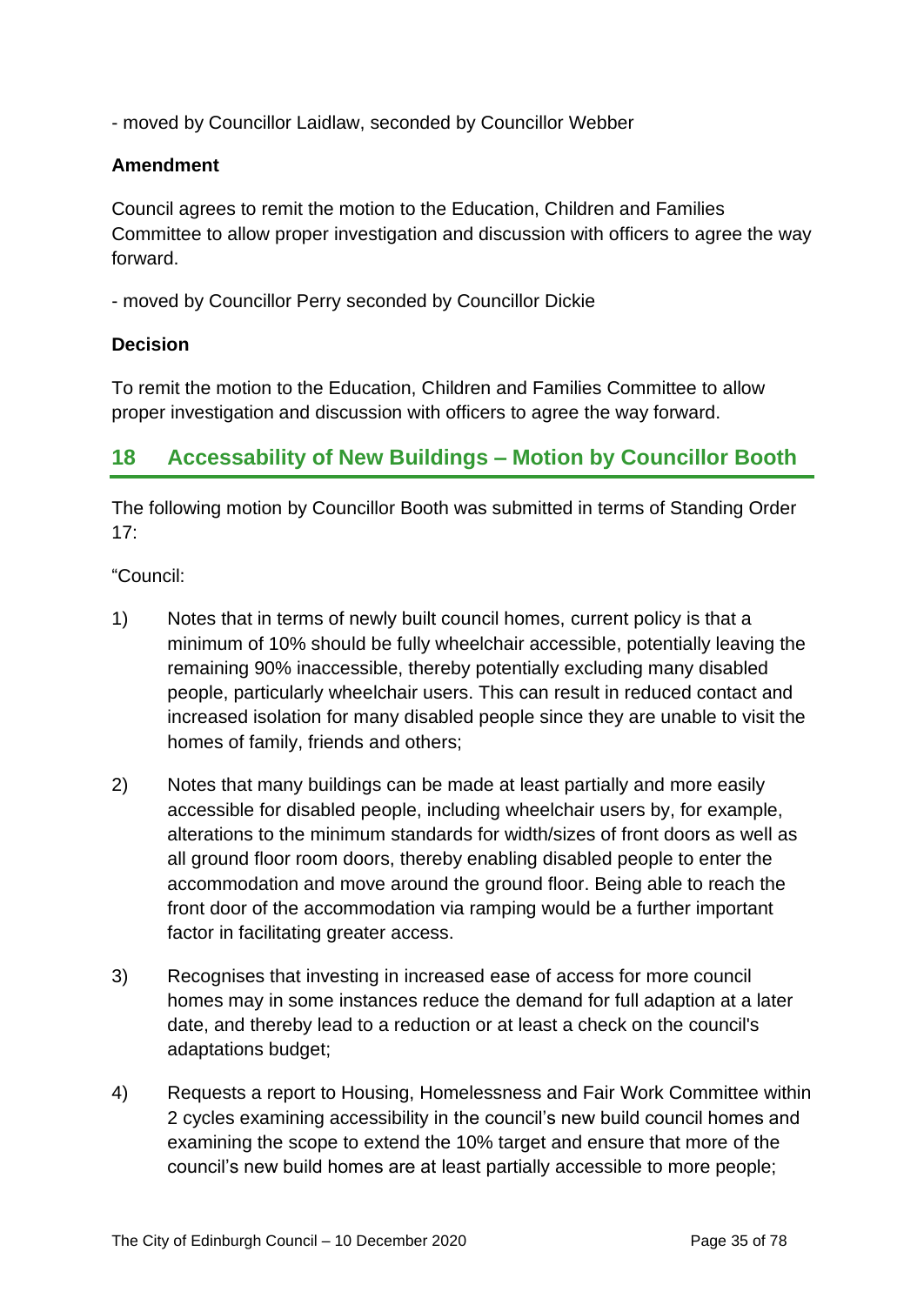- moved by Councillor Laidlaw, seconded by Councillor Webber

**Amendment**

Council agrees to remit the motion to the Education, Children and Families Committee to allow proper investigation and discussion with officers to agree the way forward.

- moved by Councillor Perry seconded by Councillor Dickie

**Decision**

To remit the motion to the Education, Children and Families Committee to allow proper investigation and discussion with officers to agree the way forward.

## 18 Accessability of New Buildings – Motion by Councillor Booth

The following motion by Councillor Booth was submitted in terms of Standing Order 17:

"Council:

1) Notes that in terms of newly built council homes, current policy is that a minimum of 10% should be fully wheelchair accessible, potentially leaving the remaining 90% inaccessible, thereby potentially excluding many disabled people, particularly wheelchair users. This can result in reduced contact and increased isolation for many disabled people since they are unable to visit the homes of family, friends and others;

2) Notes that many buildings can be made at least partially and more easily accessible for disabled people, including wheelchair users by, for example, alterations to the minimum standards for width/sizes of front doors as well as all ground floor room doors, thereby enabling disabled people to enter the accommodation and move around the ground floor. Being able to reach the front door of the accommodation via ramping would be a further important factor in facilitating greater access.

3) Recognises that investing in increased ease of access for more council homes may in some instances reduce the demand for full adaption at a later date, and thereby lead to a reduction or at least a check on the council's adaptations budget;

4) Requests a report to Housing, Homelessness and Fair Work Committee within 2 cycles examining accessibility in the council's new build council homes and examining the scope to extend the 10% target and ensure that more of the council's new build homes are at least partially accessible to more people;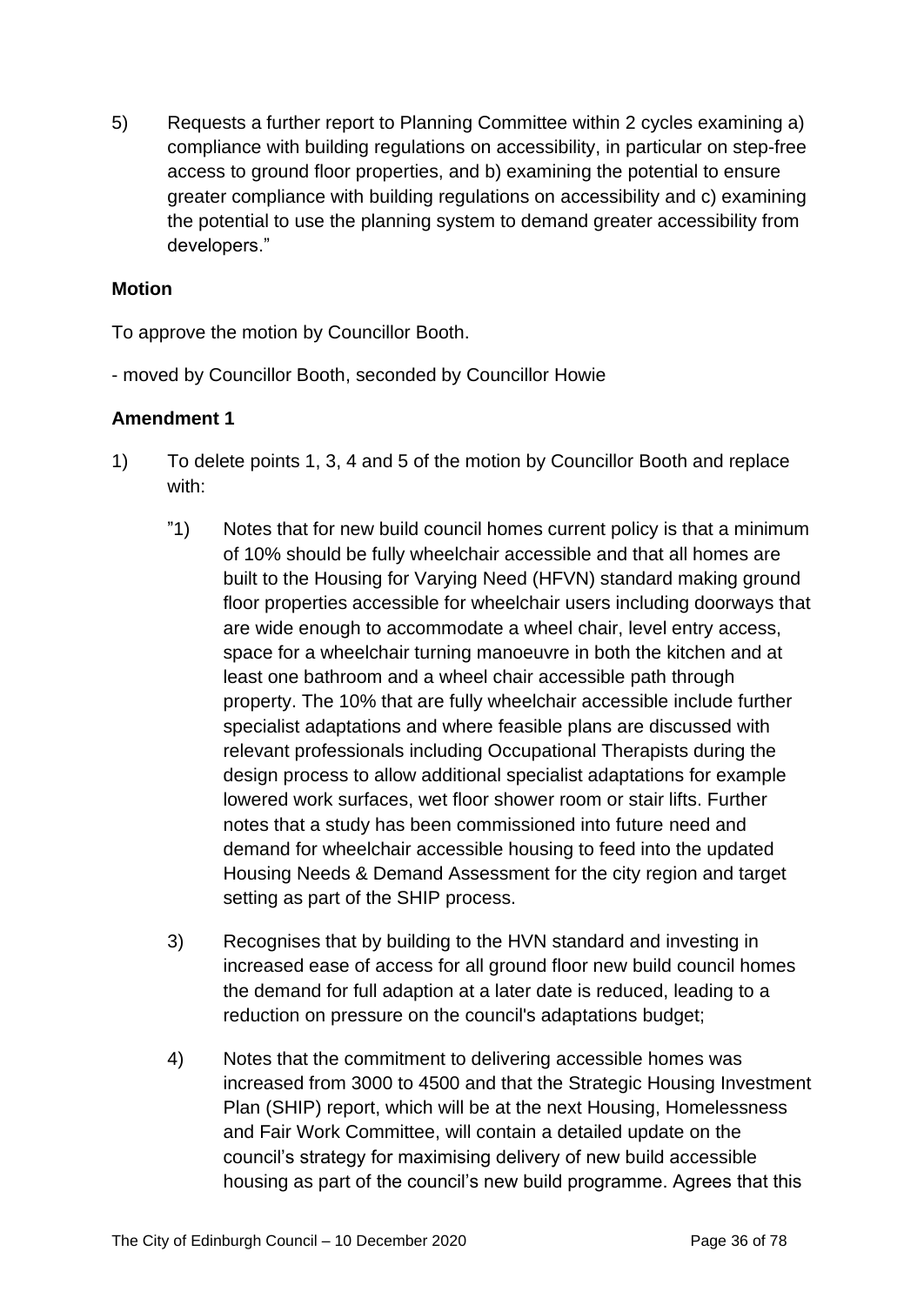5) Requests a further report to Planning Committee within 2 cycles examining a) compliance with building regulations on accessibility, in particular on step-free access to ground floor properties, and b) examining the potential to ensure greater compliance with building regulations on accessibility and c) examining the potential to use the planning system to demand greater accessibility from developers."

**Motion**

To approve the motion by Councillor Booth.

- moved by Councillor Booth, seconded by Councillor Howie

**Amendment 1**

1) To delete points 1, 3, 4 and 5 of the motion by Councillor Booth and replace with:

   "1) Notes that for new build council homes current policy is that a minimum of 10% should be fully wheelchair accessible and that all homes are built to the Housing for Varying Need (HFVN) standard making ground floor properties accessible for wheelchair users including doorways that are wide enough to accommodate a wheel chair, level entry access, space for a wheelchair turning manoeuvre in both the kitchen and at least one bathroom and a wheel chair accessible path through property. The 10% that are fully wheelchair accessible include further specialist adaptations and where feasible plans are discussed with relevant professionals including Occupational Therapists during the design process to allow additional specialist adaptations for example lowered work surfaces, wet floor shower room or stair lifts. Further notes that a study has been commissioned into future need and demand for wheelchair accessible housing to feed into the updated Housing Needs & Demand Assessment for the city region and target setting as part of the SHIP process.

   3) Recognises that by building to the HVN standard and investing in increased ease of access for all ground floor new build council homes the demand for full adaption at a later date is reduced, leading to a reduction on pressure on the council's adaptations budget;

   4) Notes that the commitment to delivering accessible homes was increased from 3000 to 4500 and that the Strategic Housing Investment Plan (SHIP) report, which will be at the next Housing, Homelessness and Fair Work Committee, will contain a detailed update on the council's strategy for maximising delivery of new build accessible housing as part of the council's new build programme. Agrees that this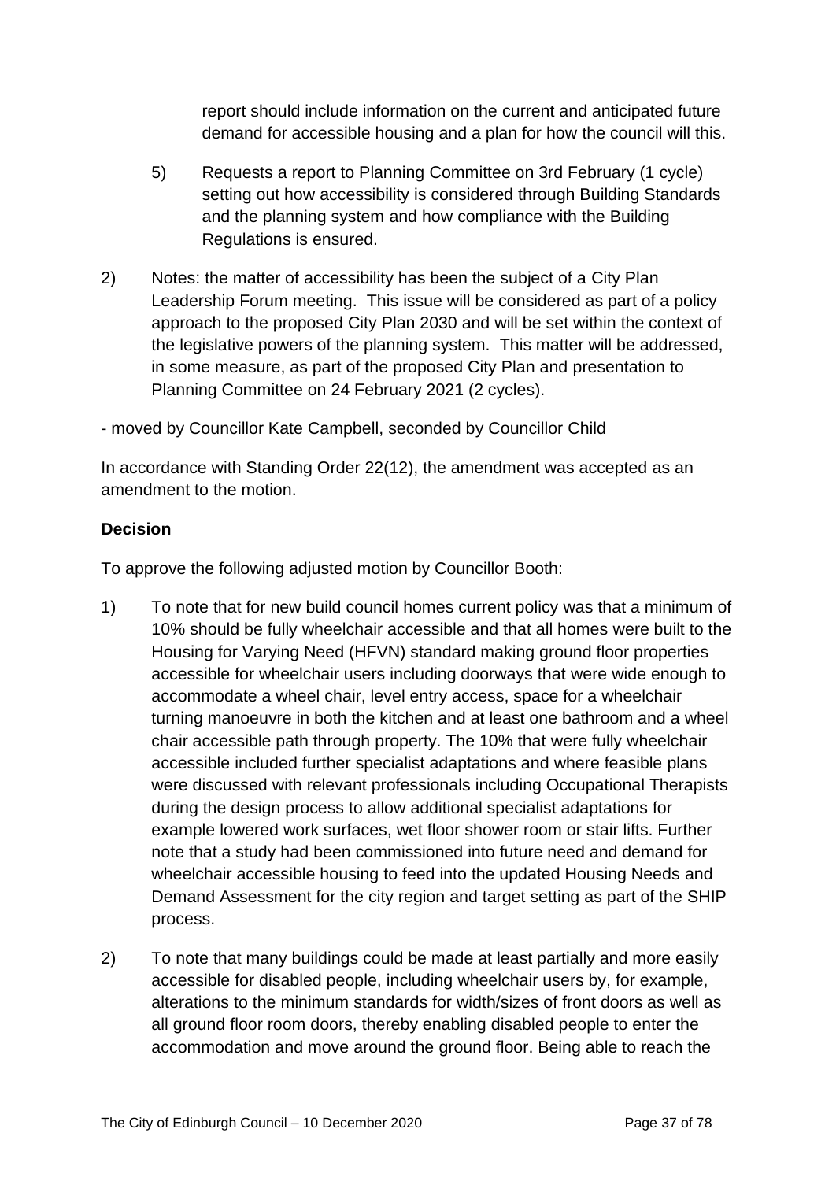report should include information on the current and anticipated future demand for accessible housing and a plan for how the council will this.

5) Requests a report to Planning Committee on 3rd February (1 cycle) setting out how accessibility is considered through Building Standards and the planning system and how compliance with the Building Regulations is ensured.

2) Notes: the matter of accessibility has been the subject of a City Plan Leadership Forum meeting. This issue will be considered as part of a policy approach to the proposed City Plan 2030 and will be set within the context of the legislative powers of the planning system. This matter will be addressed, in some measure, as part of the proposed City Plan and presentation to Planning Committee on 24 February 2021 (2 cycles).

- moved by Councillor Kate Campbell, seconded by Councillor Child

In accordance with Standing Order 22(12), the amendment was accepted as an amendment to the motion.

**Decision**

To approve the following adjusted motion by Councillor Booth:

1) To note that for new build council homes current policy was that a minimum of 10% should be fully wheelchair accessible and that all homes were built to the Housing for Varying Need (HFVN) standard making ground floor properties accessible for wheelchair users including doorways that were wide enough to accommodate a wheel chair, level entry access, space for a wheelchair turning manoeuvre in both the kitchen and at least one bathroom and a wheel chair accessible path through property. The 10% that were fully wheelchair accessible included further specialist adaptations and where feasible plans were discussed with relevant professionals including Occupational Therapists during the design process to allow additional specialist adaptations for example lowered work surfaces, wet floor shower room or stair lifts. Further note that a study had been commissioned into future need and demand for wheelchair accessible housing to feed into the updated Housing Needs and Demand Assessment for the city region and target setting as part of the SHIP process.

2) To note that many buildings could be made at least partially and more easily accessible for disabled people, including wheelchair users by, for example, alterations to the minimum standards for width/sizes of front doors as well as all ground floor room doors, thereby enabling disabled people to enter the accommodation and move around the ground floor. Being able to reach the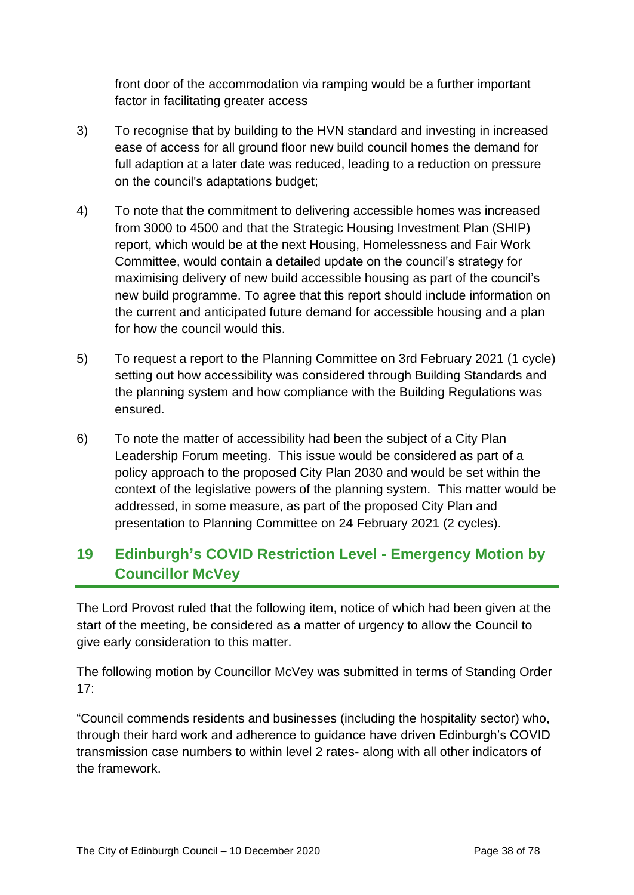front door of the accommodation via ramping would be a further important factor in facilitating greater access

3) To recognise that by building to the HVN standard and investing in increased ease of access for all ground floor new build council homes the demand for full adaption at a later date was reduced, leading to a reduction on pressure on the council's adaptations budget;

4) To note that the commitment to delivering accessible homes was increased from 3000 to 4500 and that the Strategic Housing Investment Plan (SHIP) report, which would be at the next Housing, Homelessness and Fair Work Committee, would contain a detailed update on the council's strategy for maximising delivery of new build accessible housing as part of the council's new build programme. To agree that this report should include information on the current and anticipated future demand for accessible housing and a plan for how the council would this.

5) To request a report to the Planning Committee on 3rd February 2021 (1 cycle) setting out how accessibility was considered through Building Standards and the planning system and how compliance with the Building Regulations was ensured.

6) To note the matter of accessibility had been the subject of a City Plan Leadership Forum meeting. This issue would be considered as part of a policy approach to the proposed City Plan 2030 and would be set within the context of the legislative powers of the planning system. This matter would be addressed, in some measure, as part of the proposed City Plan and presentation to Planning Committee on 24 February 2021 (2 cycles).

## 19 Edinburgh's COVID Restriction Level - Emergency Motion by Councillor McVey

The Lord Provost ruled that the following item, notice of which had been given at the start of the meeting, be considered as a matter of urgency to allow the Council to give early consideration to this matter.

The following motion by Councillor McVey was submitted in terms of Standing Order 17:

"Council commends residents and businesses (including the hospitality sector) who, through their hard work and adherence to guidance have driven Edinburgh's COVID transmission case numbers to within level 2 rates- along with all other indicators of the framework.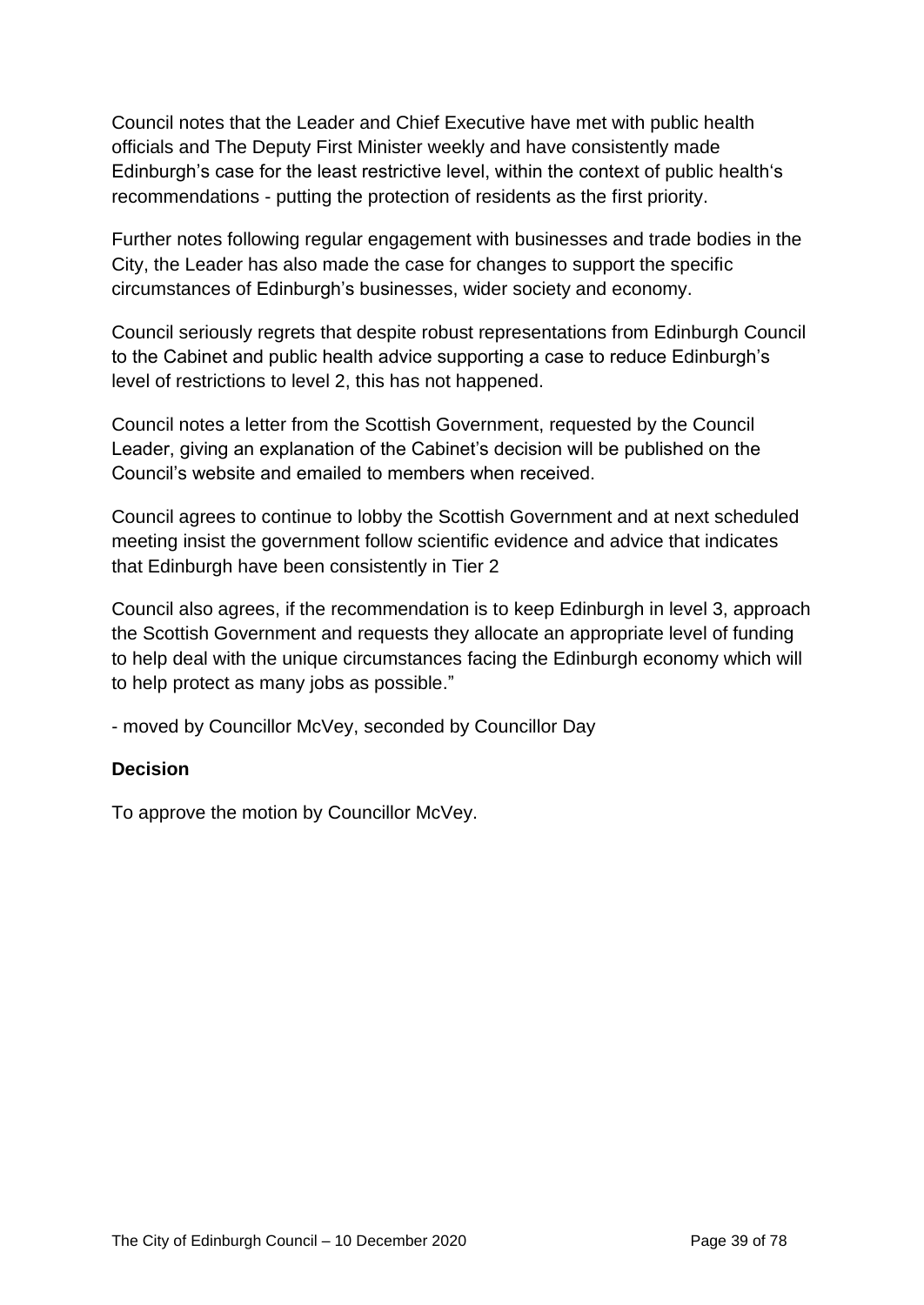Council notes that the Leader and Chief Executive have met with public health officials and The Deputy First Minister weekly and have consistently made Edinburgh's case for the least restrictive level, within the context of public health's recommendations - putting the protection of residents as the first priority.

Further notes following regular engagement with businesses and trade bodies in the City, the Leader has also made the case for changes to support the specific circumstances of Edinburgh's businesses, wider society and economy.

Council seriously regrets that despite robust representations from Edinburgh Council to the Cabinet and public health advice supporting a case to reduce Edinburgh's level of restrictions to level 2, this has not happened.

Council notes a letter from the Scottish Government, requested by the Council Leader, giving an explanation of the Cabinet's decision will be published on the Council's website and emailed to members when received.

Council agrees to continue to lobby the Scottish Government and at next scheduled meeting insist the government follow scientific evidence and advice that indicates that Edinburgh have been consistently in Tier 2

Council also agrees, if the recommendation is to keep Edinburgh in level 3, approach the Scottish Government and requests they allocate an appropriate level of funding to help deal with the unique circumstances facing the Edinburgh economy which will to help protect as many jobs as possible."

- moved by Councillor McVey, seconded by Councillor Day

**Decision**

To approve the motion by Councillor McVey.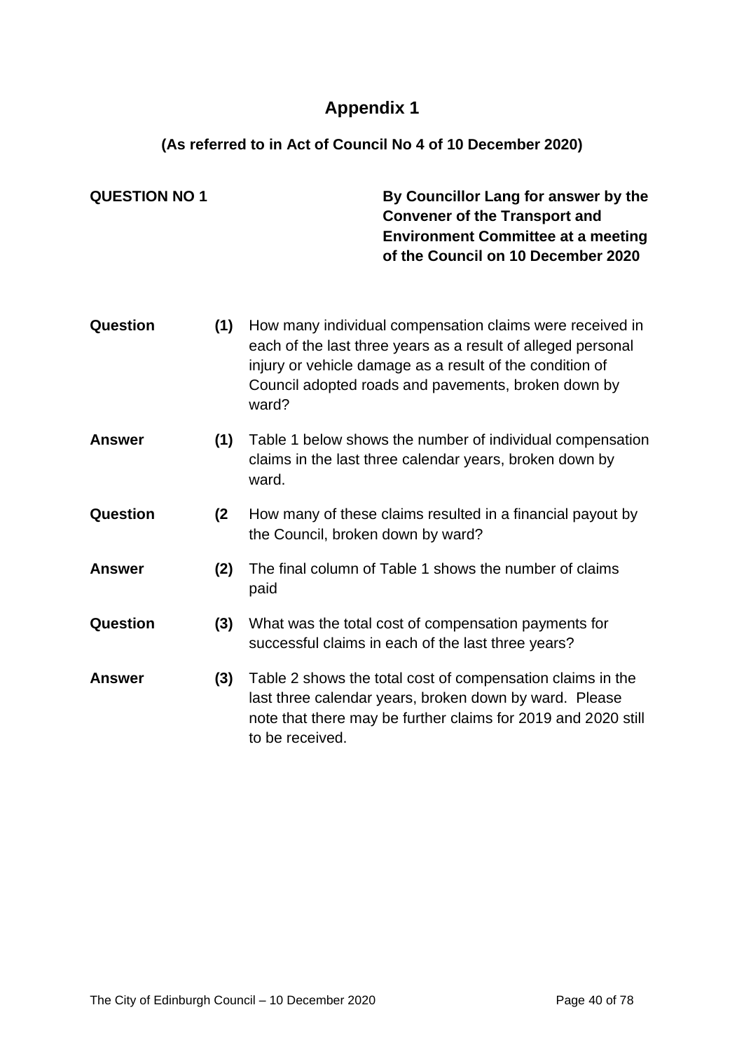# Appendix 1

**(As referred to in Act of Council No 4 of 10 December 2020)**

**QUESTION NO 1**

**By Councillor Lang for answer by the Convener of the Transport and Environment Committee at a meeting of the Council on 10 December 2020**

**Question** **(1)** How many individual compensation claims were received in each of the last three years as a result of alleged personal injury or vehicle damage as a result of the condition of Council adopted roads and pavements, broken down by ward?

**Answer** **(1)** Table 1 below shows the number of individual compensation claims in the last three calendar years, broken down by ward.

**Question** **(2** How many of these claims resulted in a financial payout by the Council, broken down by ward?

**Answer** **(2)** The final column of Table 1 shows the number of claims paid

**Question** **(3)** What was the total cost of compensation payments for successful claims in each of the last three years?

**Answer** **(3)** Table 2 shows the total cost of compensation claims in the last three calendar years, broken down by ward. Please note that there may be further claims for 2019 and 2020 still to be received.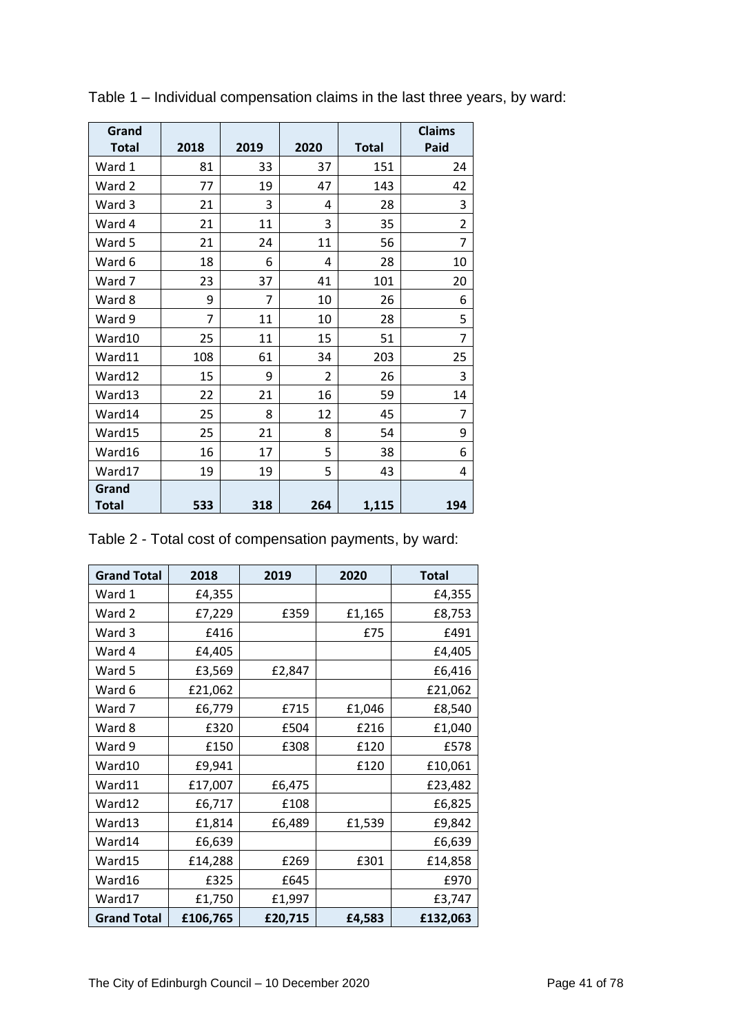Table 1 – Individual compensation claims in the last three years, by ward:

| Grand Total | 2018 | 2019 | 2020 | Total | Claims Paid |
|---|---|---|---|---|---|
| Ward 1 | 81 | 33 | 37 | 151 | 24 |
| Ward 2 | 77 | 19 | 47 | 143 | 42 |
| Ward 3 | 21 | 3 | 4 | 28 | 3 |
| Ward 4 | 21 | 11 | 3 | 35 | 2 |
| Ward 5 | 21 | 24 | 11 | 56 | 7 |
| Ward 6 | 18 | 6 | 4 | 28 | 10 |
| Ward 7 | 23 | 37 | 41 | 101 | 20 |
| Ward 8 | 9 | 7 | 10 | 26 | 6 |
| Ward 9 | 7 | 11 | 10 | 28 | 5 |
| Ward10 | 25 | 11 | 15 | 51 | 7 |
| Ward11 | 108 | 61 | 34 | 203 | 25 |
| Ward12 | 15 | 9 | 2 | 26 | 3 |
| Ward13 | 22 | 21 | 16 | 59 | 14 |
| Ward14 | 25 | 8 | 12 | 45 | 7 |
| Ward15 | 25 | 21 | 8 | 54 | 9 |
| Ward16 | 16 | 17 | 5 | 38 | 6 |
| Ward17 | 19 | 19 | 5 | 43 | 4 |
| **Grand Total** | **533** | **318** | **264** | **1,115** | **194** |

Table 2 - Total cost of compensation payments, by ward:

| Grand Total | 2018 | 2019 | 2020 | Total |
|---|---|---|---|---|
| Ward 1 | £4,355 | | | £4,355 |
| Ward 2 | £7,229 | £359 | £1,165 | £8,753 |
| Ward 3 | £416 | | £75 | £491 |
| Ward 4 | £4,405 | | | £4,405 |
| Ward 5 | £3,569 | £2,847 | | £6,416 |
| Ward 6 | £21,062 | | | £21,062 |
| Ward 7 | £6,779 | £715 | £1,046 | £8,540 |
| Ward 8 | £320 | £504 | £216 | £1,040 |
| Ward 9 | £150 | £308 | £120 | £578 |
| Ward10 | £9,941 | | £120 | £10,061 |
| Ward11 | £17,007 | £6,475 | | £23,482 |
| Ward12 | £6,717 | £108 | | £6,825 |
| Ward13 | £1,814 | £6,489 | £1,539 | £9,842 |
| Ward14 | £6,639 | | | £6,639 |
| Ward15 | £14,288 | £269 | £301 | £14,858 |
| Ward16 | £325 | £645 | | £970 |
| Ward17 | £1,750 | £1,997 | | £3,747 |
| **Grand Total** | **£106,765** | **£20,715** | **£4,583** | **£132,063** |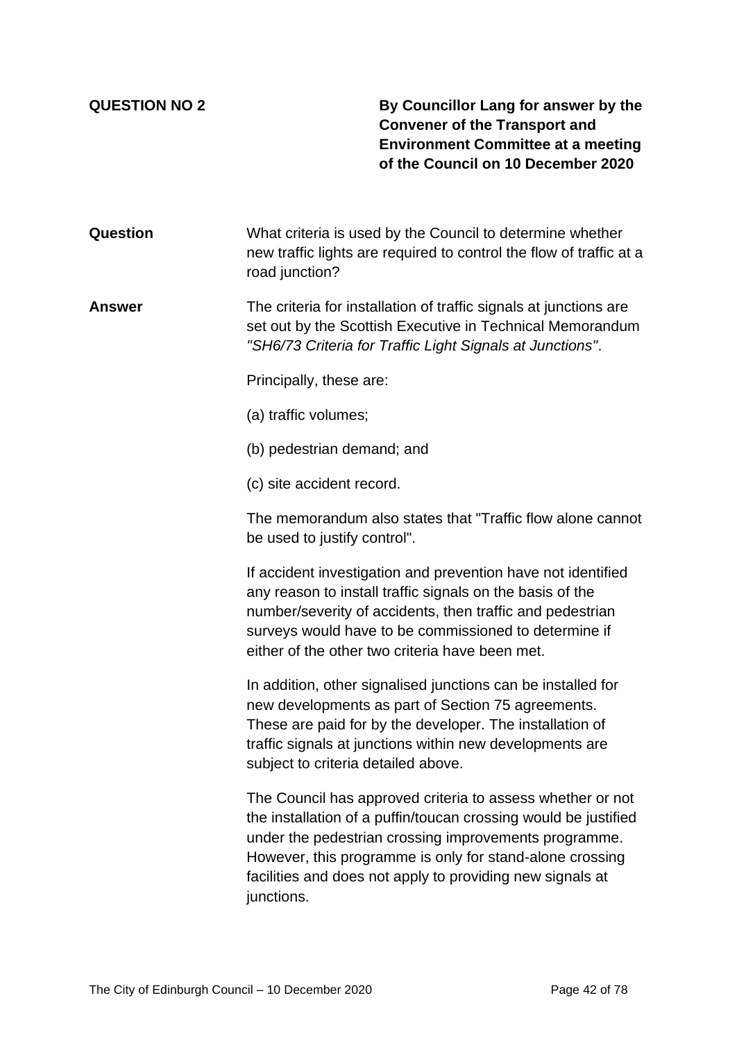**QUESTION NO 2**

**By Councillor Lang for answer by the Convener of the Transport and Environment Committee at a meeting of the Council on 10 December 2020**

**Question**

What criteria is used by the Council to determine whether new traffic lights are required to control the flow of traffic at a road junction?

**Answer**

The criteria for installation of traffic signals at junctions are set out by the Scottish Executive in Technical Memorandum *"SH6/73 Criteria for Traffic Light Signals at Junctions"*.

Principally, these are:

(a) traffic volumes;

(b) pedestrian demand; and

(c) site accident record.

The memorandum also states that "Traffic flow alone cannot be used to justify control".

If accident investigation and prevention have not identified any reason to install traffic signals on the basis of the number/severity of accidents, then traffic and pedestrian surveys would have to be commissioned to determine if either of the other two criteria have been met.

In addition, other signalised junctions can be installed for new developments as part of Section 75 agreements. These are paid for by the developer. The installation of traffic signals at junctions within new developments are subject to criteria detailed above.

The Council has approved criteria to assess whether or not the installation of a puffin/toucan crossing would be justified under the pedestrian crossing improvements programme. However, this programme is only for stand-alone crossing facilities and does not apply to providing new signals at junctions.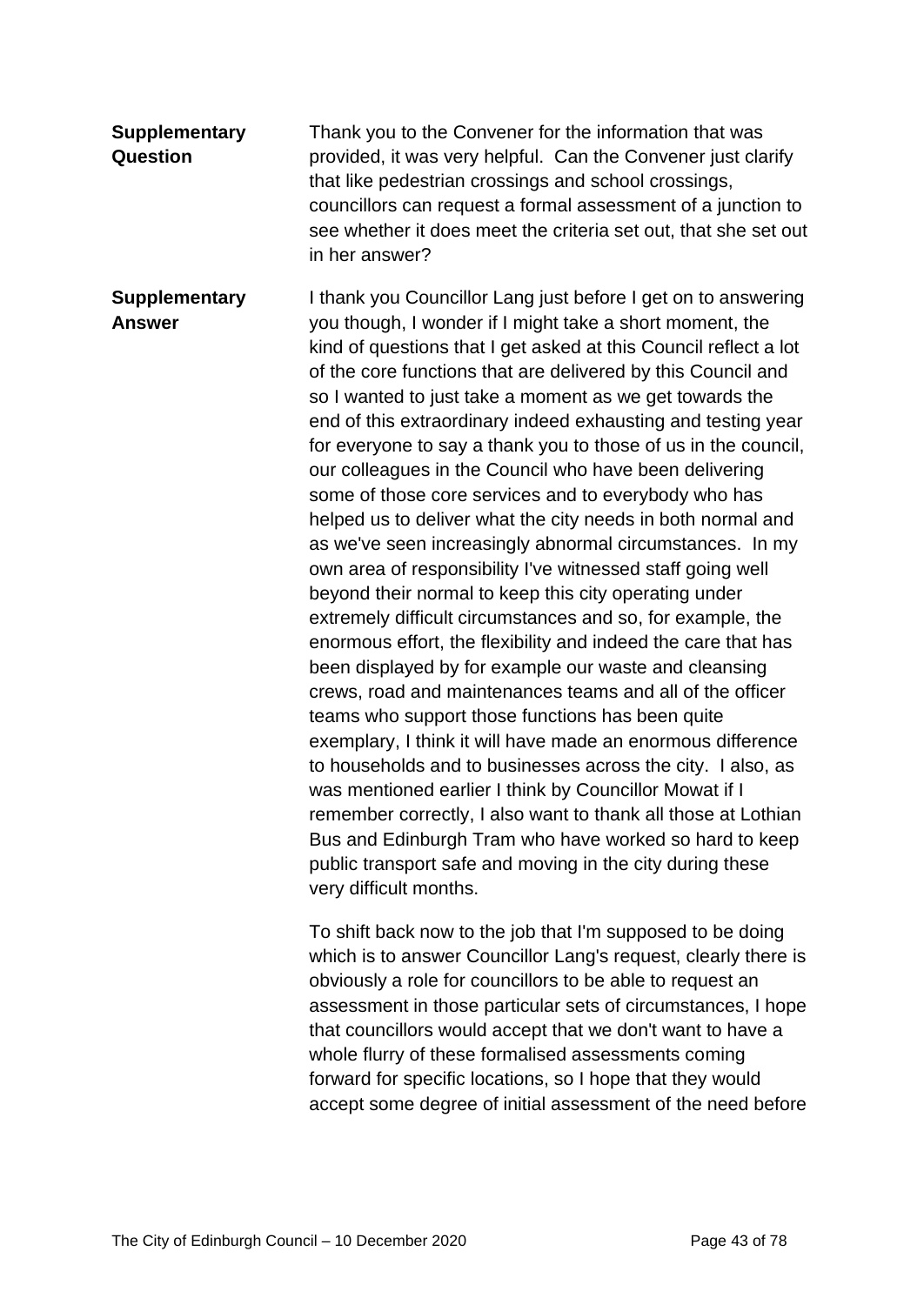| | |
|---|---|
| **Supplementary Question** | Thank you to the Convener for the information that was provided, it was very helpful. Can the Convener just clarify that like pedestrian crossings and school crossings, councillors can request a formal assessment of a junction to see whether it does meet the criteria set out, that she set out in her answer? |
| **Supplementary Answer** | I thank you Councillor Lang just before I get on to answering you though, I wonder if I might take a short moment, the kind of questions that I get asked at this Council reflect a lot of the core functions that are delivered by this Council and so I wanted to just take a moment as we get towards the end of this extraordinary indeed exhausting and testing year for everyone to say a thank you to those of us in the council, our colleagues in the Council who have been delivering some of those core services and to everybody who has helped us to deliver what the city needs in both normal and as we've seen increasingly abnormal circumstances. In my own area of responsibility I've witnessed staff going well beyond their normal to keep this city operating under extremely difficult circumstances and so, for example, the enormous effort, the flexibility and indeed the care that has been displayed by for example our waste and cleansing crews, road and maintenances teams and all of the officer teams who support those functions has been quite exemplary, I think it will have made an enormous difference to households and to businesses across the city. I also, as was mentioned earlier I think by Councillor Mowat if I remember correctly, I also want to thank all those at Lothian Bus and Edinburgh Tram who have worked so hard to keep public transport safe and moving in the city during these very difficult months.<br><br>To shift back now to the job that I'm supposed to be doing which is to answer Councillor Lang's request, clearly there is obviously a role for councillors to be able to request an assessment in those particular sets of circumstances, I hope that councillors would accept that we don't want to have a whole flurry of these formalised assessments coming forward for specific locations, so I hope that they would accept some degree of initial assessment of the need before |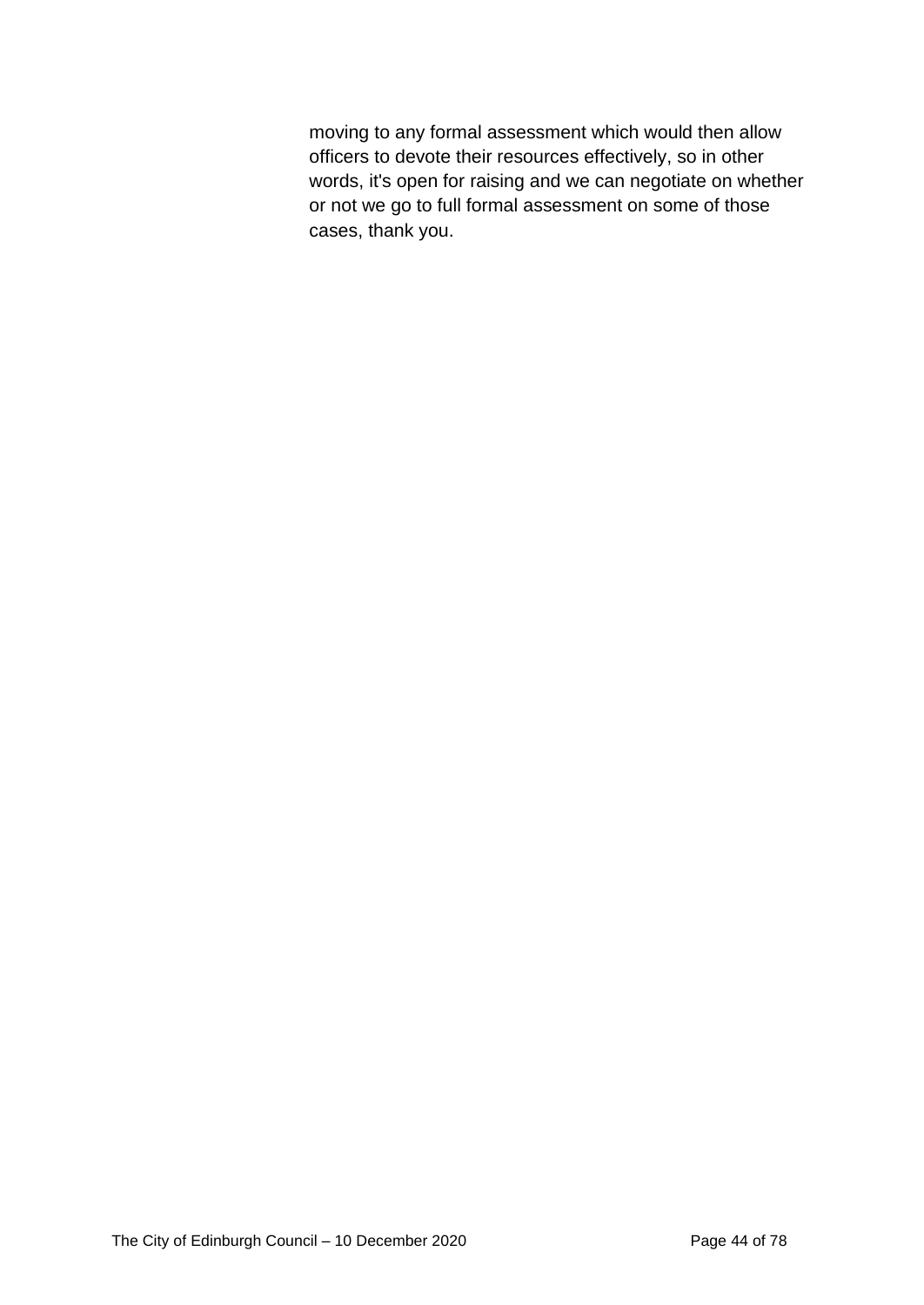moving to any formal assessment which would then allow officers to devote their resources effectively, so in other words, it's open for raising and we can negotiate on whether or not we go to full formal assessment on some of those cases, thank you.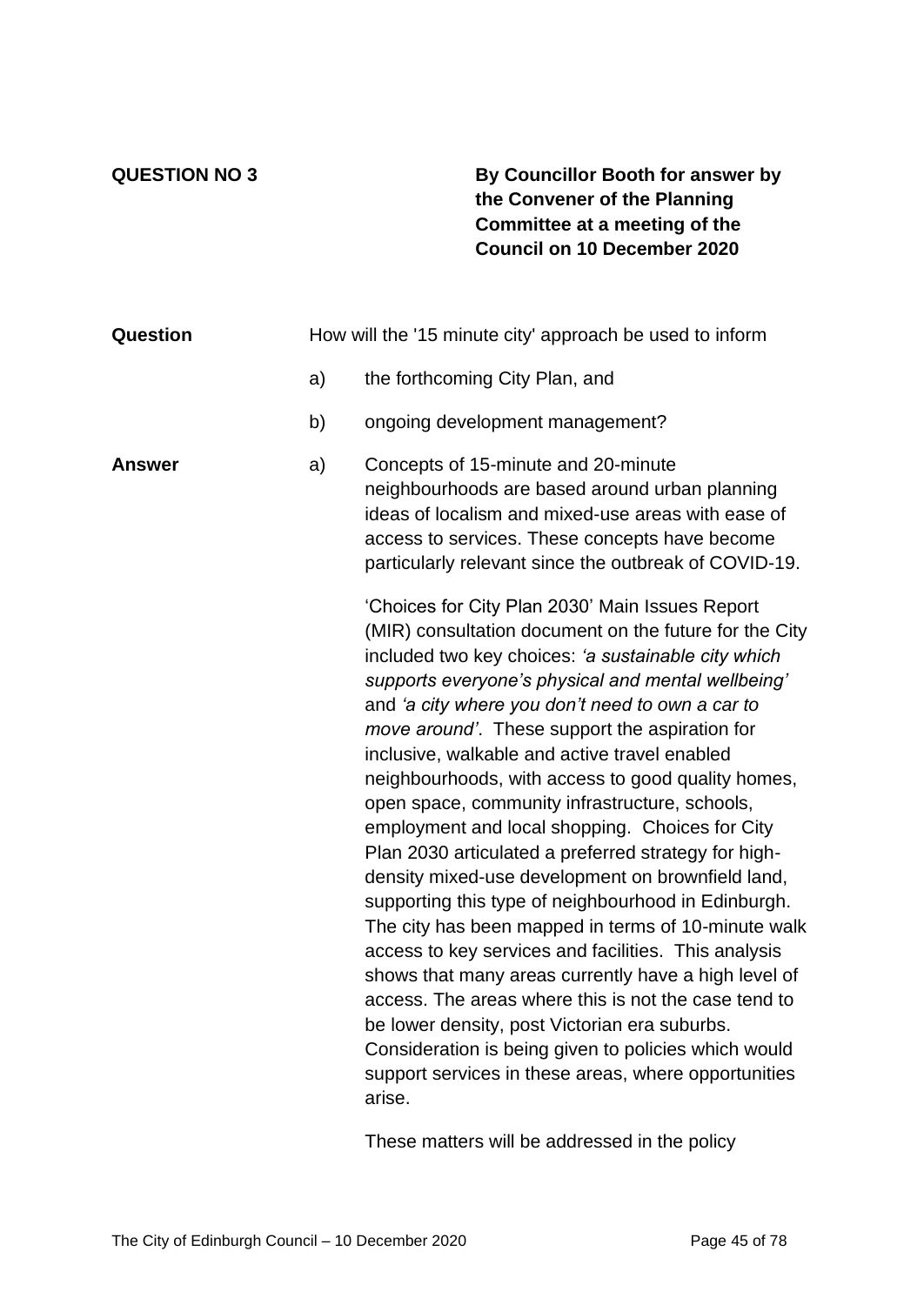**QUESTION NO 3**

**By Councillor Booth for answer by the Convener of the Planning Committee at a meeting of the Council on 10 December 2020**

**Question**

How will the '15 minute city' approach be used to inform

a) the forthcoming City Plan, and

b) ongoing development management?

**Answer**

a) Concepts of 15-minute and 20-minute neighbourhoods are based around urban planning ideas of localism and mixed-use areas with ease of access to services. These concepts have become particularly relevant since the outbreak of COVID-19.

'Choices for City Plan 2030' Main Issues Report (MIR) consultation document on the future for the City included two key choices: *'a sustainable city which supports everyone's physical and mental wellbeing'* and *'a city where you don't need to own a car to move around'*. These support the aspiration for inclusive, walkable and active travel enabled neighbourhoods, with access to good quality homes, open space, community infrastructure, schools, employment and local shopping. Choices for City Plan 2030 articulated a preferred strategy for high-density mixed-use development on brownfield land, supporting this type of neighbourhood in Edinburgh. The city has been mapped in terms of 10-minute walk access to key services and facilities. This analysis shows that many areas currently have a high level of access. The areas where this is not the case tend to be lower density, post Victorian era suburbs. Consideration is being given to policies which would support services in these areas, where opportunities arise.

These matters will be addressed in the policy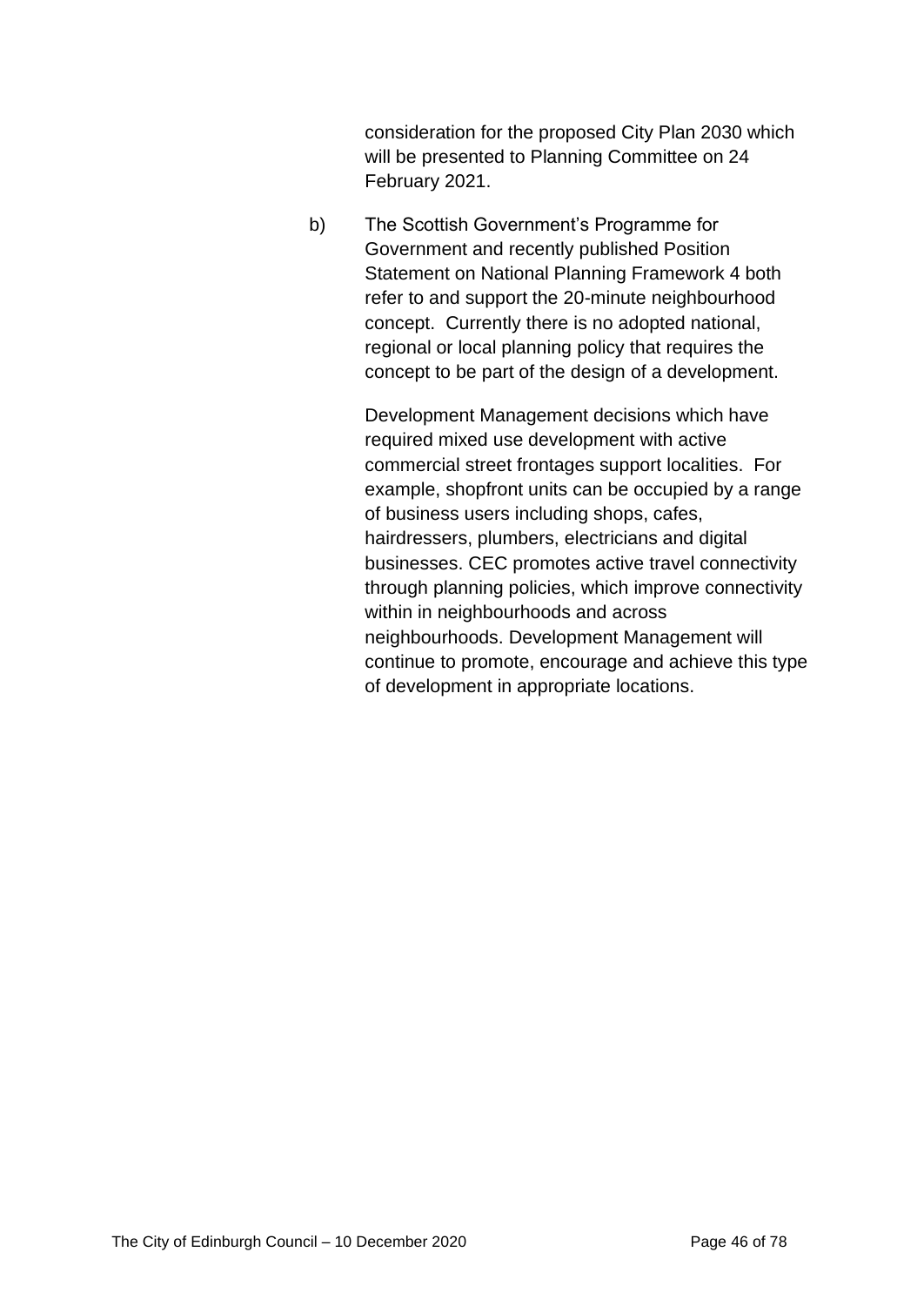consideration for the proposed City Plan 2030 which will be presented to Planning Committee on 24 February 2021.

b) The Scottish Government's Programme for Government and recently published Position Statement on National Planning Framework 4 both refer to and support the 20-minute neighbourhood concept. Currently there is no adopted national, regional or local planning policy that requires the concept to be part of the design of a development.

   Development Management decisions which have required mixed use development with active commercial street frontages support localities. For example, shopfront units can be occupied by a range of business users including shops, cafes, hairdressers, plumbers, electricians and digital businesses. CEC promotes active travel connectivity through planning policies, which improve connectivity within in neighbourhoods and across neighbourhoods. Development Management will continue to promote, encourage and achieve this type of development in appropriate locations.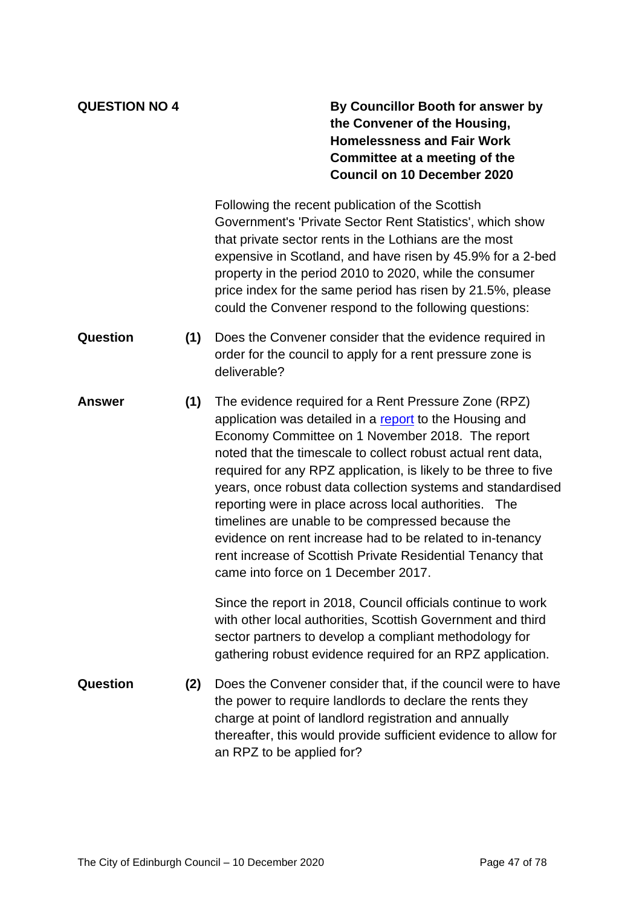**QUESTION NO 4**

**By Councillor Booth for answer by the Convener of the Housing, Homelessness and Fair Work Committee at a meeting of the Council on 10 December 2020**

Following the recent publication of the Scottish Government's 'Private Sector Rent Statistics', which show that private sector rents in the Lothians are the most expensive in Scotland, and have risen by 45.9% for a 2-bed property in the period 2010 to 2020, while the consumer price index for the same period has risen by 21.5%, please could the Convener respond to the following questions:

**Question (1)** Does the Convener consider that the evidence required in order for the council to apply for a rent pressure zone is deliverable?

**Answer (1)** The evidence required for a Rent Pressure Zone (RPZ) application was detailed in a report to the Housing and Economy Committee on 1 November 2018. The report noted that the timescale to collect robust actual rent data, required for any RPZ application, is likely to be three to five years, once robust data collection systems and standardised reporting were in place across local authorities. The timelines are unable to be compressed because the evidence on rent increase had to be related to in-tenancy rent increase of Scottish Private Residential Tenancy that came into force on 1 December 2017.

Since the report in 2018, Council officials continue to work with other local authorities, Scottish Government and third sector partners to develop a compliant methodology for gathering robust evidence required for an RPZ application.

**Question (2)** Does the Convener consider that, if the council were to have the power to require landlords to declare the rents they charge at point of landlord registration and annually thereafter, this would provide sufficient evidence to allow for an RPZ to be applied for?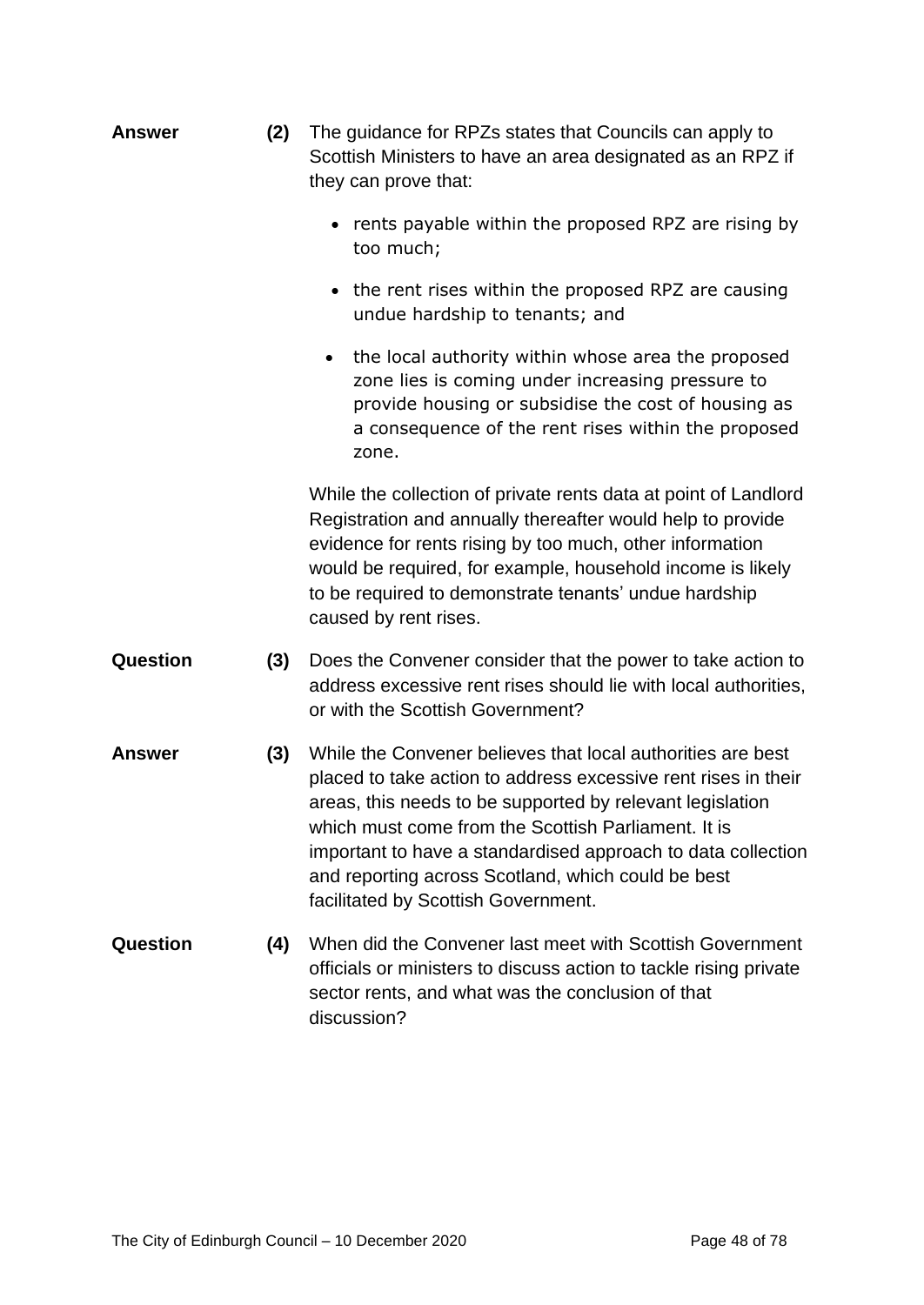**Answer** **(2)** The guidance for RPZs states that Councils can apply to Scottish Ministers to have an area designated as an RPZ if they can prove that:

- rents payable within the proposed RPZ are rising by too much;
- the rent rises within the proposed RPZ are causing undue hardship to tenants; and
- the local authority within whose area the proposed zone lies is coming under increasing pressure to provide housing or subsidise the cost of housing as a consequence of the rent rises within the proposed zone.

While the collection of private rents data at point of Landlord Registration and annually thereafter would help to provide evidence for rents rising by too much, other information would be required, for example, household income is likely to be required to demonstrate tenants' undue hardship caused by rent rises.

**Question** **(3)** Does the Convener consider that the power to take action to address excessive rent rises should lie with local authorities, or with the Scottish Government?

**Answer** **(3)** While the Convener believes that local authorities are best placed to take action to address excessive rent rises in their areas, this needs to be supported by relevant legislation which must come from the Scottish Parliament. It is important to have a standardised approach to data collection and reporting across Scotland, which could be best facilitated by Scottish Government.

**Question** **(4)** When did the Convener last meet with Scottish Government officials or ministers to discuss action to tackle rising private sector rents, and what was the conclusion of that discussion?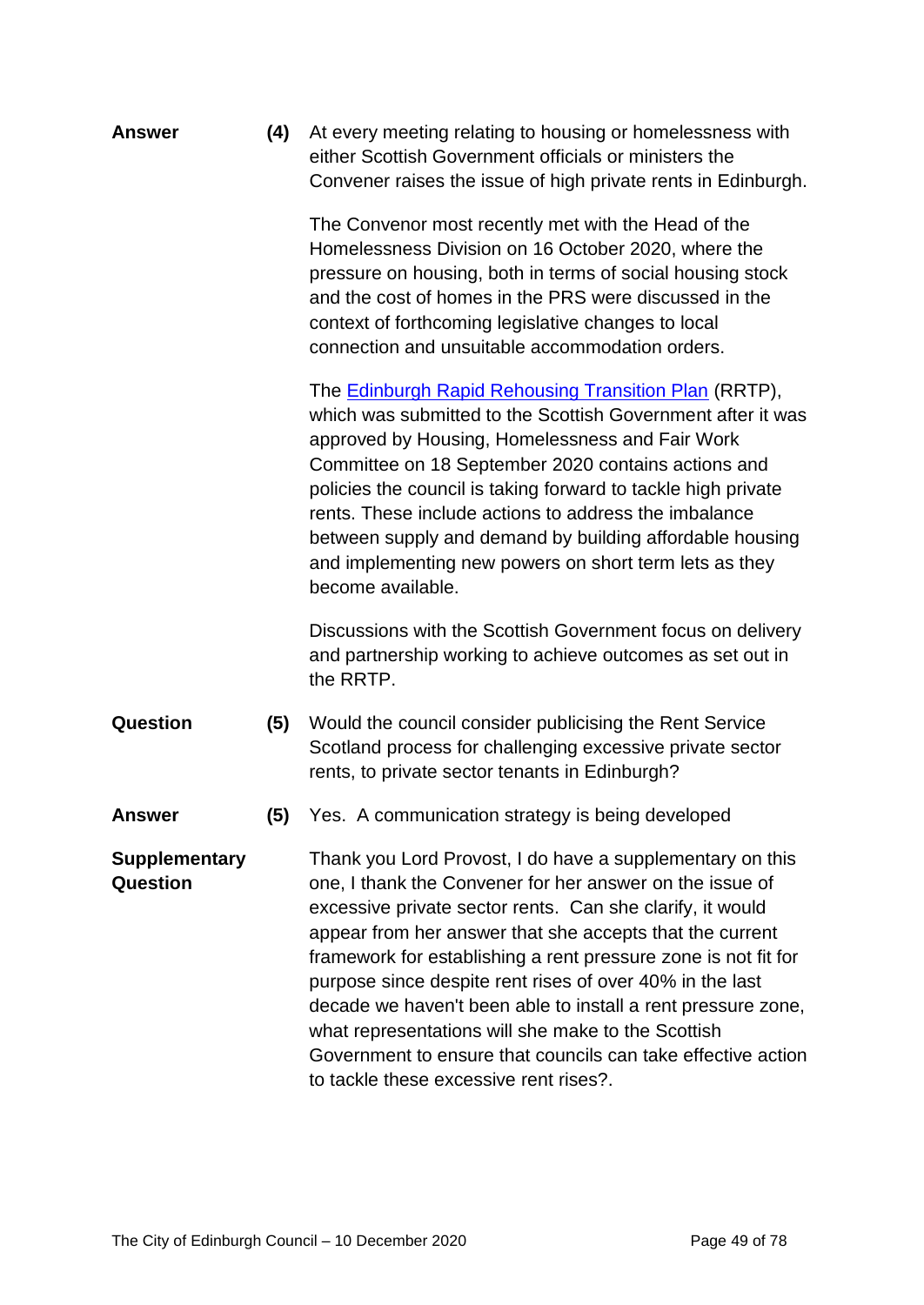**Answer** **(4)** At every meeting relating to housing or homelessness with either Scottish Government officials or ministers the Convener raises the issue of high private rents in Edinburgh.

The Convenor most recently met with the Head of the Homelessness Division on 16 October 2020, where the pressure on housing, both in terms of social housing stock and the cost of homes in the PRS were discussed in the context of forthcoming legislative changes to local connection and unsuitable accommodation orders.

The [Edinburgh Rapid Rehousing Transition Plan](#) (RRTP), which was submitted to the Scottish Government after it was approved by Housing, Homelessness and Fair Work Committee on 18 September 2020 contains actions and policies the council is taking forward to tackle high private rents. These include actions to address the imbalance between supply and demand by building affordable housing and implementing new powers on short term lets as they become available.

Discussions with the Scottish Government focus on delivery and partnership working to achieve outcomes as set out in the RRTP.

**Question** **(5)** Would the council consider publicising the Rent Service Scotland process for challenging excessive private sector rents, to private sector tenants in Edinburgh?

**Answer** **(5)** Yes. A communication strategy is being developed

**Supplementary Question** Thank you Lord Provost, I do have a supplementary on this one, I thank the Convener for her answer on the issue of excessive private sector rents. Can she clarify, it would appear from her answer that she accepts that the current framework for establishing a rent pressure zone is not fit for purpose since despite rent rises of over 40% in the last decade we haven't been able to install a rent pressure zone, what representations will she make to the Scottish Government to ensure that councils can take effective action to tackle these excessive rent rises?.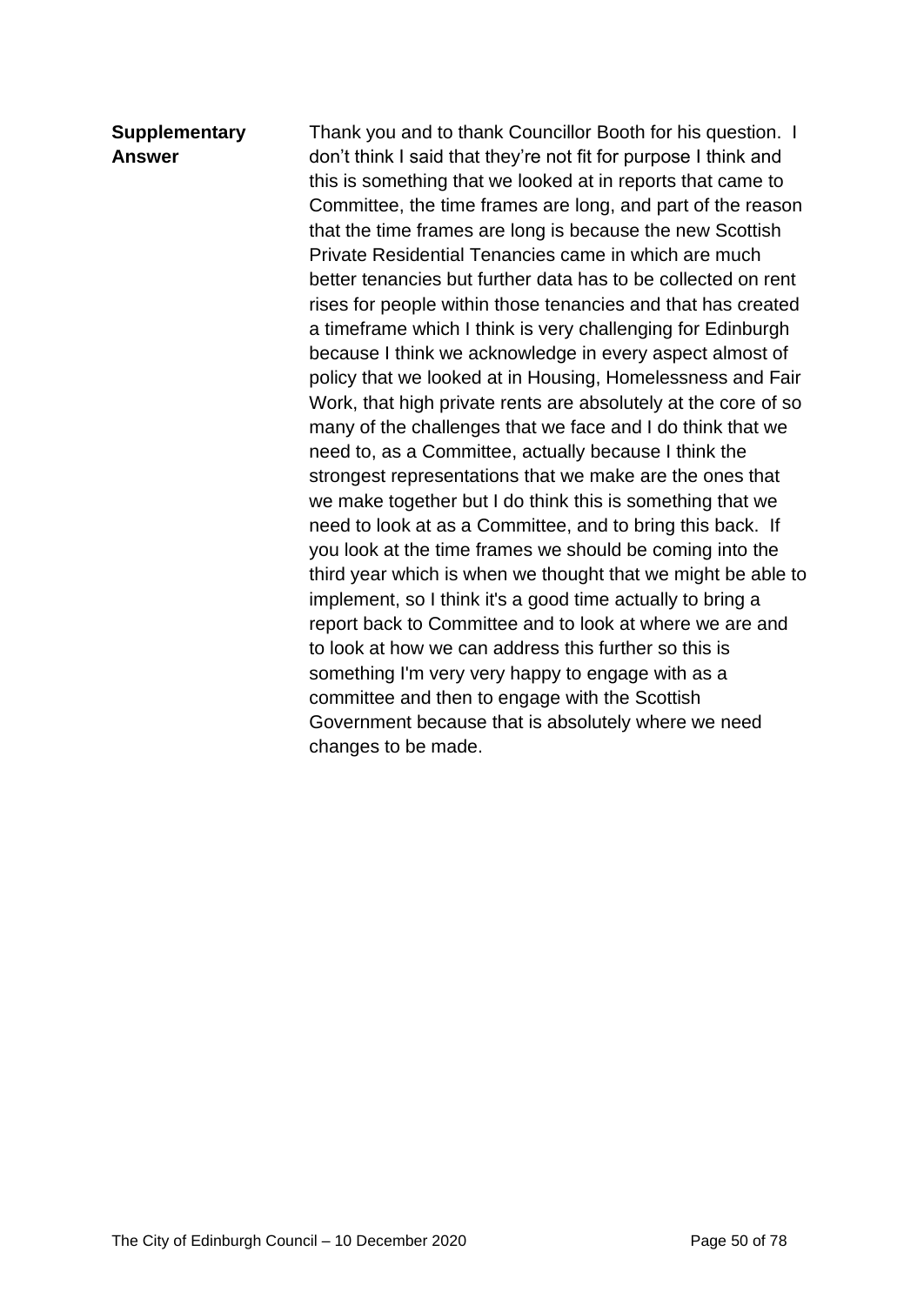**Supplementary Answer**

Thank you and to thank Councillor Booth for his question. I don't think I said that they're not fit for purpose I think and this is something that we looked at in reports that came to Committee, the time frames are long, and part of the reason that the time frames are long is because the new Scottish Private Residential Tenancies came in which are much better tenancies but further data has to be collected on rent rises for people within those tenancies and that has created a timeframe which I think is very challenging for Edinburgh because I think we acknowledge in every aspect almost of policy that we looked at in Housing, Homelessness and Fair Work, that high private rents are absolutely at the core of so many of the challenges that we face and I do think that we need to, as a Committee, actually because I think the strongest representations that we make are the ones that we make together but I do think this is something that we need to look at as a Committee, and to bring this back. If you look at the time frames we should be coming into the third year which is when we thought that we might be able to implement, so I think it's a good time actually to bring a report back to Committee and to look at where we are and to look at how we can address this further so this is something I'm very very happy to engage with as a committee and then to engage with the Scottish Government because that is absolutely where we need changes to be made.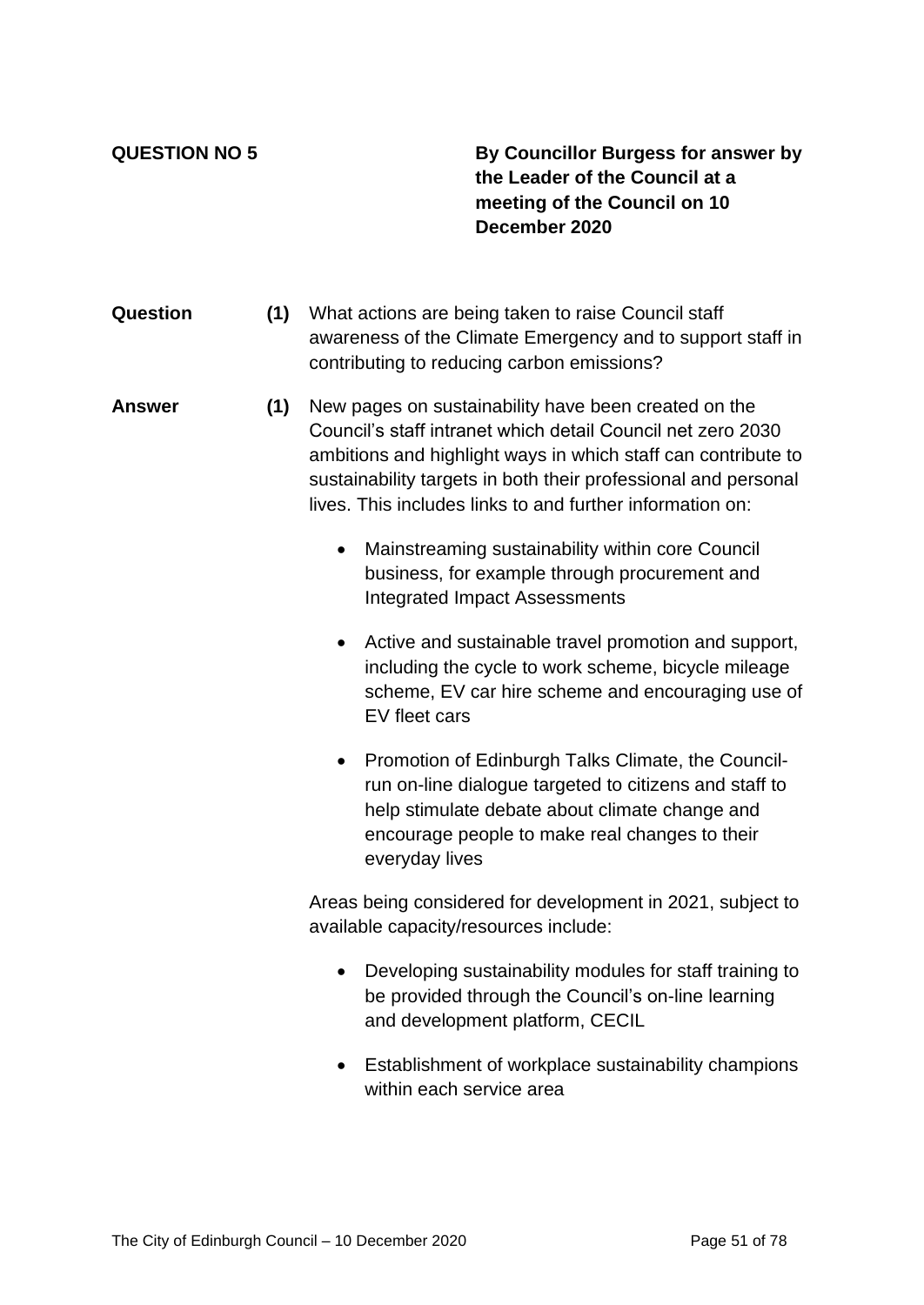**QUESTION NO 5**

**By Councillor Burgess for answer by the Leader of the Council at a meeting of the Council on 10 December 2020**

**Question** **(1)** What actions are being taken to raise Council staff awareness of the Climate Emergency and to support staff in contributing to reducing carbon emissions?

**Answer** **(1)** New pages on sustainability have been created on the Council's staff intranet which detail Council net zero 2030 ambitions and highlight ways in which staff can contribute to sustainability targets in both their professional and personal lives. This includes links to and further information on:

- Mainstreaming sustainability within core Council business, for example through procurement and Integrated Impact Assessments
- Active and sustainable travel promotion and support, including the cycle to work scheme, bicycle mileage scheme, EV car hire scheme and encouraging use of EV fleet cars
- Promotion of Edinburgh Talks Climate, the Council-run on-line dialogue targeted to citizens and staff to help stimulate debate about climate change and encourage people to make real changes to their everyday lives

Areas being considered for development in 2021, subject to available capacity/resources include:

- Developing sustainability modules for staff training to be provided through the Council's on-line learning and development platform, CECIL
- Establishment of workplace sustainability champions within each service area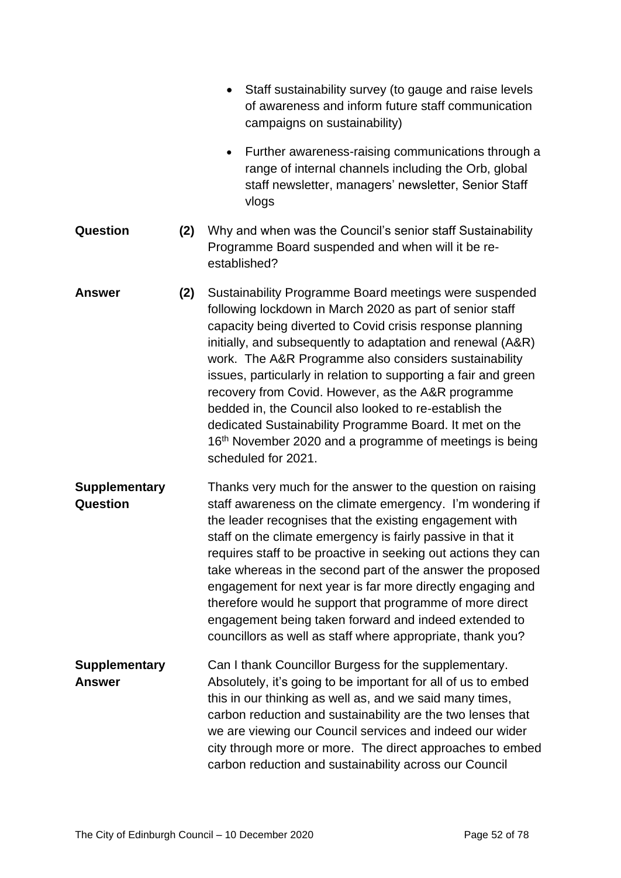- Staff sustainability survey (to gauge and raise levels of awareness and inform future staff communication campaigns on sustainability)
- Further awareness-raising communications through a range of internal channels including the Orb, global staff newsletter, managers' newsletter, Senior Staff vlogs

**Question** **(2)** Why and when was the Council's senior staff Sustainability Programme Board suspended and when will it be re-established?

**Answer** **(2)** Sustainability Programme Board meetings were suspended following lockdown in March 2020 as part of senior staff capacity being diverted to Covid crisis response planning initially, and subsequently to adaptation and renewal (A&R) work. The A&R Programme also considers sustainability issues, particularly in relation to supporting a fair and green recovery from Covid. However, as the A&R programme bedded in, the Council also looked to re-establish the dedicated Sustainability Programme Board. It met on the 16th November 2020 and a programme of meetings is being scheduled for 2021.

**Supplementary Question** Thanks very much for the answer to the question on raising staff awareness on the climate emergency. I'm wondering if the leader recognises that the existing engagement with staff on the climate emergency is fairly passive in that it requires staff to be proactive in seeking out actions they can take whereas in the second part of the answer the proposed engagement for next year is far more directly engaging and therefore would he support that programme of more direct engagement being taken forward and indeed extended to councillors as well as staff where appropriate, thank you?

**Supplementary Answer** Can I thank Councillor Burgess for the supplementary. Absolutely, it's going to be important for all of us to embed this in our thinking as well as, and we said many times, carbon reduction and sustainability are the two lenses that we are viewing our Council services and indeed our wider city through more or more. The direct approaches to embed carbon reduction and sustainability across our Council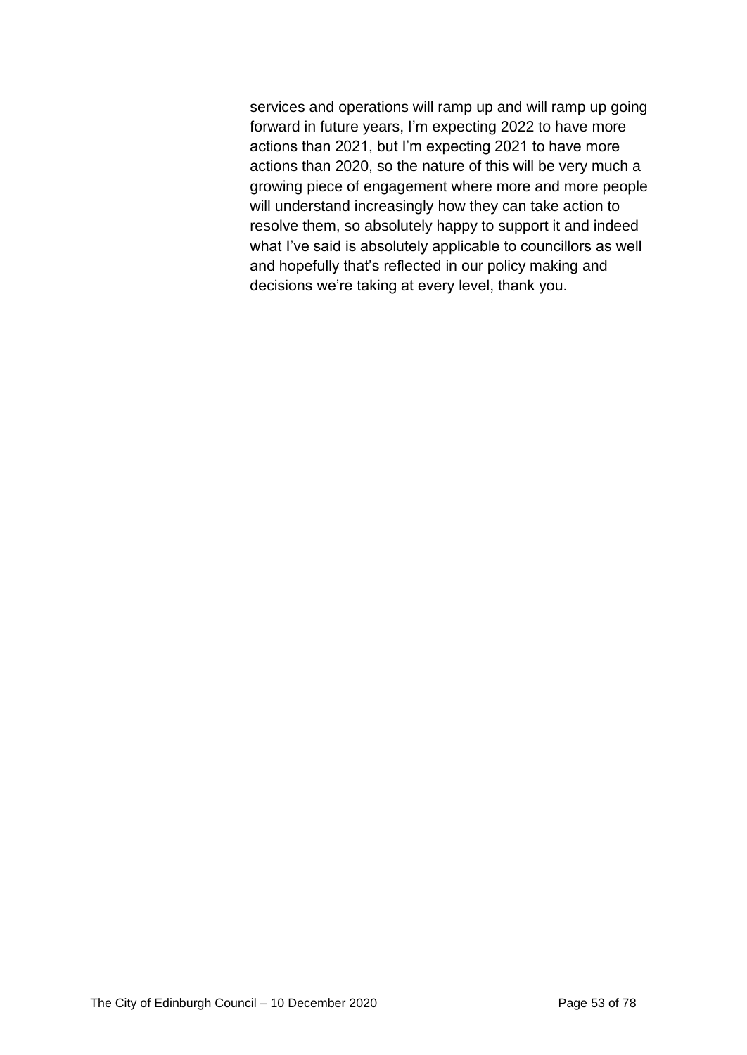services and operations will ramp up and will ramp up going forward in future years, I'm expecting 2022 to have more actions than 2021, but I'm expecting 2021 to have more actions than 2020, so the nature of this will be very much a growing piece of engagement where more and more people will understand increasingly how they can take action to resolve them, so absolutely happy to support it and indeed what I've said is absolutely applicable to councillors as well and hopefully that's reflected in our policy making and decisions we're taking at every level, thank you.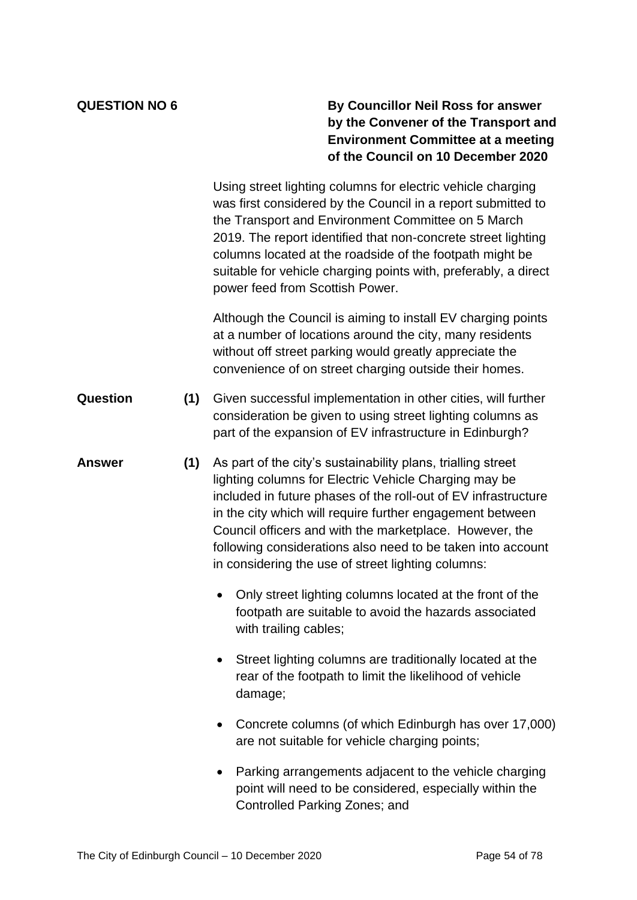**QUESTION NO 6**

**By Councillor Neil Ross for answer by the Convener of the Transport and Environment Committee at a meeting of the Council on 10 December 2020**

Using street lighting columns for electric vehicle charging was first considered by the Council in a report submitted to the Transport and Environment Committee on 5 March 2019. The report identified that non-concrete street lighting columns located at the roadside of the footpath might be suitable for vehicle charging points with, preferably, a direct power feed from Scottish Power.

Although the Council is aiming to install EV charging points at a number of locations around the city, many residents without off street parking would greatly appreciate the convenience of on street charging outside their homes.

**Question** **(1)** Given successful implementation in other cities, will further consideration be given to using street lighting columns as part of the expansion of EV infrastructure in Edinburgh?

**Answer** **(1)** As part of the city's sustainability plans, trialling street lighting columns for Electric Vehicle Charging may be included in future phases of the roll-out of EV infrastructure in the city which will require further engagement between Council officers and with the marketplace. However, the following considerations also need to be taken into account in considering the use of street lighting columns:

- Only street lighting columns located at the front of the footpath are suitable to avoid the hazards associated with trailing cables;
- Street lighting columns are traditionally located at the rear of the footpath to limit the likelihood of vehicle damage;
- Concrete columns (of which Edinburgh has over 17,000) are not suitable for vehicle charging points;
- Parking arrangements adjacent to the vehicle charging point will need to be considered, especially within the Controlled Parking Zones; and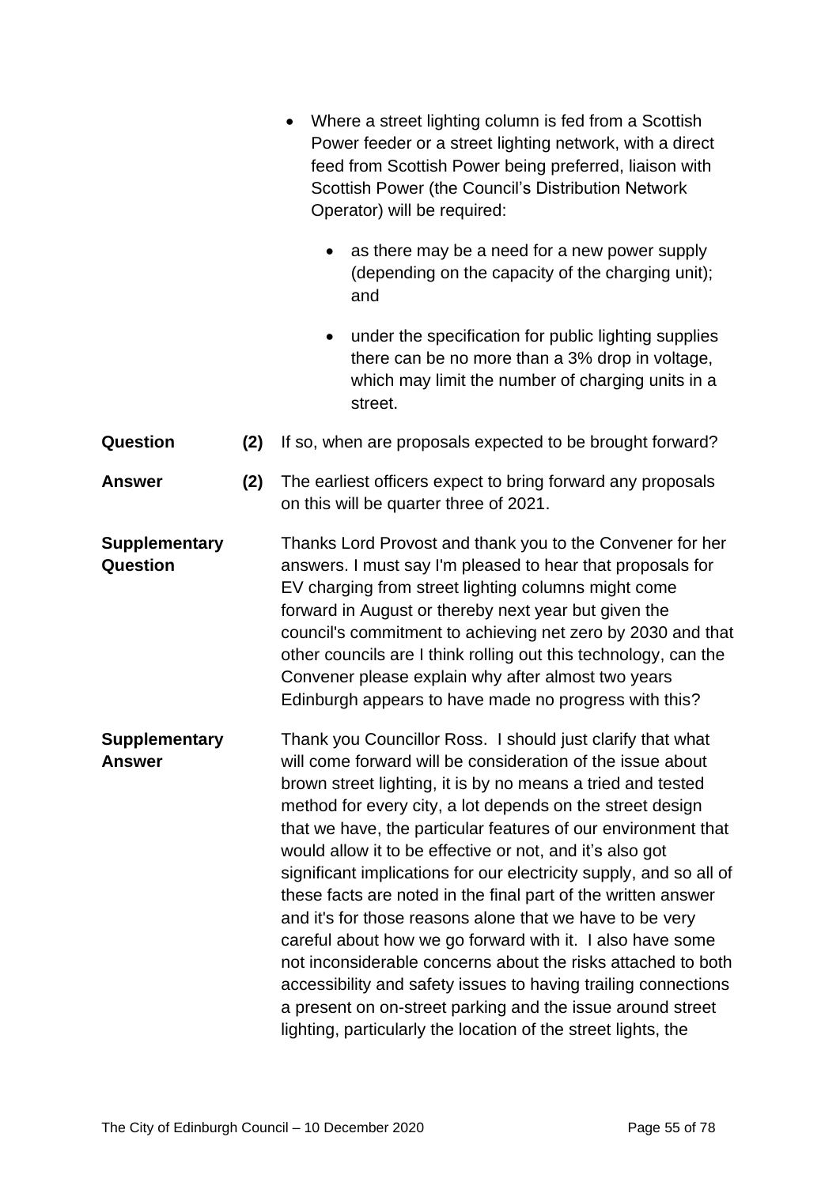- Where a street lighting column is fed from a Scottish Power feeder or a street lighting network, with a direct feed from Scottish Power being preferred, liaison with Scottish Power (the Council's Distribution Network Operator) will be required:

    - as there may be a need for a new power supply (depending on the capacity of the charging unit); and

    - under the specification for public lighting supplies there can be no more than a 3% drop in voltage, which may limit the number of charging units in a street.

**Question (2)** If so, when are proposals expected to be brought forward?

**Answer (2)** The earliest officers expect to bring forward any proposals on this will be quarter three of 2021.

**Supplementary Question**

Thanks Lord Provost and thank you to the Convener for her answers. I must say I'm pleased to hear that proposals for EV charging from street lighting columns might come forward in August or thereby next year but given the council's commitment to achieving net zero by 2030 and that other councils are I think rolling out this technology, can the Convener please explain why after almost two years Edinburgh appears to have made no progress with this?

**Supplementary Answer**

Thank you Councillor Ross. I should just clarify that what will come forward will be consideration of the issue about brown street lighting, it is by no means a tried and tested method for every city, a lot depends on the street design that we have, the particular features of our environment that would allow it to be effective or not, and it's also got significant implications for our electricity supply, and so all of these facts are noted in the final part of the written answer and it's for those reasons alone that we have to be very careful about how we go forward with it. I also have some not inconsiderable concerns about the risks attached to both accessibility and safety issues to having trailing connections a present on on-street parking and the issue around street lighting, particularly the location of the street lights, the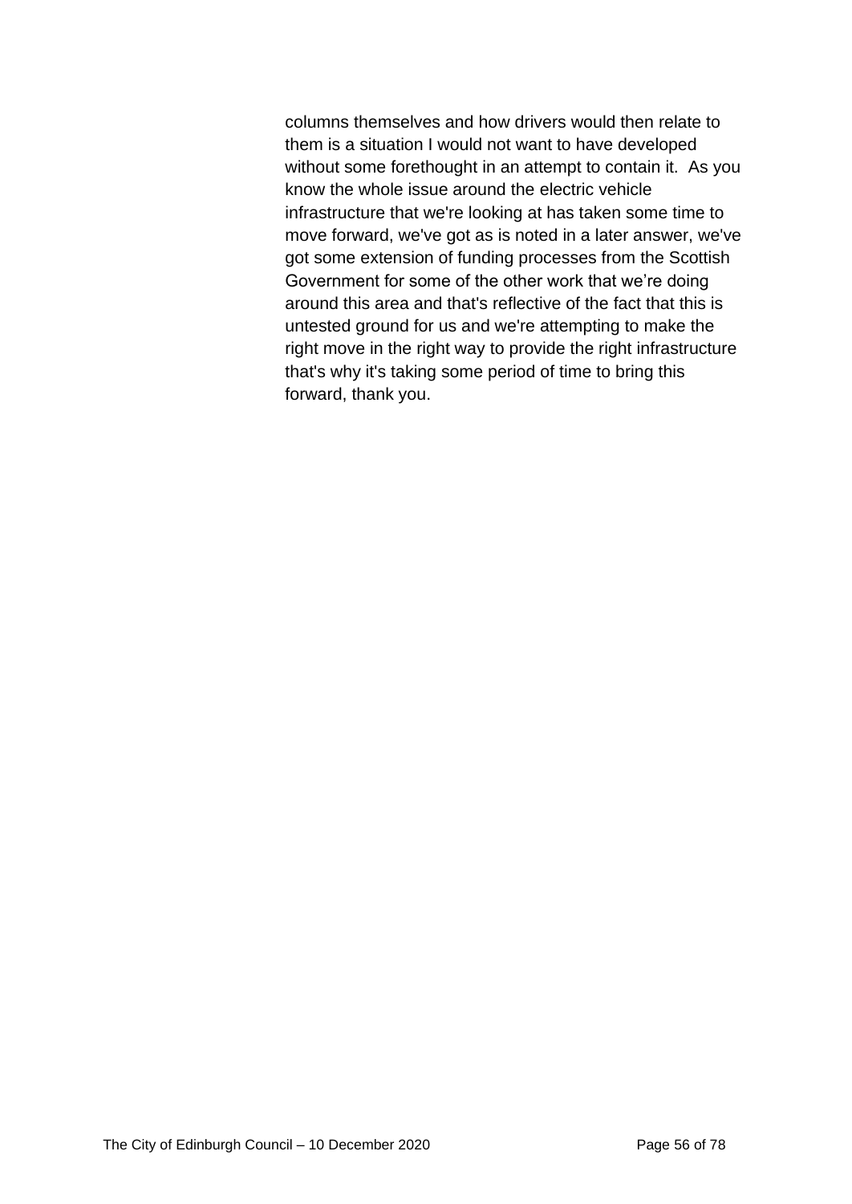columns themselves and how drivers would then relate to them is a situation I would not want to have developed without some forethought in an attempt to contain it.  As you know the whole issue around the electric vehicle infrastructure that we're looking at has taken some time to move forward, we've got as is noted in a later answer, we've got some extension of funding processes from the Scottish Government for some of the other work that we're doing around this area and that's reflective of the fact that this is untested ground for us and we're attempting to make the right move in the right way to provide the right infrastructure that's why it's taking some period of time to bring this forward, thank you.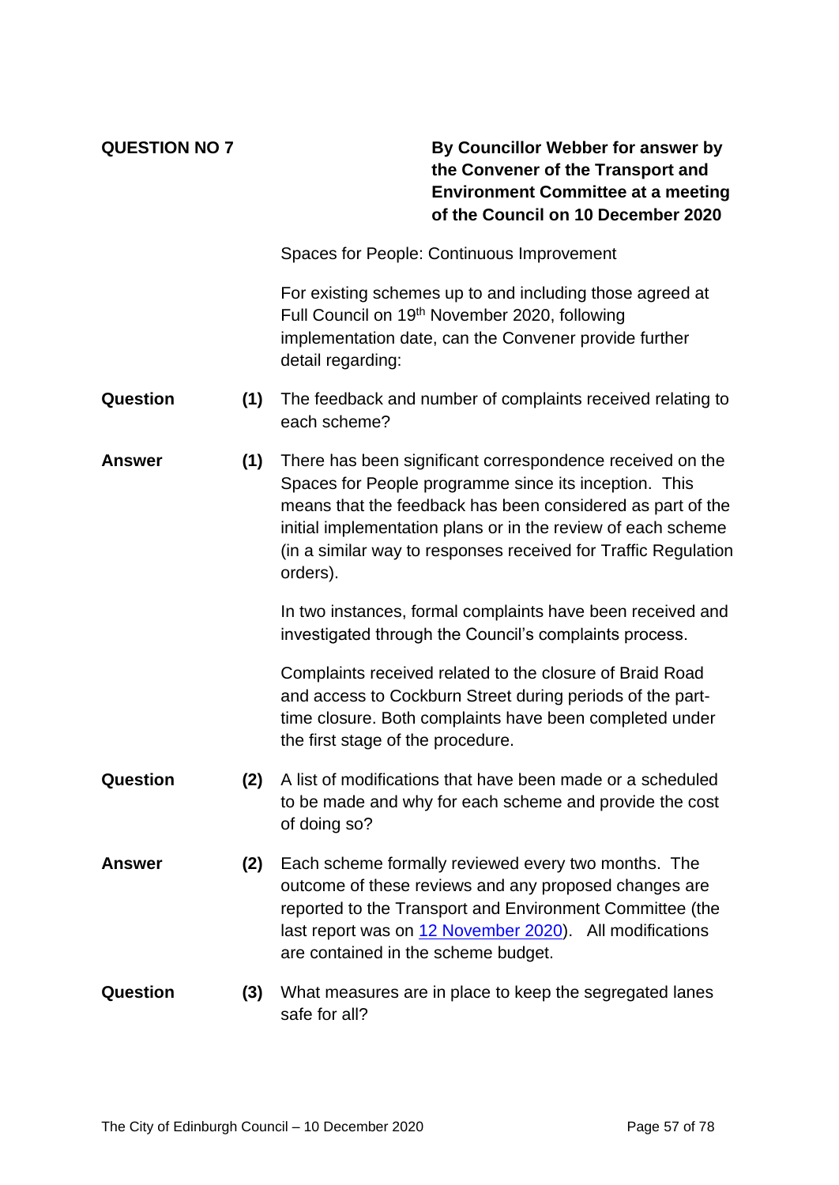**QUESTION NO 7**

**By Councillor Webber for answer by the Convener of the Transport and Environment Committee at a meeting of the Council on 10 December 2020**

Spaces for People: Continuous Improvement

For existing schemes up to and including those agreed at Full Council on 19th November 2020, following implementation date, can the Convener provide further detail regarding:

**Question (1)** The feedback and number of complaints received relating to each scheme?

**Answer (1)** There has been significant correspondence received on the Spaces for People programme since its inception. This means that the feedback has been considered as part of the initial implementation plans or in the review of each scheme (in a similar way to responses received for Traffic Regulation orders).

In two instances, formal complaints have been received and investigated through the Council's complaints process.

Complaints received related to the closure of Braid Road and access to Cockburn Street during periods of the part-time closure. Both complaints have been completed under the first stage of the procedure.

**Question (2)** A list of modifications that have been made or a scheduled to be made and why for each scheme and provide the cost of doing so?

**Answer (2)** Each scheme formally reviewed every two months. The outcome of these reviews and any proposed changes are reported to the Transport and Environment Committee (the last report was on [12 November 2020](#)). All modifications are contained in the scheme budget.

**Question (3)** What measures are in place to keep the segregated lanes safe for all?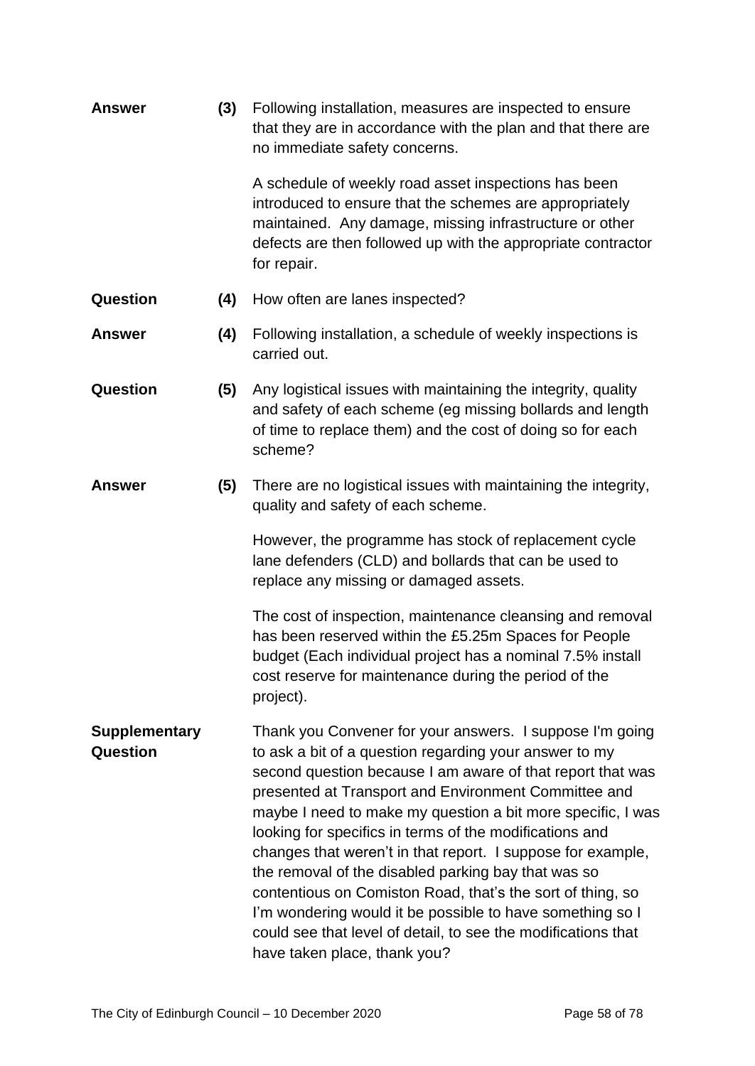**Answer** **(3)** Following installation, measures are inspected to ensure that they are in accordance with the plan and that there are no immediate safety concerns.

A schedule of weekly road asset inspections has been introduced to ensure that the schemes are appropriately maintained. Any damage, missing infrastructure or other defects are then followed up with the appropriate contractor for repair.

**Question** **(4)** How often are lanes inspected?

**Answer** **(4)** Following installation, a schedule of weekly inspections is carried out.

**Question** **(5)** Any logistical issues with maintaining the integrity, quality and safety of each scheme (eg missing bollards and length of time to replace them) and the cost of doing so for each scheme?

**Answer** **(5)** There are no logistical issues with maintaining the integrity, quality and safety of each scheme.

However, the programme has stock of replacement cycle lane defenders (CLD) and bollards that can be used to replace any missing or damaged assets.

The cost of inspection, maintenance cleansing and removal has been reserved within the £5.25m Spaces for People budget (Each individual project has a nominal 7.5% install cost reserve for maintenance during the period of the project).

**Supplementary Question** Thank you Convener for your answers. I suppose I'm going to ask a bit of a question regarding your answer to my second question because I am aware of that report that was presented at Transport and Environment Committee and maybe I need to make my question a bit more specific, I was looking for specifics in terms of the modifications and changes that weren't in that report. I suppose for example, the removal of the disabled parking bay that was so contentious on Comiston Road, that's the sort of thing, so I'm wondering would it be possible to have something so I could see that level of detail, to see the modifications that have taken place, thank you?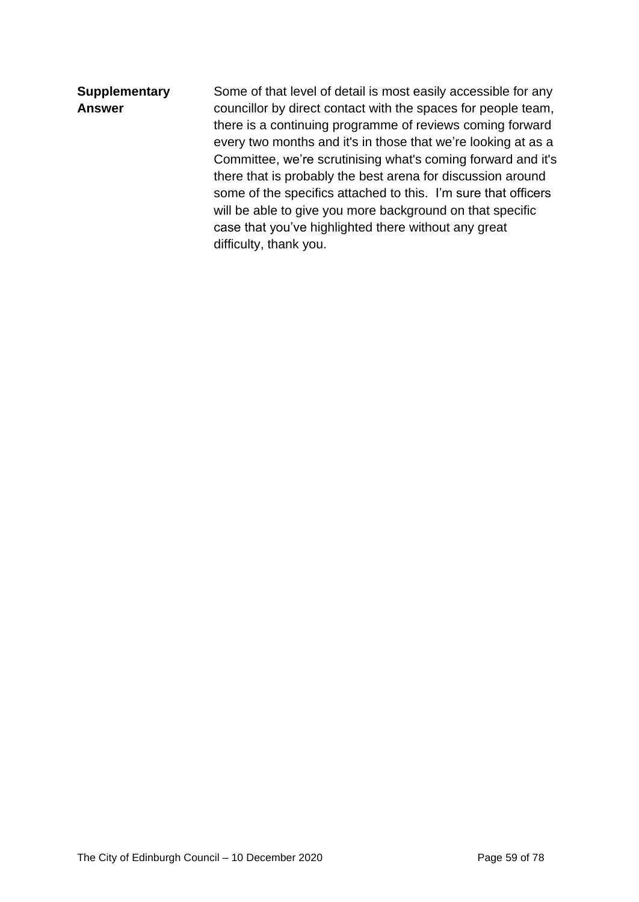| | |
|---|---|
| **Supplementary Answer** | Some of that level of detail is most easily accessible for any councillor by direct contact with the spaces for people team, there is a continuing programme of reviews coming forward every two months and it's in those that we're looking at as a Committee, we're scrutinising what's coming forward and it's there that is probably the best arena for discussion around some of the specifics attached to this. I'm sure that officers will be able to give you more background on that specific case that you've highlighted there without any great difficulty, thank you. |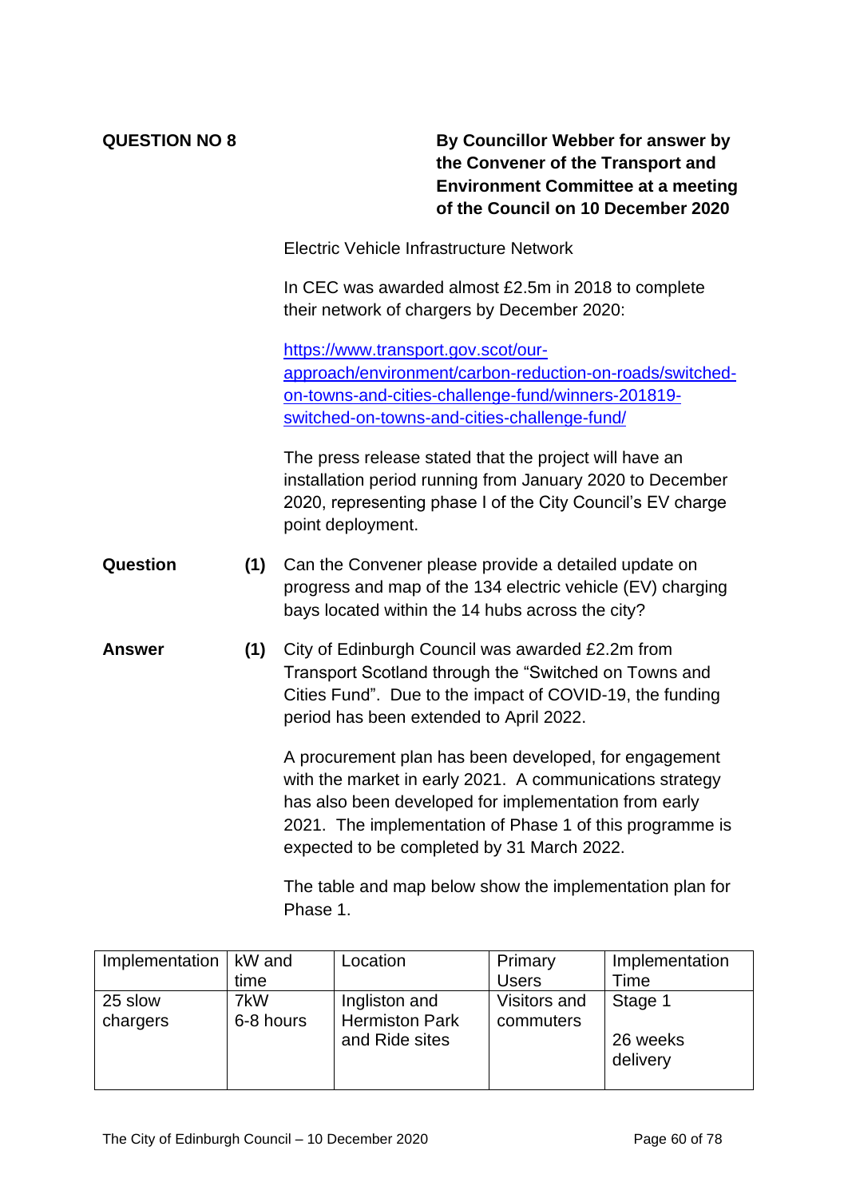**QUESTION NO 8**

**By Councillor Webber for answer by the Convener of the Transport and Environment Committee at a meeting of the Council on 10 December 2020**

Electric Vehicle Infrastructure Network

In CEC was awarded almost £2.5m in 2018 to complete their network of chargers by December 2020:

[https://www.transport.gov.scot/our-approach/environment/carbon-reduction-on-roads/switched-on-towns-and-cities-challenge-fund/winners-201819-switched-on-towns-and-cities-challenge-fund/](https://www.transport.gov.scot/our-approach/environment/carbon-reduction-on-roads/switched-on-towns-and-cities-challenge-fund/winners-201819-switched-on-towns-and-cities-challenge-fund/)

The press release stated that the project will have an installation period running from January 2020 to December 2020, representing phase I of the City Council's EV charge point deployment.

**Question** **(1)** Can the Convener please provide a detailed update on progress and map of the 134 electric vehicle (EV) charging bays located within the 14 hubs across the city?

**Answer** **(1)** City of Edinburgh Council was awarded £2.2m from Transport Scotland through the "Switched on Towns and Cities Fund". Due to the impact of COVID-19, the funding period has been extended to April 2022.

A procurement plan has been developed, for engagement with the market in early 2021. A communications strategy has also been developed for implementation from early 2021. The implementation of Phase 1 of this programme is expected to be completed by 31 March 2022.

The table and map below show the implementation plan for Phase 1.

| Implementation | kW and time | Location | Primary Users | Implementation Time |
|---|---|---|---|---|
| 25 slow chargers | 7kW<br>6-8 hours | Ingliston and Hermiston Park and Ride sites | Visitors and commuters | Stage 1<br><br>26 weeks delivery |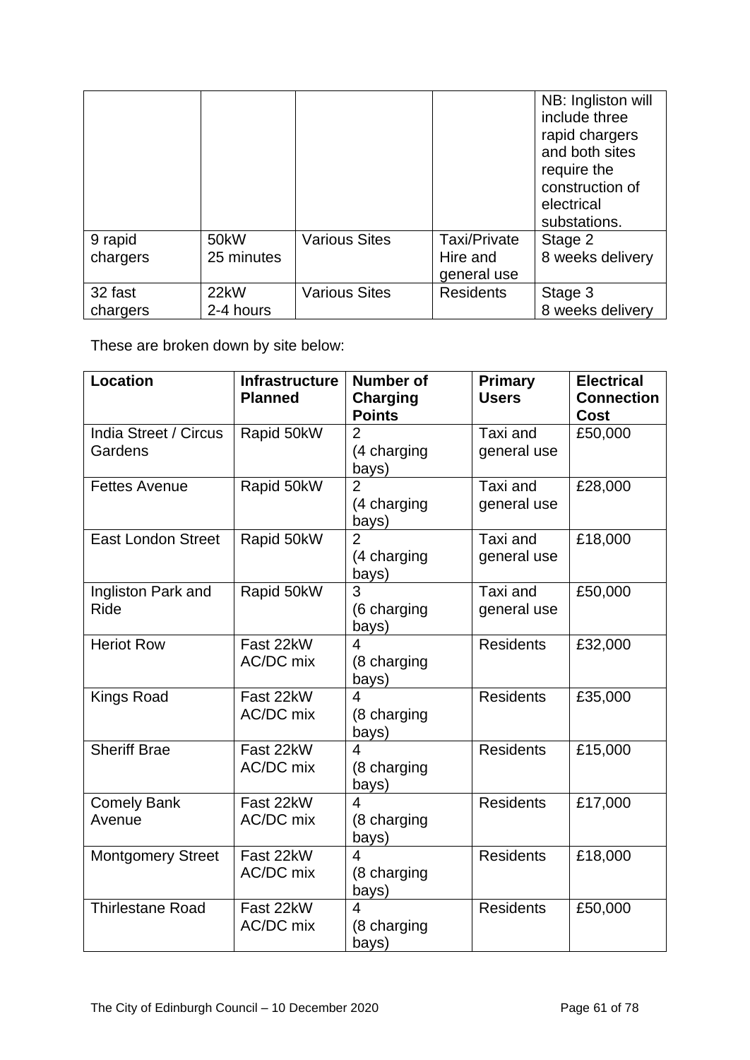| | | | | NB: Ingliston will include three rapid chargers and both sites require the construction of electrical substations. |
|---|---|---|---|---|
| 9 rapid chargers | 50kW 25 minutes | Various Sites | Taxi/Private Hire and general use | Stage 2 8 weeks delivery |
| 32 fast chargers | 22kW 2-4 hours | Various Sites | Residents | Stage 3 8 weeks delivery |

These are broken down by site below:

| Location | Infrastructure Planned | Number of Charging Points | Primary Users | Electrical Connection Cost |
|---|---|---|---|---|
| India Street / Circus Gardens | Rapid 50kW | 2 (4 charging bays) | Taxi and general use | £50,000 |
| Fettes Avenue | Rapid 50kW | 2 (4 charging bays) | Taxi and general use | £28,000 |
| East London Street | Rapid 50kW | 2 (4 charging bays) | Taxi and general use | £18,000 |
| Ingliston Park and Ride | Rapid 50kW | 3 (6 charging bays) | Taxi and general use | £50,000 |
| Heriot Row | Fast 22kW AC/DC mix | 4 (8 charging bays) | Residents | £32,000 |
| Kings Road | Fast 22kW AC/DC mix | 4 (8 charging bays) | Residents | £35,000 |
| Sheriff Brae | Fast 22kW AC/DC mix | 4 (8 charging bays) | Residents | £15,000 |
| Comely Bank Avenue | Fast 22kW AC/DC mix | 4 (8 charging bays) | Residents | £17,000 |
| Montgomery Street | Fast 22kW AC/DC mix | 4 (8 charging bays) | Residents | £18,000 |
| Thirlestane Road | Fast 22kW AC/DC mix | 4 (8 charging bays) | Residents | £50,000 |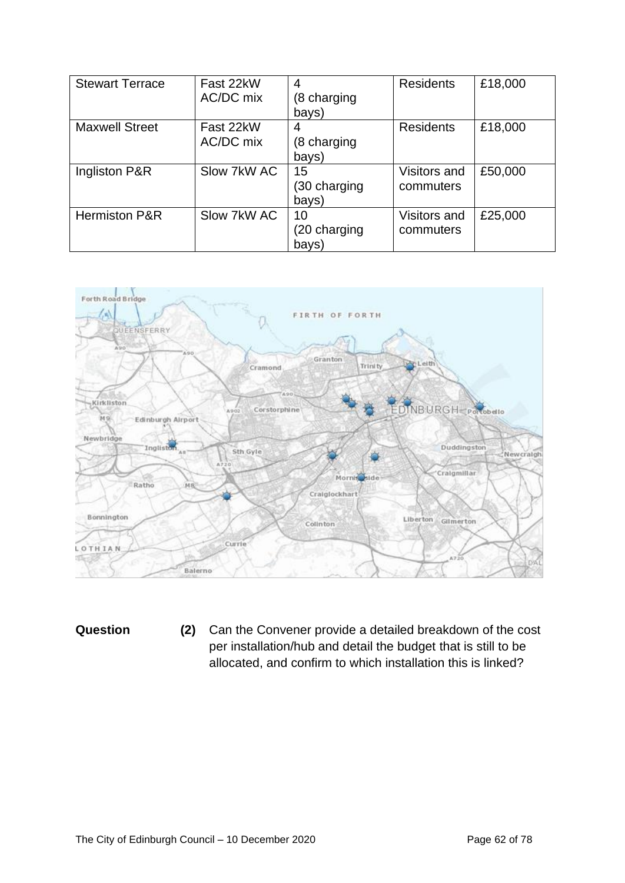| Stewart Terrace | Fast 22kW AC/DC mix | 4 (8 charging bays) | Residents | £18,000 |
|---|---|---|---|---|
| Maxwell Street | Fast 22kW AC/DC mix | 4 (8 charging bays) | Residents | £18,000 |
| Ingliston P&R | Slow 7kW AC | 15 (30 charging bays) | Visitors and commuters | £50,000 |
| Hermiston P&R | Slow 7kW AC | 10 (20 charging bays) | Visitors and commuters | £25,000 |

**Question** **(2)** Can the Convener provide a detailed breakdown of the cost per installation/hub and detail the budget that is still to be allocated, and confirm to which installation this is linked?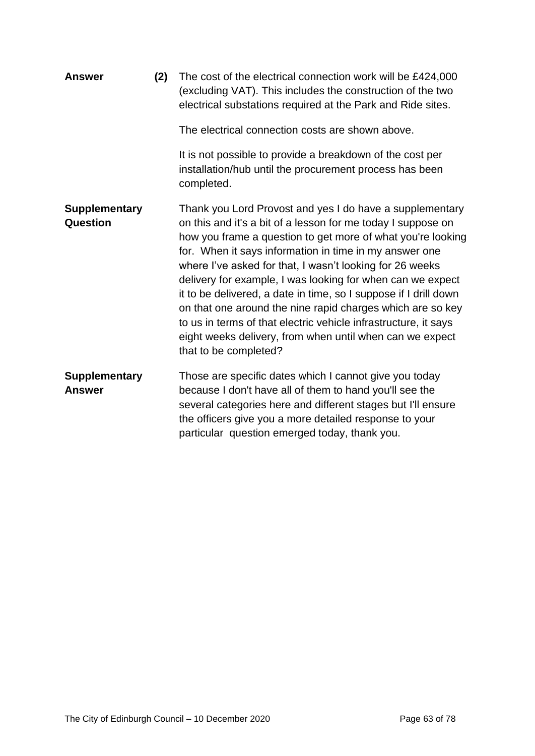**Answer** **(2)** The cost of the electrical connection work will be £424,000 (excluding VAT). This includes the construction of the two electrical substations required at the Park and Ride sites.

The electrical connection costs are shown above.

It is not possible to provide a breakdown of the cost per installation/hub until the procurement process has been completed.

**Supplementary Question**

Thank you Lord Provost and yes I do have a supplementary on this and it's a bit of a lesson for me today I suppose on how you frame a question to get more of what you're looking for. When it says information in time in my answer one where I've asked for that, I wasn't looking for 26 weeks delivery for example, I was looking for when can we expect it to be delivered, a date in time, so I suppose if I drill down on that one around the nine rapid charges which are so key to us in terms of that electric vehicle infrastructure, it says eight weeks delivery, from when until when can we expect that to be completed?

**Supplementary Answer**

Those are specific dates which I cannot give you today because I don't have all of them to hand you'll see the several categories here and different stages but I'll ensure the officers give you a more detailed response to your particular question emerged today, thank you.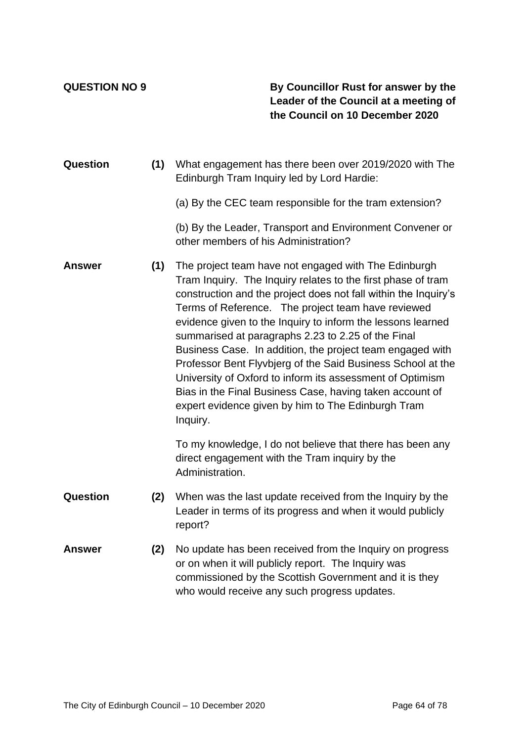**QUESTION NO 9**

**By Councillor Rust for answer by the Leader of the Council at a meeting of the Council on 10 December 2020**

**Question** **(1)** What engagement has there been over 2019/2020 with The Edinburgh Tram Inquiry led by Lord Hardie:

(a) By the CEC team responsible for the tram extension?

(b) By the Leader, Transport and Environment Convener or other members of his Administration?

**Answer** **(1)** The project team have not engaged with The Edinburgh Tram Inquiry. The Inquiry relates to the first phase of tram construction and the project does not fall within the Inquiry's Terms of Reference. The project team have reviewed evidence given to the Inquiry to inform the lessons learned summarised at paragraphs 2.23 to 2.25 of the Final Business Case. In addition, the project team engaged with Professor Bent Flyvbjerg of the Said Business School at the University of Oxford to inform its assessment of Optimism Bias in the Final Business Case, having taken account of expert evidence given by him to The Edinburgh Tram Inquiry.

To my knowledge, I do not believe that there has been any direct engagement with the Tram inquiry by the Administration.

**Question** **(2)** When was the last update received from the Inquiry by the Leader in terms of its progress and when it would publicly report?

**Answer** **(2)** No update has been received from the Inquiry on progress or on when it will publicly report. The Inquiry was commissioned by the Scottish Government and it is they who would receive any such progress updates.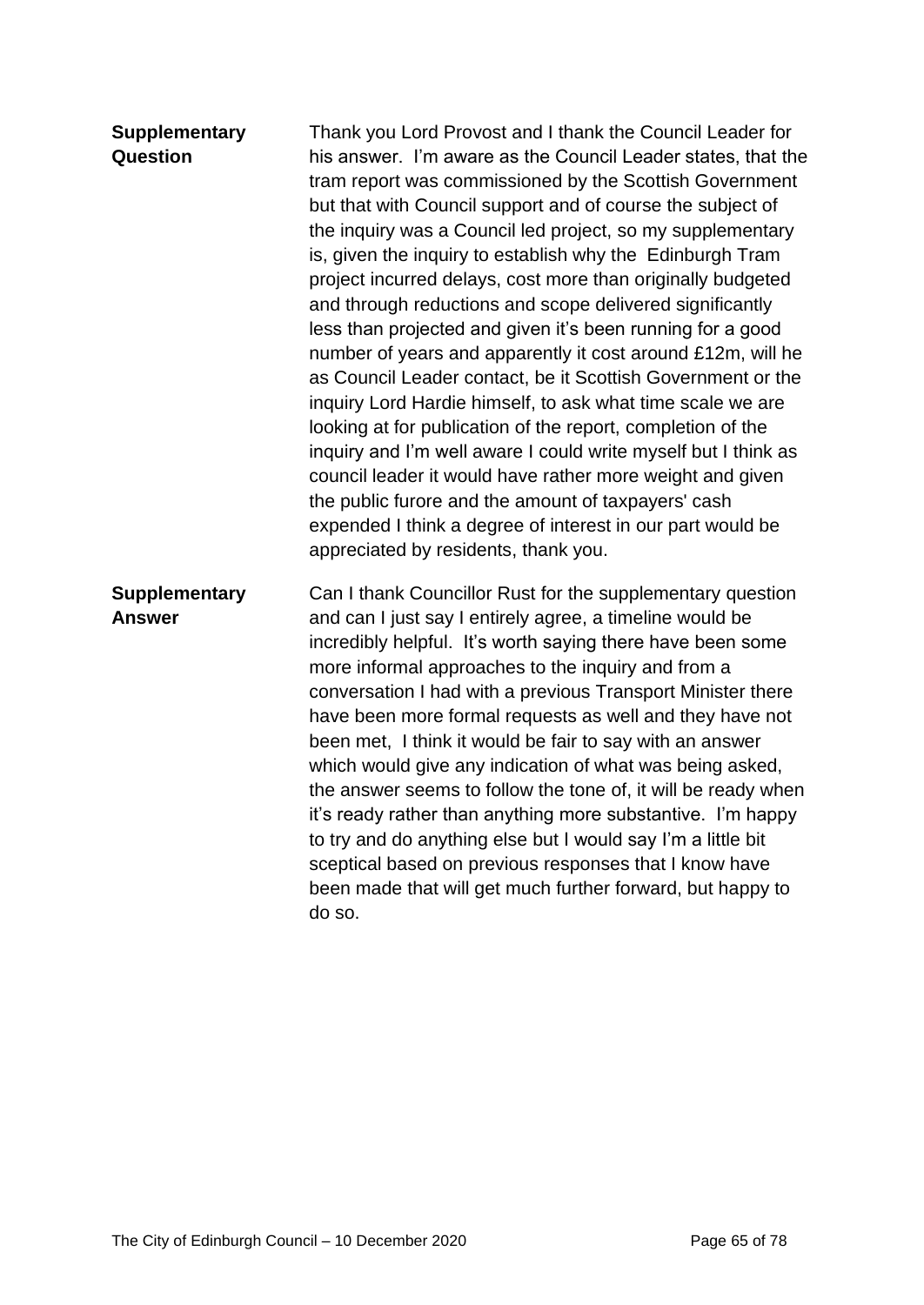| | |
|---|---|
| **Supplementary Question** | Thank you Lord Provost and I thank the Council Leader for his answer. I'm aware as the Council Leader states, that the tram report was commissioned by the Scottish Government but that with Council support and of course the subject of the inquiry was a Council led project, so my supplementary is, given the inquiry to establish why the Edinburgh Tram project incurred delays, cost more than originally budgeted and through reductions and scope delivered significantly less than projected and given it's been running for a good number of years and apparently it cost around £12m, will he as Council Leader contact, be it Scottish Government or the inquiry Lord Hardie himself, to ask what time scale we are looking at for publication of the report, completion of the inquiry and I'm well aware I could write myself but I think as council leader it would have rather more weight and given the public furore and the amount of taxpayers' cash expended I think a degree of interest in our part would be appreciated by residents, thank you. |
| **Supplementary Answer** | Can I thank Councillor Rust for the supplementary question and can I just say I entirely agree, a timeline would be incredibly helpful. It's worth saying there have been some more informal approaches to the inquiry and from a conversation I had with a previous Transport Minister there have been more formal requests as well and they have not been met, I think it would be fair to say with an answer which would give any indication of what was being asked, the answer seems to follow the tone of, it will be ready when it's ready rather than anything more substantive. I'm happy to try and do anything else but I would say I'm a little bit sceptical based on previous responses that I know have been made that will get much further forward, but happy to do so. |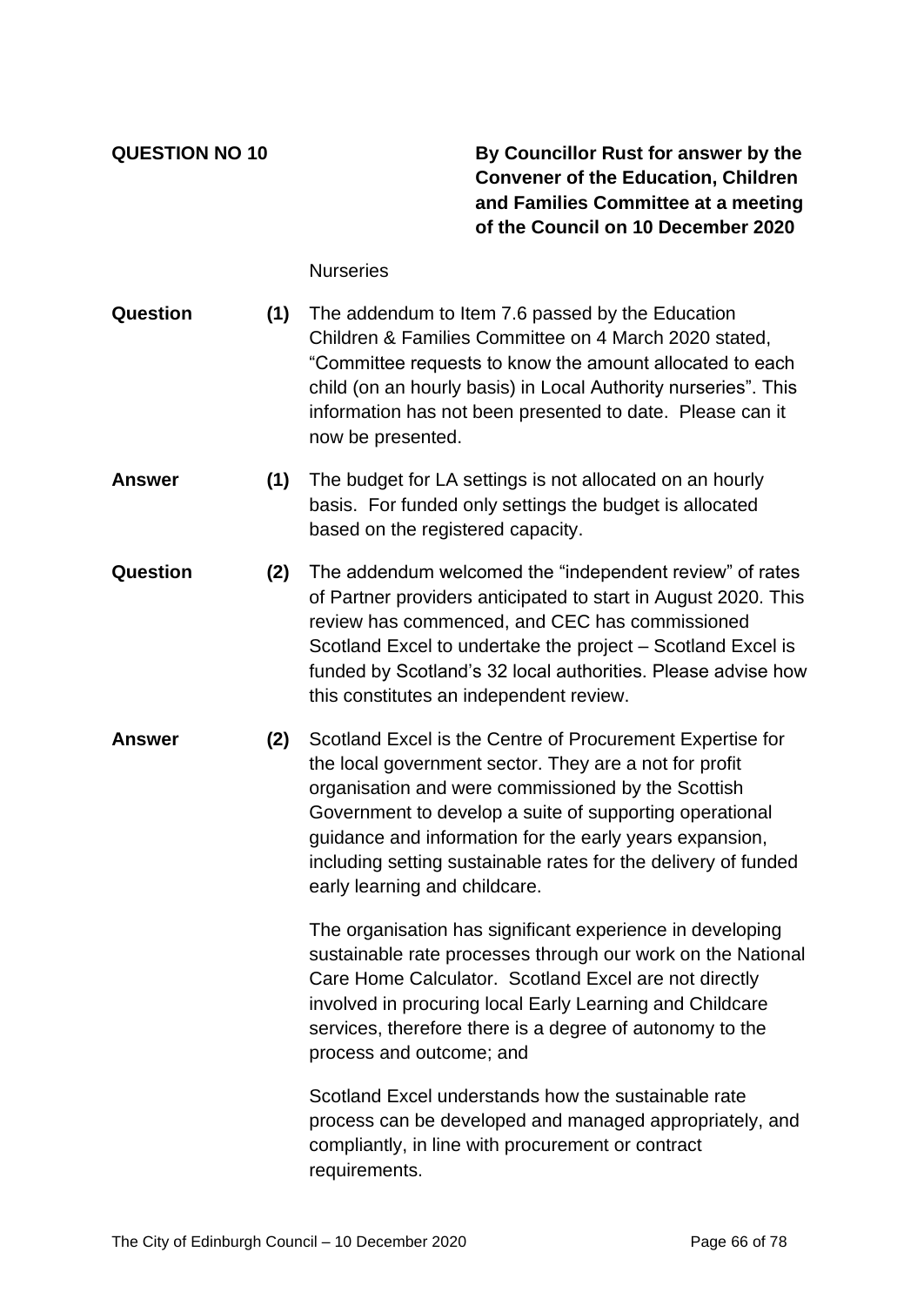**QUESTION NO 10**

**By Councillor Rust for answer by the Convener of the Education, Children and Families Committee at a meeting of the Council on 10 December 2020**

Nurseries

**Question** **(1)** The addendum to Item 7.6 passed by the Education Children & Families Committee on 4 March 2020 stated, "Committee requests to know the amount allocated to each child (on an hourly basis) in Local Authority nurseries". This information has not been presented to date. Please can it now be presented.

**Answer** **(1)** The budget for LA settings is not allocated on an hourly basis. For funded only settings the budget is allocated based on the registered capacity.

**Question** **(2)** The addendum welcomed the "independent review" of rates of Partner providers anticipated to start in August 2020. This review has commenced, and CEC has commissioned Scotland Excel to undertake the project – Scotland Excel is funded by Scotland's 32 local authorities. Please advise how this constitutes an independent review.

**Answer** **(2)** Scotland Excel is the Centre of Procurement Expertise for the local government sector. They are a not for profit organisation and were commissioned by the Scottish Government to develop a suite of supporting operational guidance and information for the early years expansion, including setting sustainable rates for the delivery of funded early learning and childcare.

The organisation has significant experience in developing sustainable rate processes through our work on the National Care Home Calculator. Scotland Excel are not directly involved in procuring local Early Learning and Childcare services, therefore there is a degree of autonomy to the process and outcome; and

Scotland Excel understands how the sustainable rate process can be developed and managed appropriately, and compliantly, in line with procurement or contract requirements.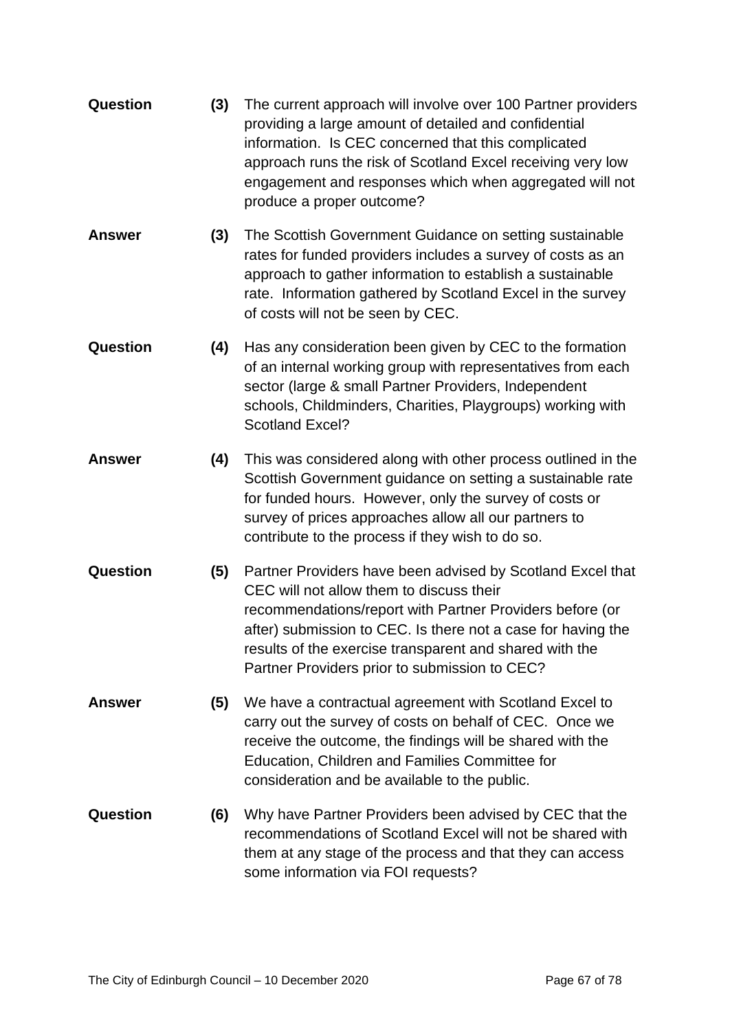**Question** **(3)** The current approach will involve over 100 Partner providers providing a large amount of detailed and confidential information. Is CEC concerned that this complicated approach runs the risk of Scotland Excel receiving very low engagement and responses which when aggregated will not produce a proper outcome?

**Answer** **(3)** The Scottish Government Guidance on setting sustainable rates for funded providers includes a survey of costs as an approach to gather information to establish a sustainable rate. Information gathered by Scotland Excel in the survey of costs will not be seen by CEC.

**Question** **(4)** Has any consideration been given by CEC to the formation of an internal working group with representatives from each sector (large & small Partner Providers, Independent schools, Childminders, Charities, Playgroups) working with Scotland Excel?

**Answer** **(4)** This was considered along with other process outlined in the Scottish Government guidance on setting a sustainable rate for funded hours. However, only the survey of costs or survey of prices approaches allow all our partners to contribute to the process if they wish to do so.

**Question** **(5)** Partner Providers have been advised by Scotland Excel that CEC will not allow them to discuss their recommendations/report with Partner Providers before (or after) submission to CEC. Is there not a case for having the results of the exercise transparent and shared with the Partner Providers prior to submission to CEC?

**Answer** **(5)** We have a contractual agreement with Scotland Excel to carry out the survey of costs on behalf of CEC. Once we receive the outcome, the findings will be shared with the Education, Children and Families Committee for consideration and be available to the public.

**Question** **(6)** Why have Partner Providers been advised by CEC that the recommendations of Scotland Excel will not be shared with them at any stage of the process and that they can access some information via FOI requests?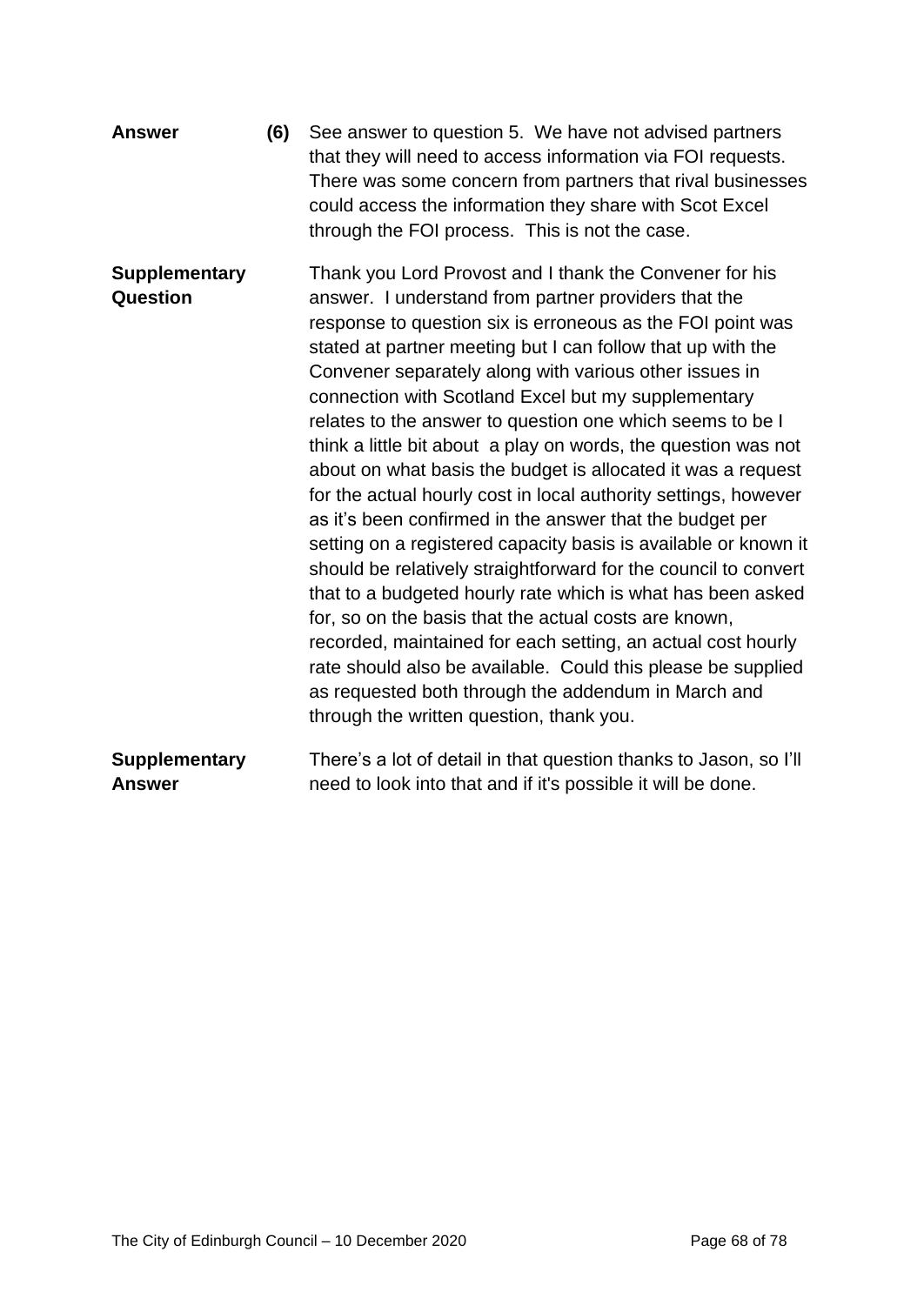**Answer** **(6)** See answer to question 5. We have not advised partners that they will need to access information via FOI requests. There was some concern from partners that rival businesses could access the information they share with Scot Excel through the FOI process. This is not the case.

**Supplementary Question**

Thank you Lord Provost and I thank the Convener for his answer. I understand from partner providers that the response to question six is erroneous as the FOI point was stated at partner meeting but I can follow that up with the Convener separately along with various other issues in connection with Scotland Excel but my supplementary relates to the answer to question one which seems to be I think a little bit about a play on words, the question was not about on what basis the budget is allocated it was a request for the actual hourly cost in local authority settings, however as it's been confirmed in the answer that the budget per setting on a registered capacity basis is available or known it should be relatively straightforward for the council to convert that to a budgeted hourly rate which is what has been asked for, so on the basis that the actual costs are known, recorded, maintained for each setting, an actual cost hourly rate should also be available. Could this please be supplied as requested both through the addendum in March and through the written question, thank you.

**Supplementary Answer**

There's a lot of detail in that question thanks to Jason, so I'll need to look into that and if it's possible it will be done.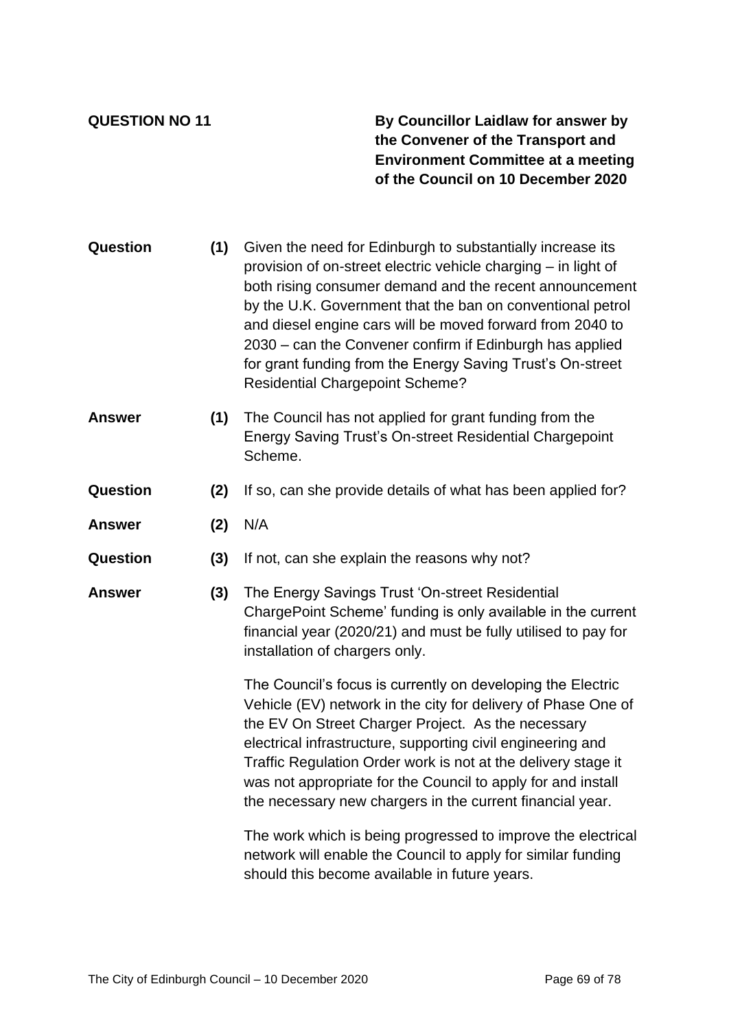**QUESTION NO 11**

**By Councillor Laidlaw for answer by the Convener of the Transport and Environment Committee at a meeting of the Council on 10 December 2020**

**Question (1)** Given the need for Edinburgh to substantially increase its provision of on-street electric vehicle charging – in light of both rising consumer demand and the recent announcement by the U.K. Government that the ban on conventional petrol and diesel engine cars will be moved forward from 2040 to 2030 – can the Convener confirm if Edinburgh has applied for grant funding from the Energy Saving Trust's On-street Residential Chargepoint Scheme?

**Answer (1)** The Council has not applied for grant funding from the Energy Saving Trust's On-street Residential Chargepoint Scheme.

**Question (2)** If so, can she provide details of what has been applied for?

**Answer (2)** N/A

**Question (3)** If not, can she explain the reasons why not?

**Answer (3)** The Energy Savings Trust 'On-street Residential ChargePoint Scheme' funding is only available in the current financial year (2020/21) and must be fully utilised to pay for installation of chargers only.

The Council's focus is currently on developing the Electric Vehicle (EV) network in the city for delivery of Phase One of the EV On Street Charger Project. As the necessary electrical infrastructure, supporting civil engineering and Traffic Regulation Order work is not at the delivery stage it was not appropriate for the Council to apply for and install the necessary new chargers in the current financial year.

The work which is being progressed to improve the electrical network will enable the Council to apply for similar funding should this become available in future years.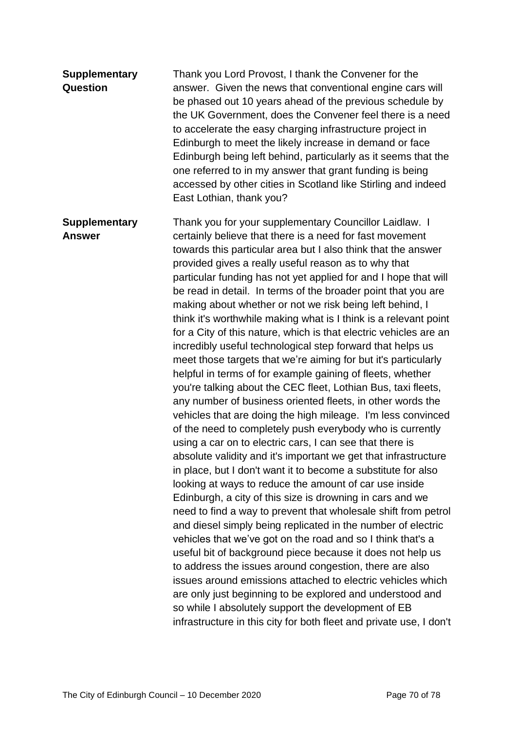| | |
|---|---|
| **Supplementary Question** | Thank you Lord Provost, I thank the Convener for the answer. Given the news that conventional engine cars will be phased out 10 years ahead of the previous schedule by the UK Government, does the Convener feel there is a need to accelerate the easy charging infrastructure project in Edinburgh to meet the likely increase in demand or face Edinburgh being left behind, particularly as it seems that the one referred to in my answer that grant funding is being accessed by other cities in Scotland like Stirling and indeed East Lothian, thank you? |
| **Supplementary Answer** | Thank you for your supplementary Councillor Laidlaw. I certainly believe that there is a need for fast movement towards this particular area but I also think that the answer provided gives a really useful reason as to why that particular funding has not yet applied for and I hope that will be read in detail. In terms of the broader point that you are making about whether or not we risk being left behind, I think it's worthwhile making what is I think is a relevant point for a City of this nature, which is that electric vehicles are an incredibly useful technological step forward that helps us meet those targets that we're aiming for but it's particularly helpful in terms of for example gaining of fleets, whether you're talking about the CEC fleet, Lothian Bus, taxi fleets, any number of business oriented fleets, in other words the vehicles that are doing the high mileage. I'm less convinced of the need to completely push everybody who is currently using a car on to electric cars, I can see that there is absolute validity and it's important we get that infrastructure in place, but I don't want it to become a substitute for also looking at ways to reduce the amount of car use inside Edinburgh, a city of this size is drowning in cars and we need to find a way to prevent that wholesale shift from petrol and diesel simply being replicated in the number of electric vehicles that we've got on the road and so I think that's a useful bit of background piece because it does not help us to address the issues around congestion, there are also issues around emissions attached to electric vehicles which are only just beginning to be explored and understood and so while I absolutely support the development of EB infrastructure in this city for both fleet and private use, I don't |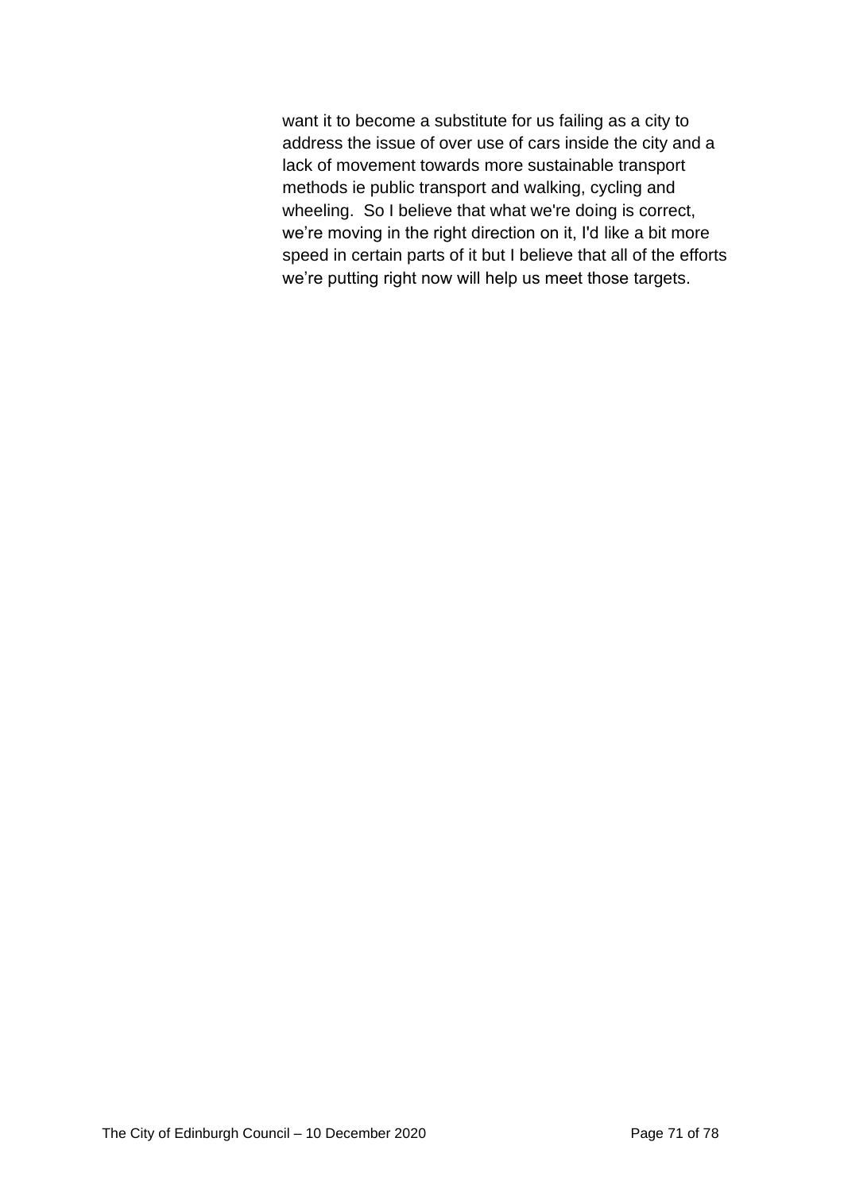want it to become a substitute for us failing as a city to address the issue of over use of cars inside the city and a lack of movement towards more sustainable transport methods ie public transport and walking, cycling and wheeling. So I believe that what we're doing is correct, we're moving in the right direction on it, I'd like a bit more speed in certain parts of it but I believe that all of the efforts we're putting right now will help us meet those targets.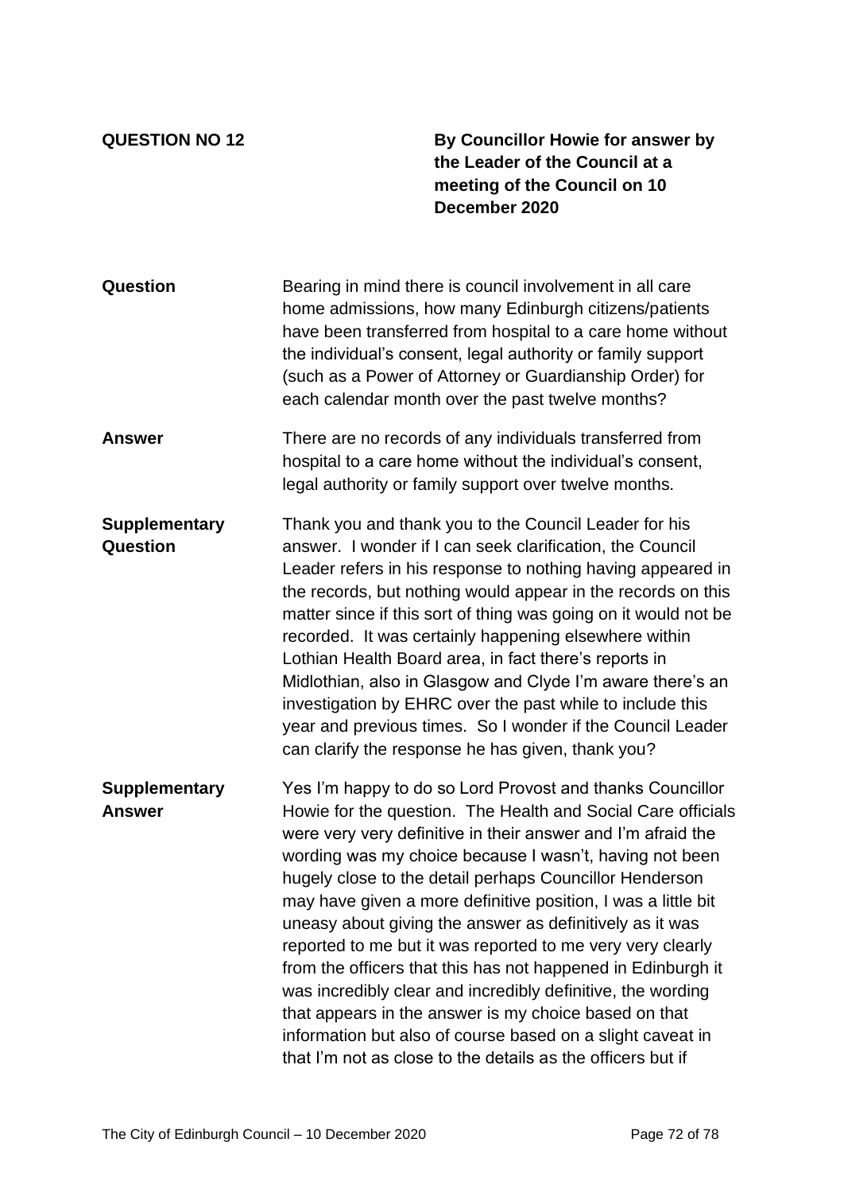| **QUESTION NO 12** | **By Councillor Howie for answer by the Leader of the Council at a meeting of the Council on 10 December 2020** |
|---|---|
| **Question** | Bearing in mind there is council involvement in all care home admissions, how many Edinburgh citizens/patients have been transferred from hospital to a care home without the individual's consent, legal authority or family support (such as a Power of Attorney or Guardianship Order) for each calendar month over the past twelve months? |
| **Answer** | There are no records of any individuals transferred from hospital to a care home without the individual's consent, legal authority or family support over twelve months. |
| **Supplementary Question** | Thank you and thank you to the Council Leader for his answer. I wonder if I can seek clarification, the Council Leader refers in his response to nothing having appeared in the records, but nothing would appear in the records on this matter since if this sort of thing was going on it would not be recorded. It was certainly happening elsewhere within Lothian Health Board area, in fact there's reports in Midlothian, also in Glasgow and Clyde I'm aware there's an investigation by EHRC over the past while to include this year and previous times. So I wonder if the Council Leader can clarify the response he has given, thank you? |
| **Supplementary Answer** | Yes I'm happy to do so Lord Provost and thanks Councillor Howie for the question. The Health and Social Care officials were very very definitive in their answer and I'm afraid the wording was my choice because I wasn't, having not been hugely close to the detail perhaps Councillor Henderson may have given a more definitive position, I was a little bit uneasy about giving the answer as definitively as it was reported to me but it was reported to me very very clearly from the officers that this has not happened in Edinburgh it was incredibly clear and incredibly definitive, the wording that appears in the answer is my choice based on that information but also of course based on a slight caveat in that I'm not as close to the details as the officers but if |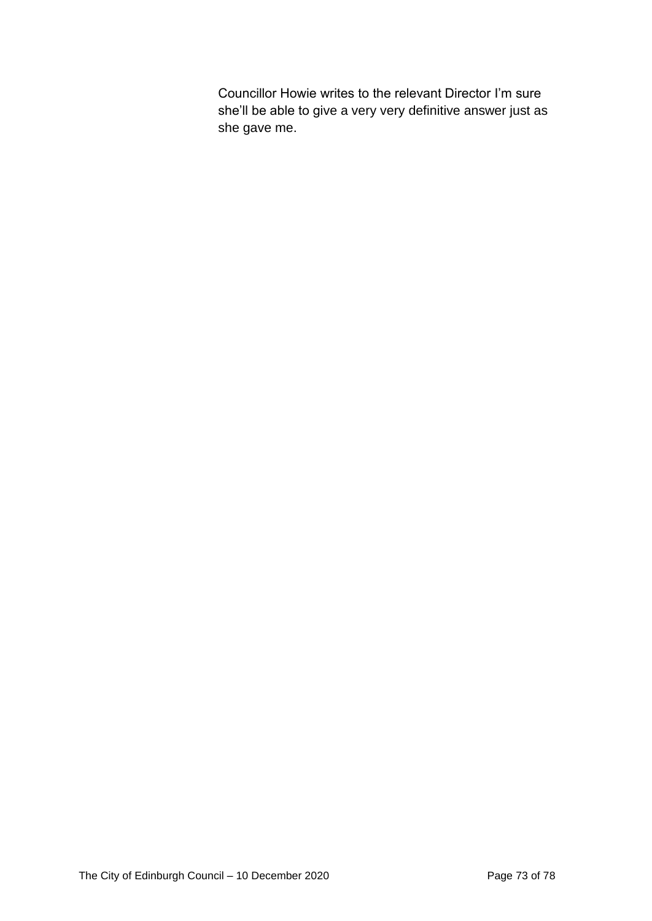Councillor Howie writes to the relevant Director I'm sure she'll be able to give a very very definitive answer just as she gave me.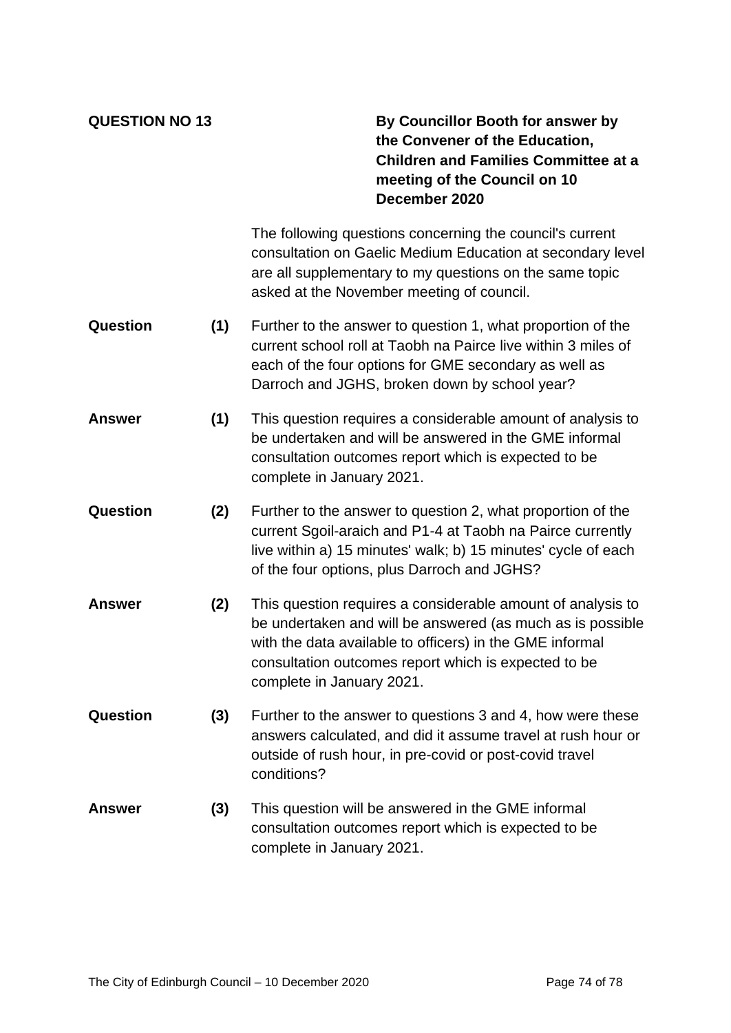**QUESTION NO 13**

**By Councillor Booth for answer by the Convener of the Education, Children and Families Committee at a meeting of the Council on 10 December 2020**

The following questions concerning the council's current consultation on Gaelic Medium Education at secondary level are all supplementary to my questions on the same topic asked at the November meeting of council.

**Question (1)** Further to the answer to question 1, what proportion of the current school roll at Taobh na Pairce live within 3 miles of each of the four options for GME secondary as well as Darroch and JGHS, broken down by school year?

**Answer (1)** This question requires a considerable amount of analysis to be undertaken and will be answered in the GME informal consultation outcomes report which is expected to be complete in January 2021.

**Question (2)** Further to the answer to question 2, what proportion of the current Sgoil-araich and P1-4 at Taobh na Pairce currently live within a) 15 minutes' walk; b) 15 minutes' cycle of each of the four options, plus Darroch and JGHS?

**Answer (2)** This question requires a considerable amount of analysis to be undertaken and will be answered (as much as is possible with the data available to officers) in the GME informal consultation outcomes report which is expected to be complete in January 2021.

**Question (3)** Further to the answer to questions 3 and 4, how were these answers calculated, and did it assume travel at rush hour or outside of rush hour, in pre-covid or post-covid travel conditions?

**Answer (3)** This question will be answered in the GME informal consultation outcomes report which is expected to be complete in January 2021.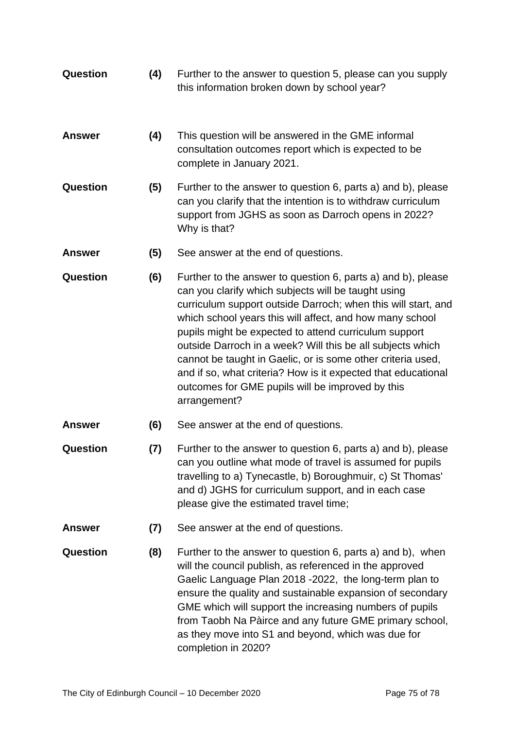**Question** **(4)** Further to the answer to question 5, please can you supply this information broken down by school year?

**Answer** **(4)** This question will be answered in the GME informal consultation outcomes report which is expected to be complete in January 2021.

**Question** **(5)** Further to the answer to question 6, parts a) and b), please can you clarify that the intention is to withdraw curriculum support from JGHS as soon as Darroch opens in 2022? Why is that?

**Answer** **(5)** See answer at the end of questions.

**Question** **(6)** Further to the answer to question 6, parts a) and b), please can you clarify which subjects will be taught using curriculum support outside Darroch; when this will start, and which school years this will affect, and how many school pupils might be expected to attend curriculum support outside Darroch in a week? Will this be all subjects which cannot be taught in Gaelic, or is some other criteria used, and if so, what criteria? How is it expected that educational outcomes for GME pupils will be improved by this arrangement?

**Answer** **(6)** See answer at the end of questions.

**Question** **(7)** Further to the answer to question 6, parts a) and b), please can you outline what mode of travel is assumed for pupils travelling to a) Tynecastle, b) Boroughmuir, c) St Thomas' and d) JGHS for curriculum support, and in each case please give the estimated travel time;

**Answer** **(7)** See answer at the end of questions.

**Question** **(8)** Further to the answer to question 6, parts a) and b), when will the council publish, as referenced in the approved Gaelic Language Plan 2018 -2022, the long-term plan to ensure the quality and sustainable expansion of secondary GME which will support the increasing numbers of pupils from Taobh Na Pàirce and any future GME primary school, as they move into S1 and beyond, which was due for completion in 2020?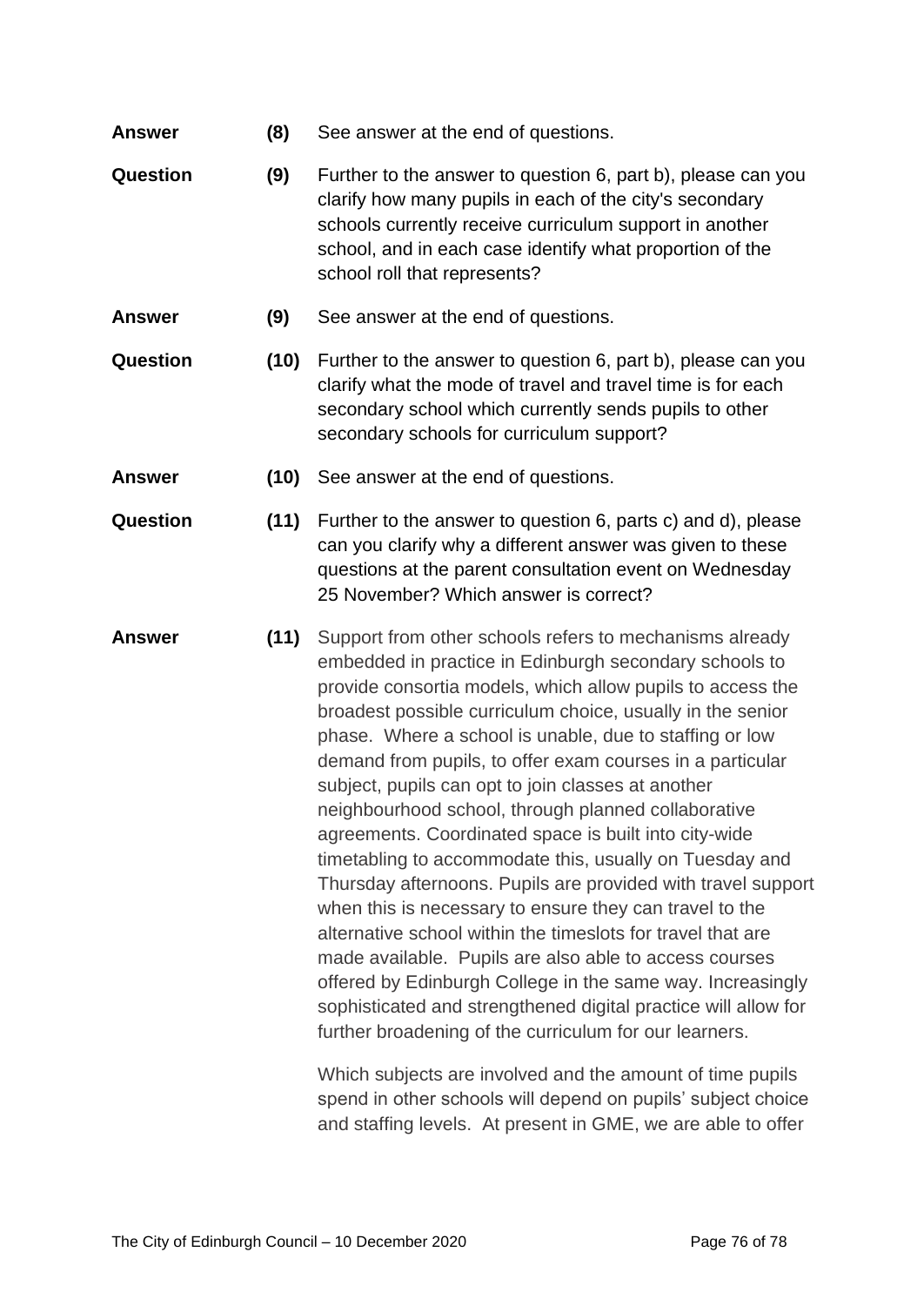**Answer** **(8)** See answer at the end of questions.

**Question** **(9)** Further to the answer to question 6, part b), please can you clarify how many pupils in each of the city's secondary schools currently receive curriculum support in another school, and in each case identify what proportion of the school roll that represents?

**Answer** **(9)** See answer at the end of questions.

**Question** **(10)** Further to the answer to question 6, part b), please can you clarify what the mode of travel and travel time is for each secondary school which currently sends pupils to other secondary schools for curriculum support?

**Answer** **(10)** See answer at the end of questions.

**Question** **(11)** Further to the answer to question 6, parts c) and d), please can you clarify why a different answer was given to these questions at the parent consultation event on Wednesday 25 November? Which answer is correct?

**Answer** **(11)** Support from other schools refers to mechanisms already embedded in practice in Edinburgh secondary schools to provide consortia models, which allow pupils to access the broadest possible curriculum choice, usually in the senior phase. Where a school is unable, due to staffing or low demand from pupils, to offer exam courses in a particular subject, pupils can opt to join classes at another neighbourhood school, through planned collaborative agreements. Coordinated space is built into city-wide timetabling to accommodate this, usually on Tuesday and Thursday afternoons. Pupils are provided with travel support when this is necessary to ensure they can travel to the alternative school within the timeslots for travel that are made available. Pupils are also able to access courses offered by Edinburgh College in the same way. Increasingly sophisticated and strengthened digital practice will allow for further broadening of the curriculum for our learners.

Which subjects are involved and the amount of time pupils spend in other schools will depend on pupils' subject choice and staffing levels. At present in GME, we are able to offer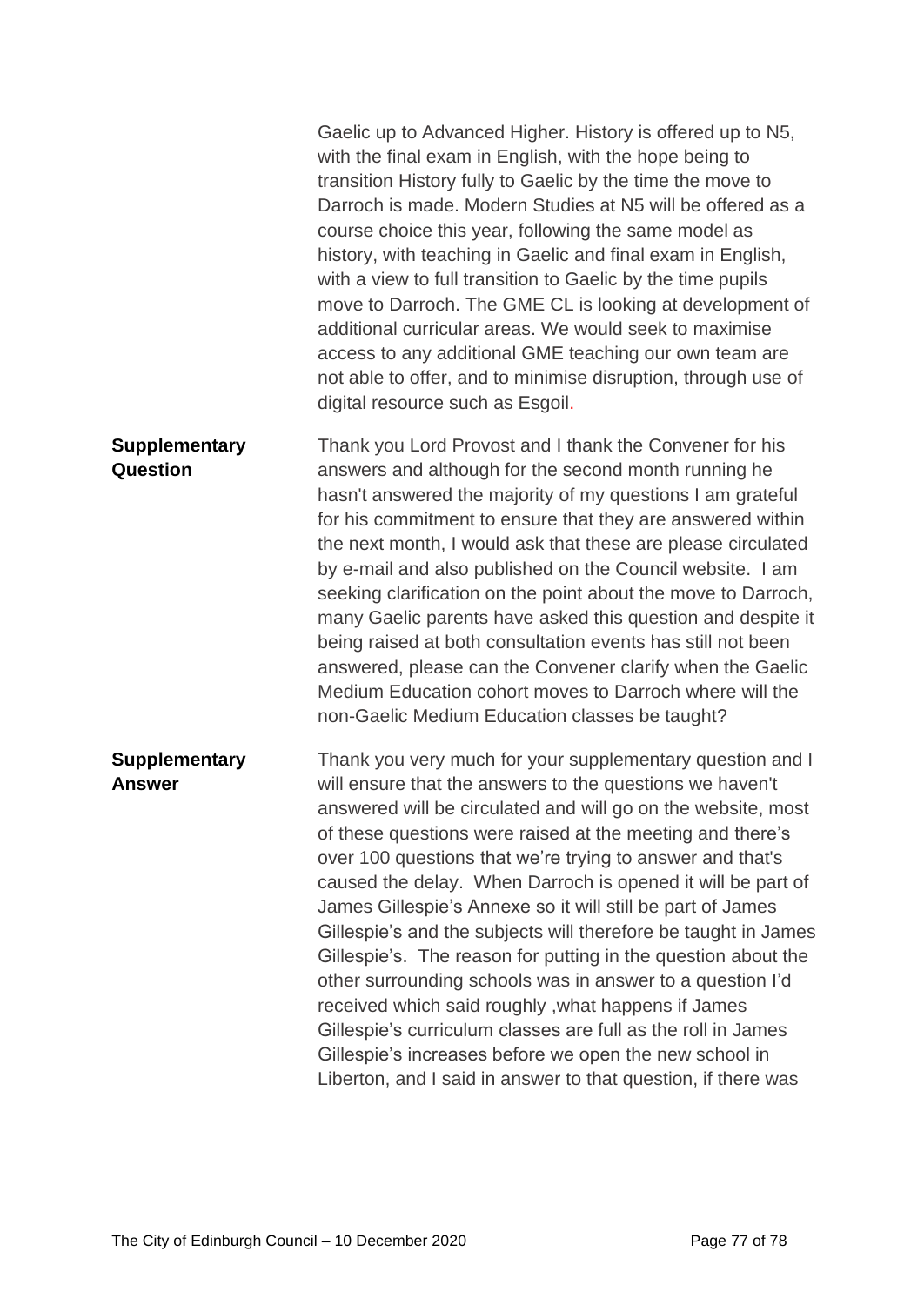Gaelic up to Advanced Higher. History is offered up to N5, with the final exam in English, with the hope being to transition History fully to Gaelic by the time the move to Darroch is made. Modern Studies at N5 will be offered as a course choice this year, following the same model as history, with teaching in Gaelic and final exam in English, with a view to full transition to Gaelic by the time pupils move to Darroch. The GME CL is looking at development of additional curricular areas. We would seek to maximise access to any additional GME teaching our own team are not able to offer, and to minimise disruption, through use of digital resource such as Esgoil.

**Supplementary Question**

Thank you Lord Provost and I thank the Convener for his answers and although for the second month running he hasn't answered the majority of my questions I am grateful for his commitment to ensure that they are answered within the next month, I would ask that these are please circulated by e-mail and also published on the Council website. I am seeking clarification on the point about the move to Darroch, many Gaelic parents have asked this question and despite it being raised at both consultation events has still not been answered, please can the Convener clarify when the Gaelic Medium Education cohort moves to Darroch where will the non-Gaelic Medium Education classes be taught?

**Supplementary Answer**

Thank you very much for your supplementary question and I will ensure that the answers to the questions we haven't answered will be circulated and will go on the website, most of these questions were raised at the meeting and there's over 100 questions that we're trying to answer and that's caused the delay. When Darroch is opened it will be part of James Gillespie's Annexe so it will still be part of James Gillespie's and the subjects will therefore be taught in James Gillespie's. The reason for putting in the question about the other surrounding schools was in answer to a question I'd received which said roughly ,what happens if James Gillespie's curriculum classes are full as the roll in James Gillespie's increases before we open the new school in Liberton, and I said in answer to that question, if there was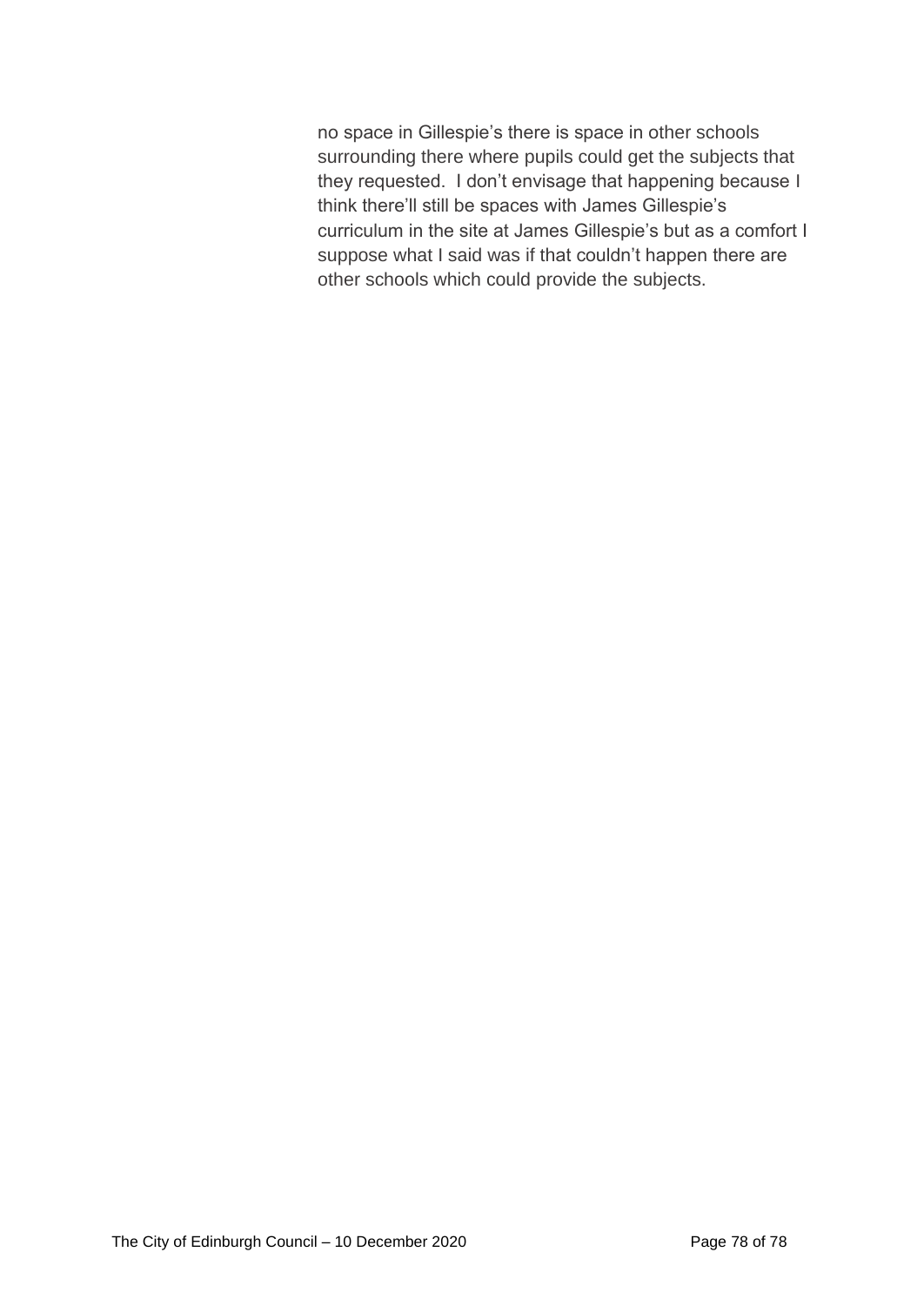no space in Gillespie's there is space in other schools surrounding there where pupils could get the subjects that they requested. I don't envisage that happening because I think there'll still be spaces with James Gillespie's curriculum in the site at James Gillespie's but as a comfort I suppose what I said was if that couldn't happen there are other schools which could provide the subjects.